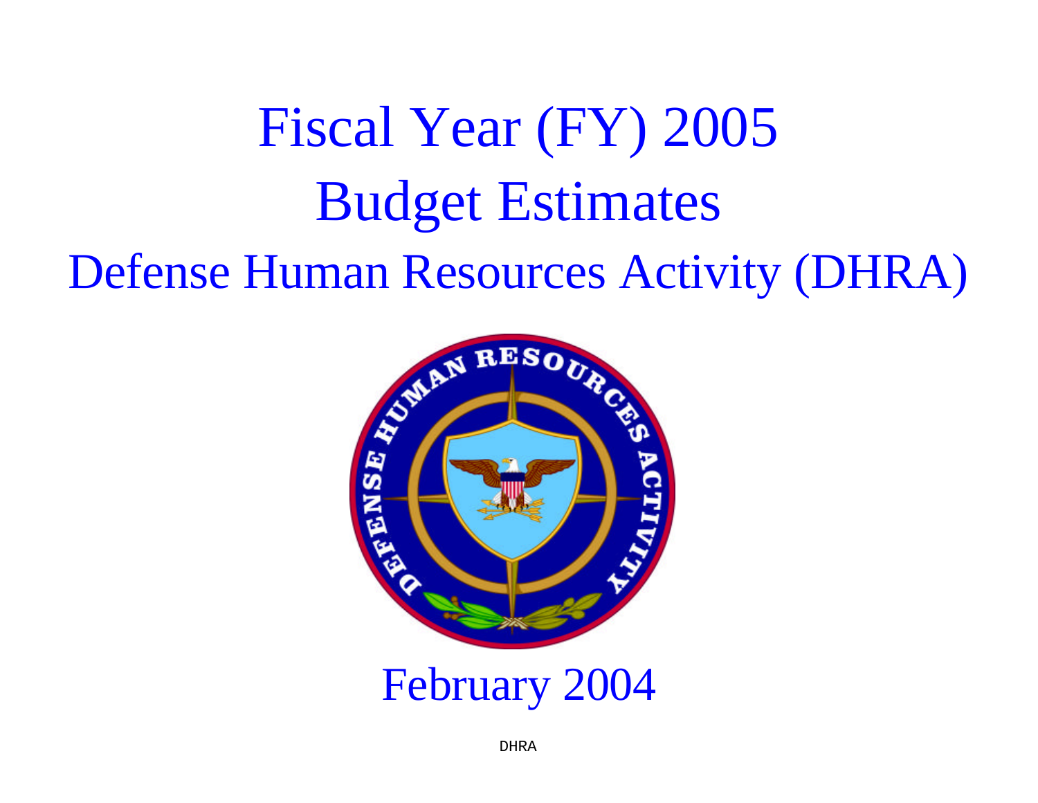# Fiscal Year (FY) 2005

# Budget Estimates

## Defense Human Resources Activity (DHRA)

February 2004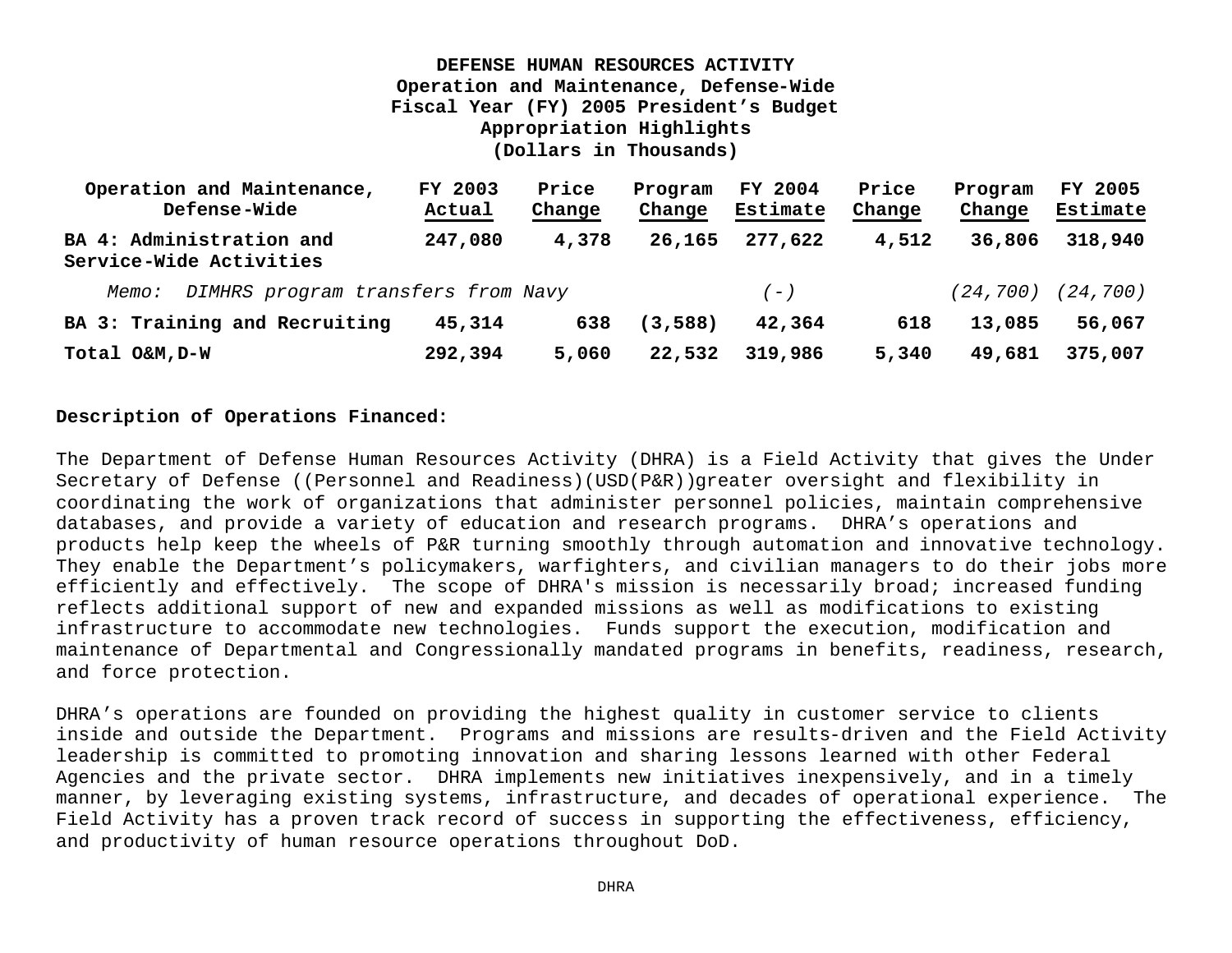**DEFENSE HUMAN RESOURCES ACTIVITY**
**Operation and Maintenance, Defense-Wide**
**Fiscal Year (FY) 2005 President's Budget**
**Appropriation Highlights**
**(Dollars in Thousands)**

| Operation and Maintenance, Defense-Wide | FY 2003 Actual | Price Change | Program Change | FY 2004 Estimate | Price Change | Program Change | FY 2005 Estimate |
|---|---|---|---|---|---|---|---|
| **BA 4: Administration and Service-Wide Activities** | **247,080** | **4,378** | **26,165** | **277,622** | **4,512** | **36,806** | **318,940** |
| *Memo: DIMHRS program transfers from Navy* | | | | *(-)* | | *(24,700)* | *(24,700)* |
| **BA 3: Training and Recruiting** | **45,314** | **638** | **(3,588)** | **42,364** | **618** | **13,085** | **56,067** |
| **Total O&M,D-W** | **292,394** | **5,060** | **22,532** | **319,986** | **5,340** | **49,681** | **375,007** |

**Description of Operations Financed:**

The Department of Defense Human Resources Activity (DHRA) is a Field Activity that gives the Under Secretary of Defense ((Personnel and Readiness)(USD(P&R))greater oversight and flexibility in coordinating the work of organizations that administer personnel policies, maintain comprehensive databases, and provide a variety of education and research programs. DHRA's operations and products help keep the wheels of P&R turning smoothly through automation and innovative technology. They enable the Department's policymakers, warfighters, and civilian managers to do their jobs more efficiently and effectively. The scope of DHRA's mission is necessarily broad; increased funding reflects additional support of new and expanded missions as well as modifications to existing infrastructure to accommodate new technologies. Funds support the execution, modification and maintenance of Departmental and Congressionally mandated programs in benefits, readiness, research, and force protection.

DHRA's operations are founded on providing the highest quality in customer service to clients inside and outside the Department. Programs and missions are results-driven and the Field Activity leadership is committed to promoting innovation and sharing lessons learned with other Federal Agencies and the private sector. DHRA implements new initiatives inexpensively, and in a timely manner, by leveraging existing systems, infrastructure, and decades of operational experience. The Field Activity has a proven track record of success in supporting the effectiveness, efficiency, and productivity of human resource operations throughout DoD.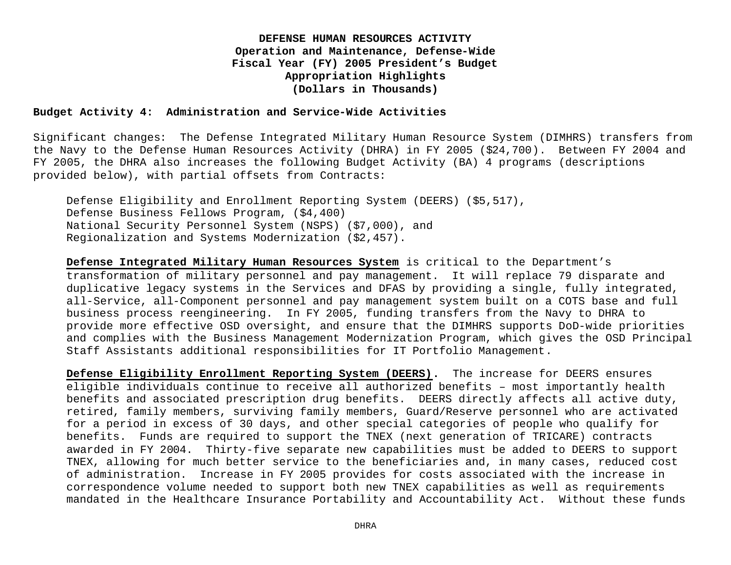**DEFENSE HUMAN RESOURCES ACTIVITY**
**Operation and Maintenance, Defense-Wide**
**Fiscal Year (FY) 2005 President's Budget**
**Appropriation Highlights**
**(Dollars in Thousands)**

**Budget Activity 4: Administration and Service-Wide Activities**

Significant changes: The Defense Integrated Military Human Resource System (DIMHRS) transfers from the Navy to the Defense Human Resources Activity (DHRA) in FY 2005 ($24,700). Between FY 2004 and FY 2005, the DHRA also increases the following Budget Activity (BA) 4 programs (descriptions provided below), with partial offsets from Contracts:

Defense Eligibility and Enrollment Reporting System (DEERS) ($5,517),
Defense Business Fellows Program, ($4,400)
National Security Personnel System (NSPS) ($7,000), and
Regionalization and Systems Modernization ($2,457).

**Defense Integrated Military Human Resources System** is critical to the Department's transformation of military personnel and pay management. It will replace 79 disparate and duplicative legacy systems in the Services and DFAS by providing a single, fully integrated, all-Service, all-Component personnel and pay management system built on a COTS base and full business process reengineering. In FY 2005, funding transfers from the Navy to DHRA to provide more effective OSD oversight, and ensure that the DIMHRS supports DoD-wide priorities and complies with the Business Management Modernization Program, which gives the OSD Principal Staff Assistants additional responsibilities for IT Portfolio Management.

**Defense Eligibility Enrollment Reporting System (DEERS)**. The increase for DEERS ensures eligible individuals continue to receive all authorized benefits – most importantly health benefits and associated prescription drug benefits. DEERS directly affects all active duty, retired, family members, surviving family members, Guard/Reserve personnel who are activated for a period in excess of 30 days, and other special categories of people who qualify for benefits. Funds are required to support the TNEX (next generation of TRICARE) contracts awarded in FY 2004. Thirty-five separate new capabilities must be added to DEERS to support TNEX, allowing for much better service to the beneficiaries and, in many cases, reduced cost of administration. Increase in FY 2005 provides for costs associated with the increase in correspondence volume needed to support both new TNEX capabilities as well as requirements mandated in the Healthcare Insurance Portability and Accountability Act. Without these funds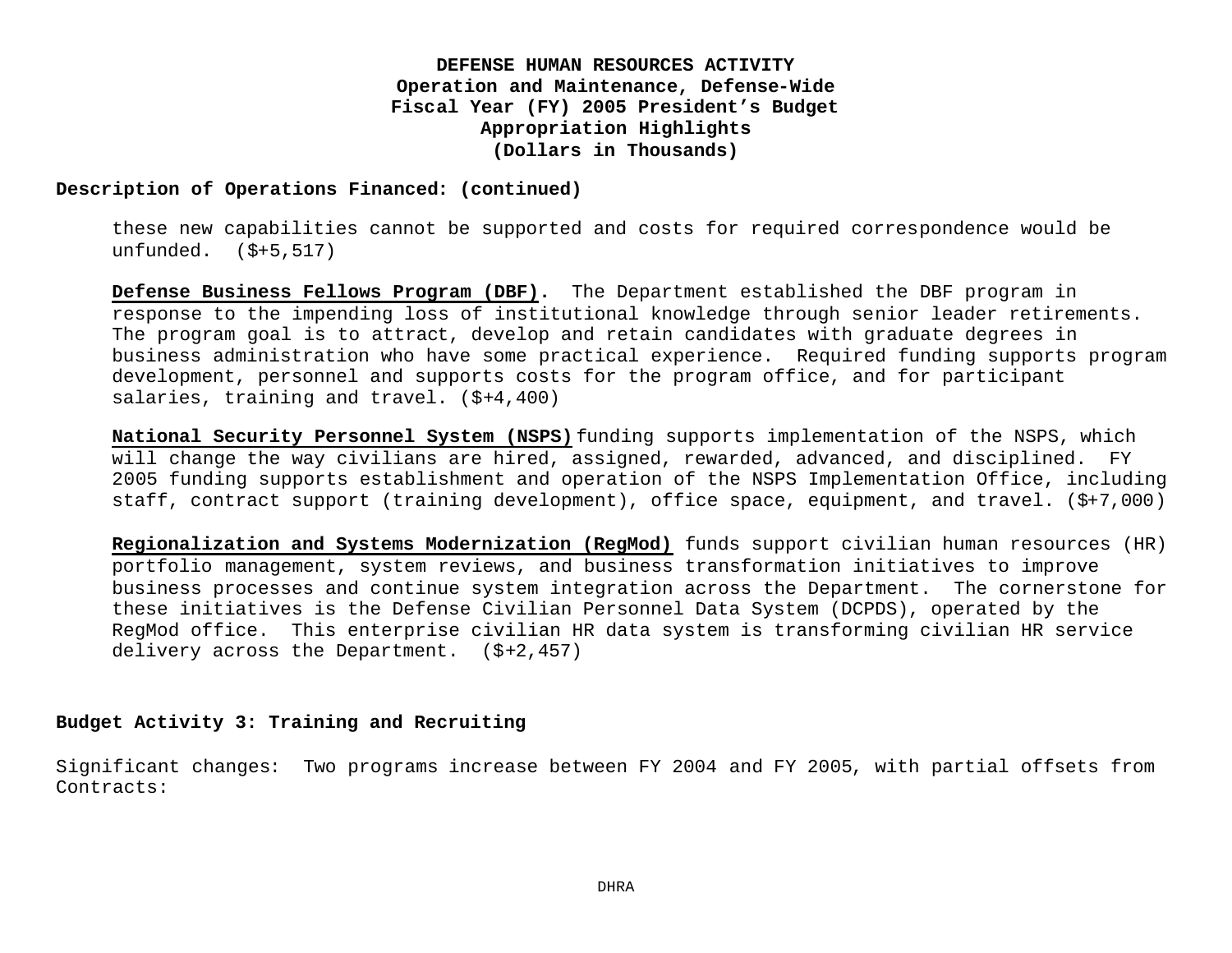**Description of Operations Financed: (continued)**

these new capabilities cannot be supported and costs for required correspondence would be unfunded. ($+5,517)

**Defense Business Fellows Program (DBF).** The Department established the DBF program in response to the impending loss of institutional knowledge through senior leader retirements. The program goal is to attract, develop and retain candidates with graduate degrees in business administration who have some practical experience. Required funding supports program development, personnel and supports costs for the program office, and for participant salaries, training and travel. ($+4,400)

**National Security Personnel System (NSPS)** funding supports implementation of the NSPS, which will change the way civilians are hired, assigned, rewarded, advanced, and disciplined. FY 2005 funding supports establishment and operation of the NSPS Implementation Office, including staff, contract support (training development), office space, equipment, and travel. ($+7,000)

**Regionalization and Systems Modernization (RegMod)** funds support civilian human resources (HR) portfolio management, system reviews, and business transformation initiatives to improve business processes and continue system integration across the Department. The cornerstone for these initiatives is the Defense Civilian Personnel Data System (DCPDS), operated by the RegMod office. This enterprise civilian HR data system is transforming civilian HR service delivery across the Department. ($+2,457)

**Budget Activity 3: Training and Recruiting**

Significant changes: Two programs increase between FY 2004 and FY 2005, with partial offsets from Contracts: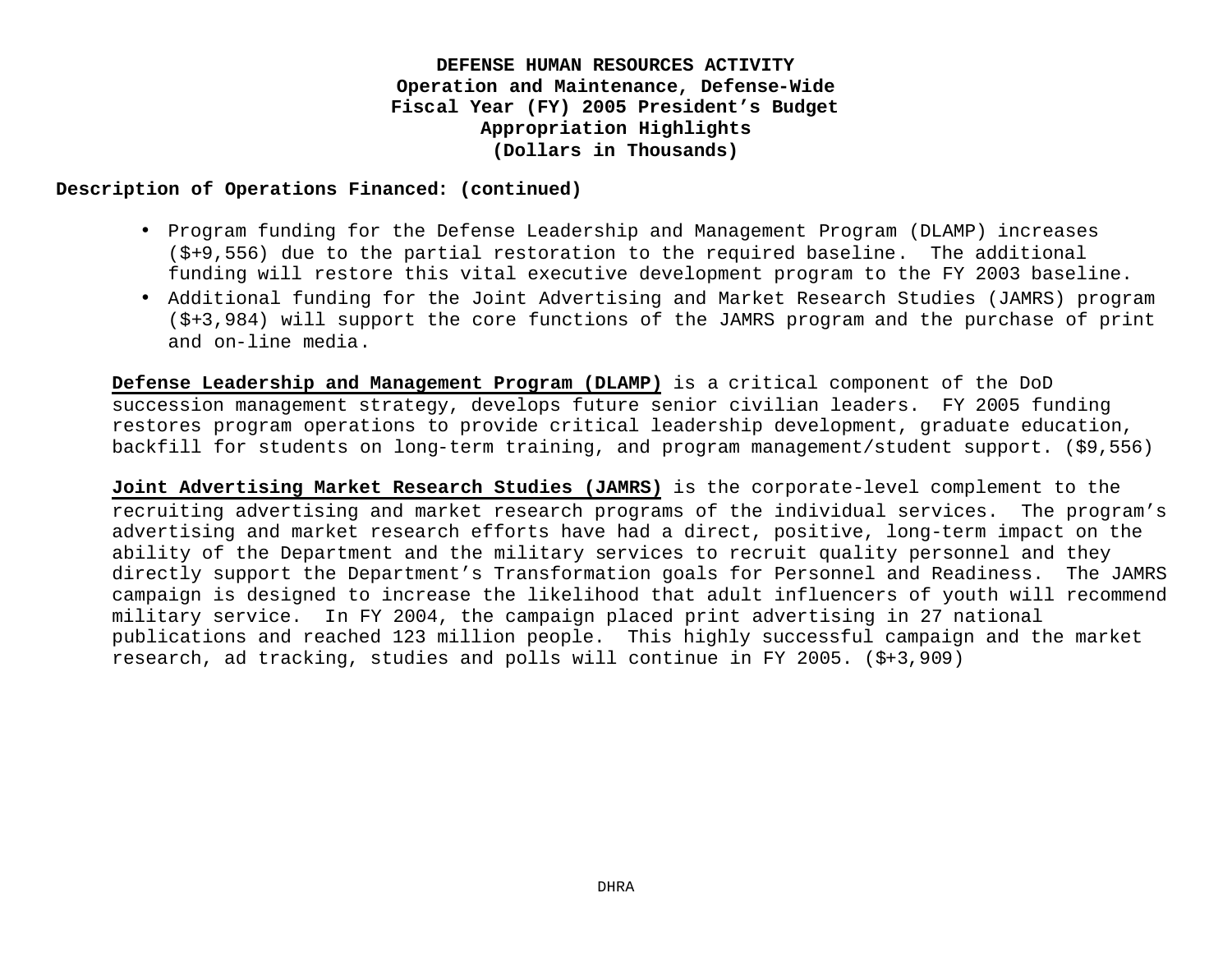**DEFENSE HUMAN RESOURCES ACTIVITY**
**Operation and Maintenance, Defense-Wide**
**Fiscal Year (FY) 2005 President's Budget**
**Appropriation Highlights**
**(Dollars in Thousands)**

**Description of Operations Financed: (continued)**

- Program funding for the Defense Leadership and Management Program (DLAMP) increases ($+9,556) due to the partial restoration to the required baseline. The additional funding will restore this vital executive development program to the FY 2003 baseline.
- Additional funding for the Joint Advertising and Market Research Studies (JAMRS) program ($+3,984) will support the core functions of the JAMRS program and the purchase of print and on-line media.

**Defense Leadership and Management Program (DLAMP)** is a critical component of the DoD succession management strategy, develops future senior civilian leaders. FY 2005 funding restores program operations to provide critical leadership development, graduate education, backfill for students on long-term training, and program management/student support. ($9,556)

**Joint Advertising Market Research Studies (JAMRS)** is the corporate-level complement to the recruiting advertising and market research programs of the individual services. The program's advertising and market research efforts have had a direct, positive, long-term impact on the ability of the Department and the military services to recruit quality personnel and they directly support the Department's Transformation goals for Personnel and Readiness. The JAMRS campaign is designed to increase the likelihood that adult influencers of youth will recommend military service. In FY 2004, the campaign placed print advertising in 27 national publications and reached 123 million people. This highly successful campaign and the market research, ad tracking, studies and polls will continue in FY 2005. ($+3,909)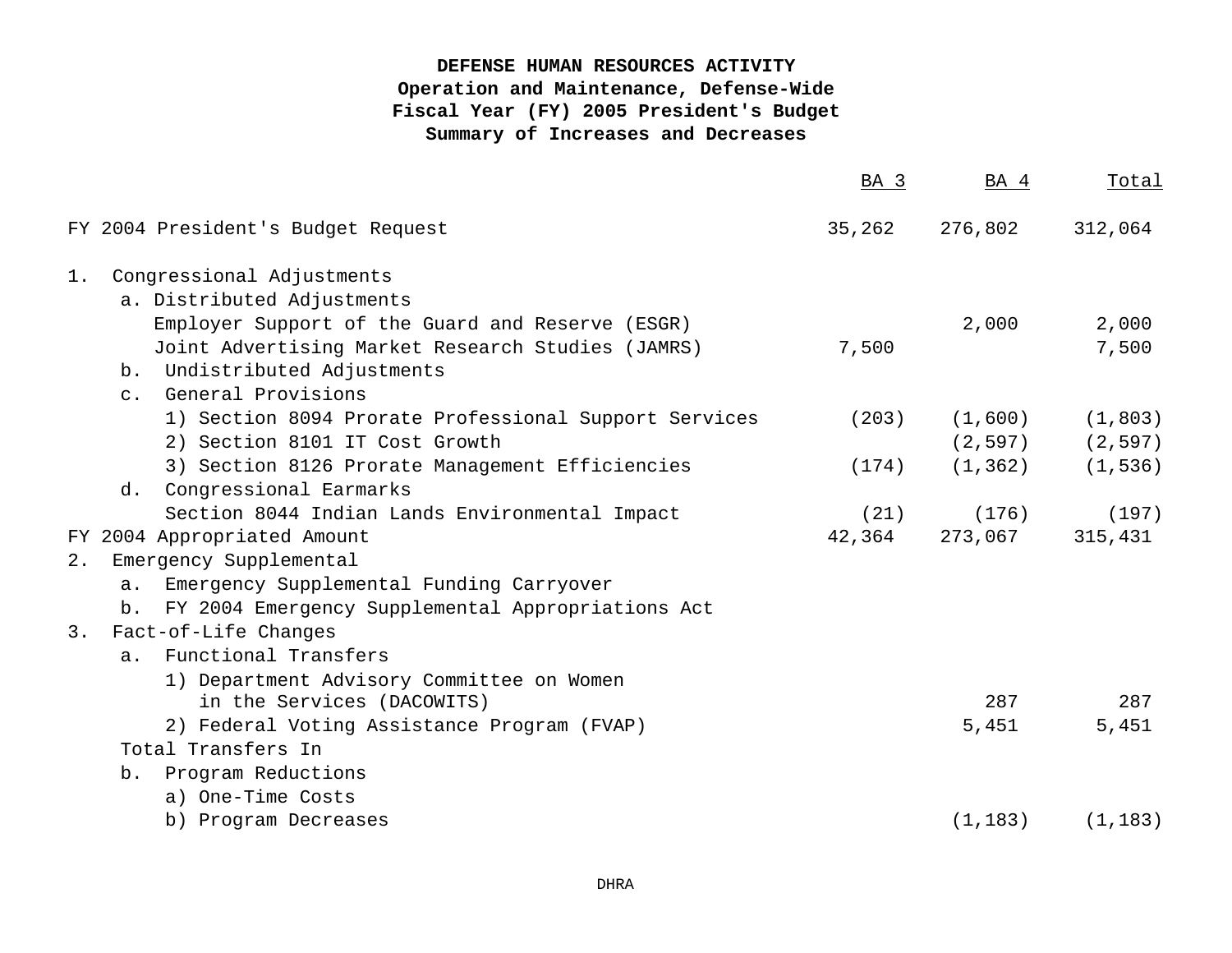**DEFENSE HUMAN RESOURCES ACTIVITY**
**Operation and Maintenance, Defense-Wide**
**Fiscal Year (FY) 2005 President's Budget**
**Summary of Increases and Decreases**

| | BA 3 | BA 4 | Total |
|---|---|---|---|
| FY 2004 President's Budget Request | 35,262 | 276,802 | 312,064 |
| 1. Congressional Adjustments | | | |
| a. Distributed Adjustments | | | |
| Employer Support of the Guard and Reserve (ESGR) | | 2,000 | 2,000 |
| Joint Advertising Market Research Studies (JAMRS) | 7,500 | | 7,500 |
| b. Undistributed Adjustments | | | |
| c. General Provisions | | | |
| 1) Section 8094 Prorate Professional Support Services | (203) | (1,600) | (1,803) |
| 2) Section 8101 IT Cost Growth | | (2,597) | (2,597) |
| 3) Section 8126 Prorate Management Efficiencies | (174) | (1,362) | (1,536) |
| d. Congressional Earmarks | | | |
| Section 8044 Indian Lands Environmental Impact | (21) | (176) | (197) |
| FY 2004 Appropriated Amount | 42,364 | 273,067 | 315,431 |
| 2. Emergency Supplemental | | | |
| a. Emergency Supplemental Funding Carryover | | | |
| b. FY 2004 Emergency Supplemental Appropriations Act | | | |
| 3. Fact-of-Life Changes | | | |
| a. Functional Transfers | | | |
| 1) Department Advisory Committee on Women in the Services (DACOWITS) | | 287 | 287 |
| 2) Federal Voting Assistance Program (FVAP) | | 5,451 | 5,451 |
| Total Transfers In | | | |
| b. Program Reductions | | | |
| a) One-Time Costs | | | |
| b) Program Decreases | | (1,183) | (1,183) |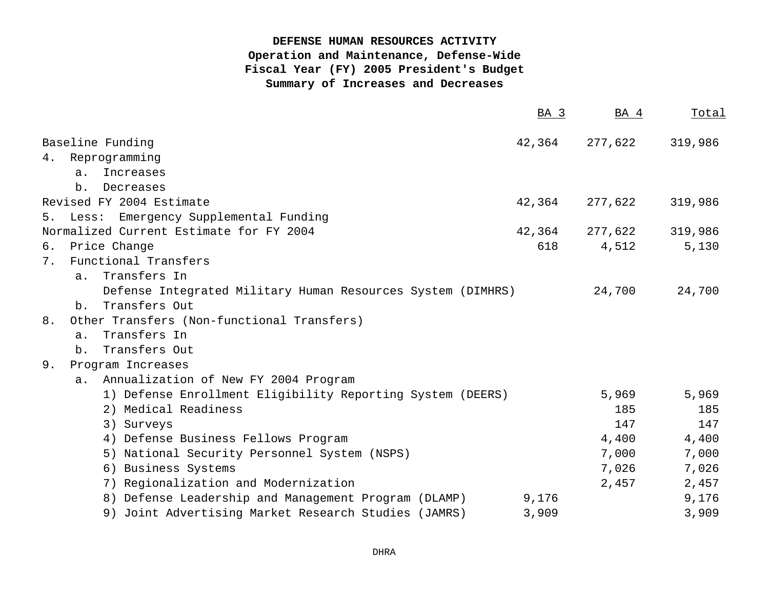**DEFENSE HUMAN RESOURCES ACTIVITY**
**Operation and Maintenance, Defense-Wide**
**Fiscal Year (FY) 2005 President's Budget**
**Summary of Increases and Decreases**

| | BA 3 | BA 4 | Total |
|---|---|---|---|
| Baseline Funding | 42,364 | 277,622 | 319,986 |
| 4. Reprogramming | | | |
| a. Increases | | | |
| b. Decreases | | | |
| Revised FY 2004 Estimate | 42,364 | 277,622 | 319,986 |
| 5. Less: Emergency Supplemental Funding | | | |
| Normalized Current Estimate for FY 2004 | 42,364 | 277,622 | 319,986 |
| 6. Price Change | 618 | 4,512 | 5,130 |
| 7. Functional Transfers | | | |
| a. Transfers In | | | |
| Defense Integrated Military Human Resources System (DIMHRS) | | 24,700 | 24,700 |
| b. Transfers Out | | | |
| 8. Other Transfers (Non-functional Transfers) | | | |
| a. Transfers In | | | |
| b. Transfers Out | | | |
| 9. Program Increases | | | |
| a. Annualization of New FY 2004 Program | | | |
| 1) Defense Enrollment Eligibility Reporting System (DEERS) | | 5,969 | 5,969 |
| 2) Medical Readiness | | 185 | 185 |
| 3) Surveys | | 147 | 147 |
| 4) Defense Business Fellows Program | | 4,400 | 4,400 |
| 5) National Security Personnel System (NSPS) | | 7,000 | 7,000 |
| 6) Business Systems | | 7,026 | 7,026 |
| 7) Regionalization and Modernization | | 2,457 | 2,457 |
| 8) Defense Leadership and Management Program (DLAMP) | 9,176 | | 9,176 |
| 9) Joint Advertising Market Research Studies (JAMRS) | 3,909 | | 3,909 |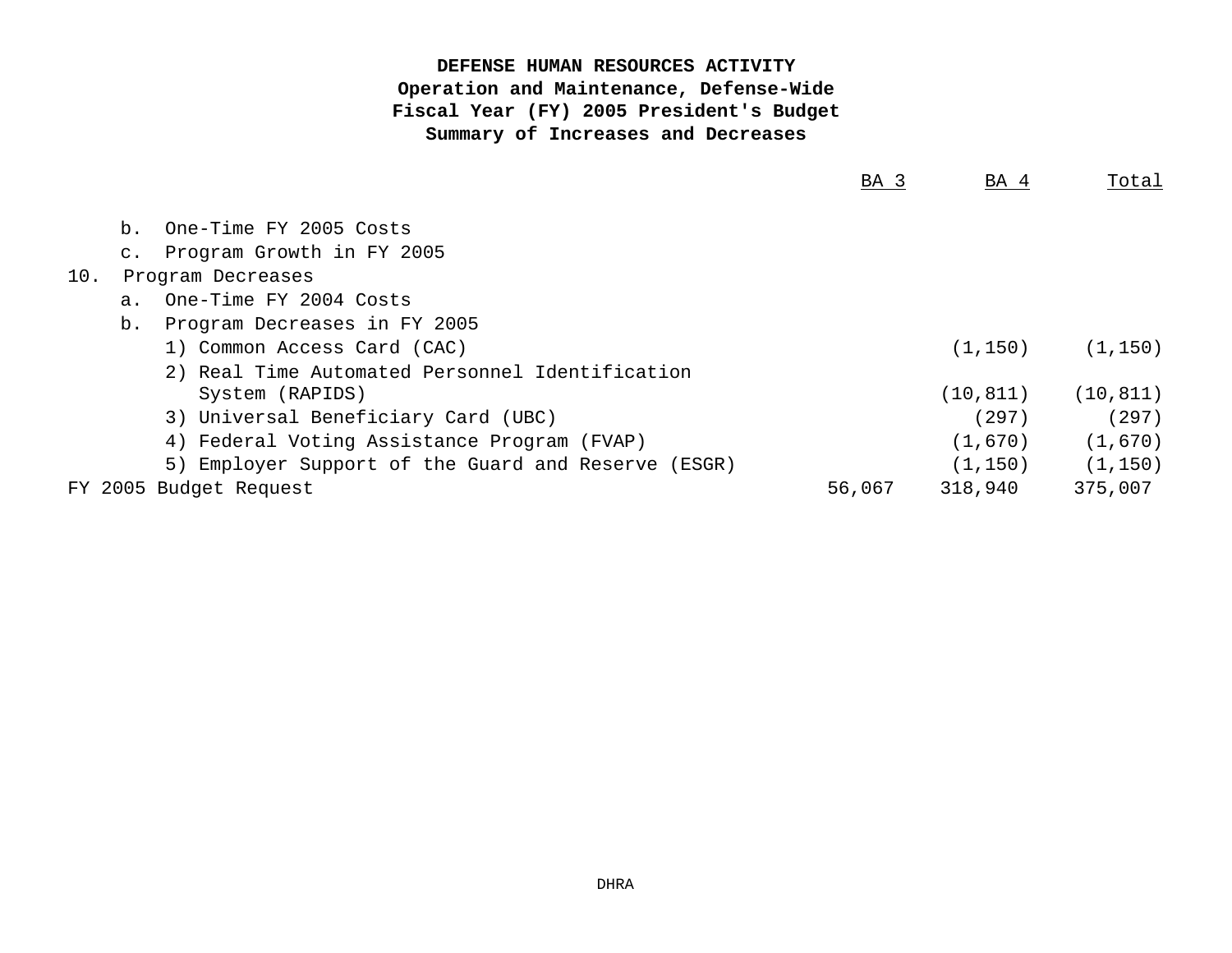**DEFENSE HUMAN RESOURCES ACTIVITY**
**Operation and Maintenance, Defense-Wide**
**Fiscal Year (FY) 2005 President's Budget**
**Summary of Increases and Decreases**

| | BA 3 | BA 4 | Total |
|---|---|---|---|
| b. One-Time FY 2005 Costs | | | |
| c. Program Growth in FY 2005 | | | |
| 10. Program Decreases | | | |
| a. One-Time FY 2004 Costs | | | |
| b. Program Decreases in FY 2005 | | | |
| 1) Common Access Card (CAC) | | (1,150) | (1,150) |
| 2) Real Time Automated Personnel Identification System (RAPIDS) | | (10,811) | (10,811) |
| 3) Universal Beneficiary Card (UBC) | | (297) | (297) |
| 4) Federal Voting Assistance Program (FVAP) | | (1,670) | (1,670) |
| 5) Employer Support of the Guard and Reserve (ESGR) | | (1,150) | (1,150) |
| FY 2005 Budget Request | 56,067 | 318,940 | 375,007 |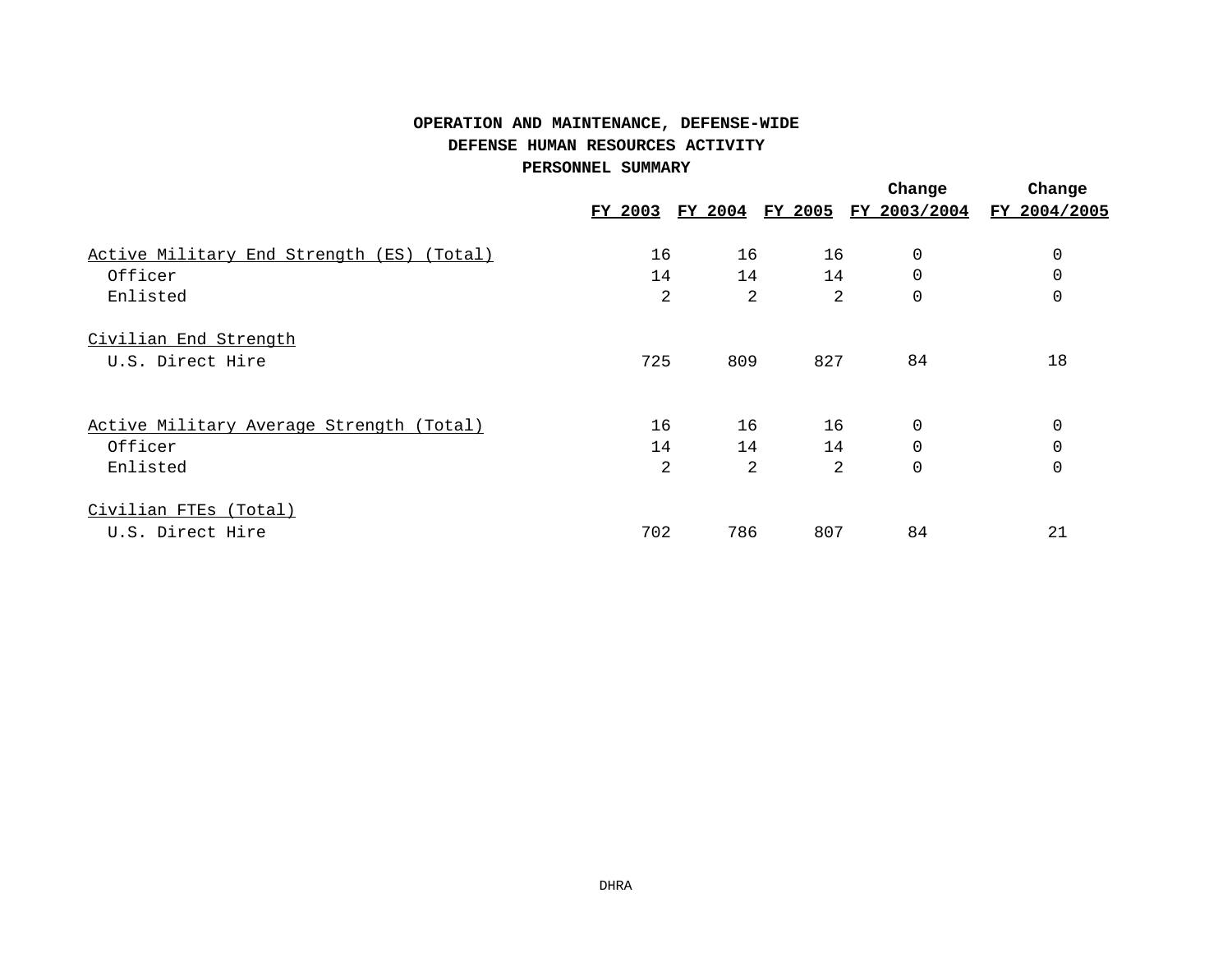**OPERATION AND MAINTENANCE, DEFENSE-WIDE**
**DEFENSE HUMAN RESOURCES ACTIVITY**
**PERSONNEL SUMMARY**

| | FY 2003 | FY 2004 | FY 2005 | Change FY 2003/2004 | Change FY 2004/2005 |
|---|---|---|---|---|---|
| Active Military End Strength (ES) (Total) | 16 | 16 | 16 | 0 | 0 |
| Officer | 14 | 14 | 14 | 0 | 0 |
| Enlisted | 2 | 2 | 2 | 0 | 0 |
| Civilian End Strength | | | | | |
| U.S. Direct Hire | 725 | 809 | 827 | 84 | 18 |
| Active Military Average Strength (Total) | 16 | 16 | 16 | 0 | 0 |
| Officer | 14 | 14 | 14 | 0 | 0 |
| Enlisted | 2 | 2 | 2 | 0 | 0 |
| Civilian FTEs (Total) | | | | | |
| U.S. Direct Hire | 702 | 786 | 807 | 84 | 21 |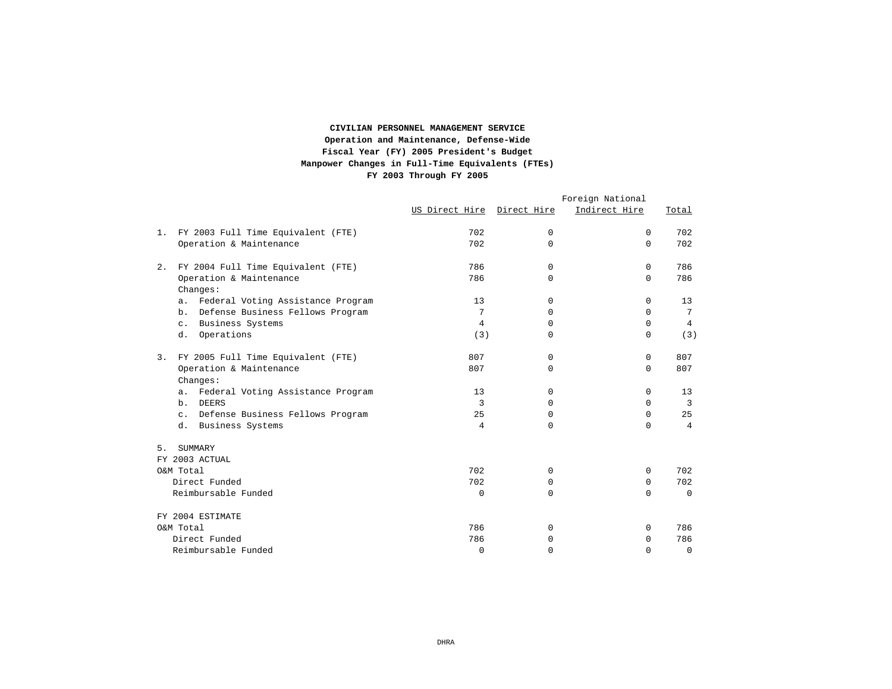**CIVILIAN PERSONNEL MANAGEMENT SERVICE**
**Operation and Maintenance, Defense-Wide**
**Fiscal Year (FY) 2005 President's Budget**
**Manpower Changes in Full-Time Equivalents (FTEs)**
**FY 2003 Through FY 2005**

| | US Direct Hire | Direct Hire | Foreign National Indirect Hire | Total |
|---|---|---|---|---|
| 1. FY 2003 Full Time Equivalent (FTE) | 702 | 0 | 0 | 702 |
| Operation & Maintenance | 702 | 0 | 0 | 702 |
| | | | | |
| 2. FY 2004 Full Time Equivalent (FTE) | 786 | 0 | 0 | 786 |
| Operation & Maintenance | 786 | 0 | 0 | 786 |
| Changes: | | | | |
| a. Federal Voting Assistance Program | 13 | 0 | 0 | 13 |
| b. Defense Business Fellows Program | 7 | 0 | 0 | 7 |
| c. Business Systems | 4 | 0 | 0 | 4 |
| d. Operations | (3) | 0 | 0 | (3) |
| | | | | |
| 3. FY 2005 Full Time Equivalent (FTE) | 807 | 0 | 0 | 807 |
| Operation & Maintenance | 807 | 0 | 0 | 807 |
| Changes: | | | | |
| a. Federal Voting Assistance Program | 13 | 0 | 0 | 13 |
| b. DEERS | 3 | 0 | 0 | 3 |
| c. Defense Business Fellows Program | 25 | 0 | 0 | 25 |
| d. Business Systems | 4 | 0 | 0 | 4 |
| | | | | |
| 5. SUMMARY | | | | |
| FY 2003 ACTUAL | | | | |
| O&M Total | 702 | 0 | 0 | 702 |
| Direct Funded | 702 | 0 | 0 | 702 |
| Reimbursable Funded | 0 | 0 | 0 | 0 |
| | | | | |
| FY 2004 ESTIMATE | | | | |
| O&M Total | 786 | 0 | 0 | 786 |
| Direct Funded | 786 | 0 | 0 | 786 |
| Reimbursable Funded | 0 | 0 | 0 | 0 |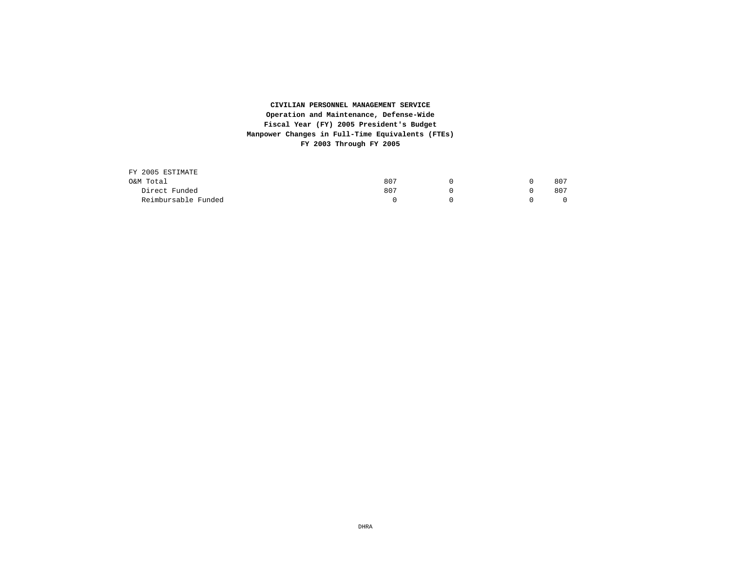**CIVILIAN PERSONNEL MANAGEMENT SERVICE**
**Operation and Maintenance, Defense-Wide**
**Fiscal Year (FY) 2005 President's Budget**
**Manpower Changes in Full-Time Equivalents (FTEs)**
**FY 2003 Through FY 2005**

| | | | | |
|---|---|---|---|---|
| FY 2005 ESTIMATE | | | | |
| O&M Total | 807 | 0 | 0 | 807 |
| Direct Funded | 807 | 0 | 0 | 807 |
| Reimbursable Funded | 0 | 0 | 0 | 0 |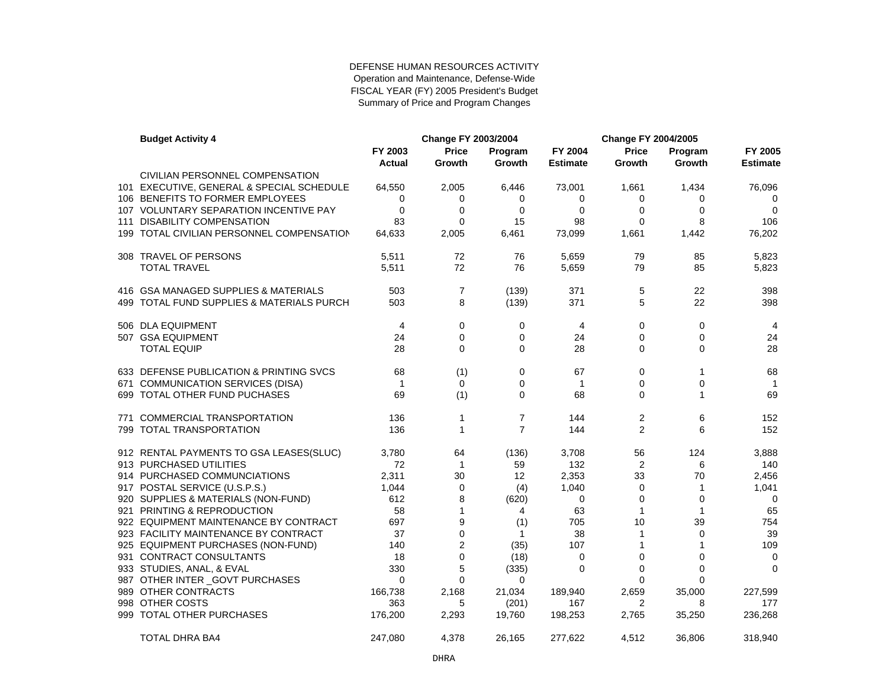DEFENSE HUMAN RESOURCES ACTIVITY
Operation and Maintenance, Defense-Wide
FISCAL YEAR (FY) 2005 President's Budget
Summary of Price and Program Changes

| | **Budget Activity 4** | | **Change FY 2003/2004** | | | **Change FY 2004/2005** | | |
|---|---|---|---|---|---|---|---|---|
| | | **FY 2003 Actual** | **Price Growth** | **Program Growth** | **FY 2004 Estimate** | **Price Growth** | **Program Growth** | **FY 2005 Estimate** |
| | CIVILIAN PERSONNEL COMPENSATION | | | | | | | |
| 101 | EXECUTIVE, GENERAL & SPECIAL SCHEDULE | 64,550 | 2,005 | 6,446 | 73,001 | 1,661 | 1,434 | 76,096 |
| 106 | BENEFITS TO FORMER EMPLOYEES | 0 | 0 | 0 | 0 | 0 | 0 | 0 |
| 107 | VOLUNTARY SEPARATION INCENTIVE PAY | 0 | 0 | 0 | 0 | 0 | 0 | 0 |
| 111 | DISABILITY COMPENSATION | 83 | 0 | 15 | 98 | 0 | 8 | 106 |
| 199 | TOTAL CIVILIAN PERSONNEL COMPENSATION | 64,633 | 2,005 | 6,461 | 73,099 | 1,661 | 1,442 | 76,202 |
| | | | | | | | | |
| 308 | TRAVEL OF PERSONS | 5,511 | 72 | 76 | 5,659 | 79 | 85 | 5,823 |
| | TOTAL TRAVEL | 5,511 | 72 | 76 | 5,659 | 79 | 85 | 5,823 |
| | | | | | | | | |
| 416 | GSA MANAGED SUPPLIES & MATERIALS | 503 | 7 | (139) | 371 | 5 | 22 | 398 |
| 499 | TOTAL FUND SUPPLIES & MATERIALS PURCH | 503 | 8 | (139) | 371 | 5 | 22 | 398 |
| | | | | | | | | |
| 506 | DLA EQUIPMENT | 4 | 0 | 0 | 4 | 0 | 0 | 4 |
| 507 | GSA EQUIPMENT | 24 | 0 | 0 | 24 | 0 | 0 | 24 |
| | TOTAL EQUIP | 28 | 0 | 0 | 28 | 0 | 0 | 28 |
| | | | | | | | | |
| 633 | DEFENSE PUBLICATION & PRINTING SVCS | 68 | (1) | 0 | 67 | 0 | 1 | 68 |
| 671 | COMMUNICATION SERVICES (DISA) | 1 | 0 | 0 | 1 | 0 | 0 | 1 |
| 699 | TOTAL OTHER FUND PUCHASES | 69 | (1) | 0 | 68 | 0 | 1 | 69 |
| | | | | | | | | |
| 771 | COMMERCIAL TRANSPORTATION | 136 | 1 | 7 | 144 | 2 | 6 | 152 |
| 799 | TOTAL TRANSPORTATION | 136 | 1 | 7 | 144 | 2 | 6 | 152 |
| | | | | | | | | |
| 912 | RENTAL PAYMENTS TO GSA LEASES(SLUC) | 3,780 | 64 | (136) | 3,708 | 56 | 124 | 3,888 |
| 913 | PURCHASED UTILITIES | 72 | 1 | 59 | 132 | 2 | 6 | 140 |
| 914 | PURCHASED COMMUNCIATIONS | 2,311 | 30 | 12 | 2,353 | 33 | 70 | 2,456 |
| 917 | POSTAL SERVICE (U.S.P.S.) | 1,044 | 0 | (4) | 1,040 | 0 | 1 | 1,041 |
| 920 | SUPPLIES & MATERIALS (NON-FUND) | 612 | 8 | (620) | 0 | 0 | 0 | 0 |
| 921 | PRINTING & REPRODUCTION | 58 | 1 | 4 | 63 | 1 | 1 | 65 |
| 922 | EQUIPMENT MAINTENANCE BY CONTRACT | 697 | 9 | (1) | 705 | 10 | 39 | 754 |
| 923 | FACILITY MAINTENANCE BY CONTRACT | 37 | 0 | 1 | 38 | 1 | 0 | 39 |
| 925 | EQUIPMENT PURCHASES (NON-FUND) | 140 | 2 | (35) | 107 | 1 | 1 | 109 |
| 931 | CONTRACT CONSULTANTS | 18 | 0 | (18) | 0 | 0 | 0 | 0 |
| 933 | STUDIES, ANAL, & EVAL | 330 | 5 | (335) | 0 | 0 | 0 | 0 |
| 987 | OTHER INTER _GOVT PURCHASES | 0 | 0 | 0 | | 0 | 0 | |
| 989 | OTHER CONTRACTS | 166,738 | 2,168 | 21,034 | 189,940 | 2,659 | 35,000 | 227,599 |
| 998 | OTHER COSTS | 363 | 5 | (201) | 167 | 2 | 8 | 177 |
| 999 | TOTAL OTHER PURCHASES | 176,200 | 2,293 | 19,760 | 198,253 | 2,765 | 35,250 | 236,268 |
| | | | | | | | | |
| | TOTAL DHRA BA4 | 247,080 | 4,378 | 26,165 | 277,622 | 4,512 | 36,806 | 318,940 |

DHRA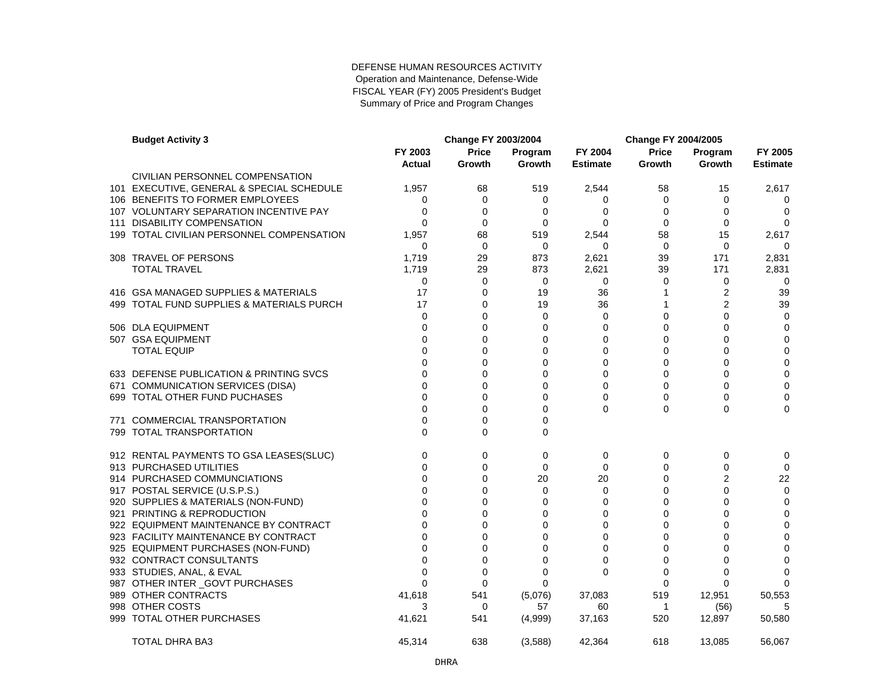DEFENSE HUMAN RESOURCES ACTIVITY
Operation and Maintenance, Defense-Wide
FISCAL YEAR (FY) 2005 President's Budget
Summary of Price and Program Changes

| **Budget Activity 3** | | Change FY 2003/2004 | | | Change FY 2004/2005 | | |
|---|---|---|---|---|---|---|---|
| | **FY 2003 Actual** | **Price Growth** | **Program Growth** | **FY 2004 Estimate** | **Price Growth** | **Program Growth** | **FY 2005 Estimate** |
| CIVILIAN PERSONNEL COMPENSATION | | | | | | | |
| 101 EXECUTIVE, GENERAL & SPECIAL SCHEDULE | 1,957 | 68 | 519 | 2,544 | 58 | 15 | 2,617 |
| 106 BENEFITS TO FORMER EMPLOYEES | 0 | 0 | 0 | 0 | 0 | 0 | 0 |
| 107 VOLUNTARY SEPARATION INCENTIVE PAY | 0 | 0 | 0 | 0 | 0 | 0 | 0 |
| 111 DISABILITY COMPENSATION | 0 | 0 | 0 | 0 | 0 | 0 | 0 |
| 199 TOTAL CIVILIAN PERSONNEL COMPENSATION | 1,957 | 68 | 519 | 2,544 | 58 | 15 | 2,617 |
| | 0 | 0 | 0 | 0 | 0 | 0 | 0 |
| 308 TRAVEL OF PERSONS | 1,719 | 29 | 873 | 2,621 | 39 | 171 | 2,831 |
| TOTAL TRAVEL | 1,719 | 29 | 873 | 2,621 | 39 | 171 | 2,831 |
| | 0 | 0 | 0 | 0 | 0 | 0 | 0 |
| 416 GSA MANAGED SUPPLIES & MATERIALS | 17 | 0 | 19 | 36 | 1 | 2 | 39 |
| 499 TOTAL FUND SUPPLIES & MATERIALS PURCH | 17 | 0 | 19 | 36 | 1 | 2 | 39 |
| | 0 | 0 | 0 | 0 | 0 | 0 | 0 |
| 506 DLA EQUIPMENT | 0 | 0 | 0 | 0 | 0 | 0 | 0 |
| 507 GSA EQUIPMENT | 0 | 0 | 0 | 0 | 0 | 0 | 0 |
| TOTAL EQUIP | 0 | 0 | 0 | 0 | 0 | 0 | 0 |
| | 0 | 0 | 0 | 0 | 0 | 0 | 0 |
| 633 DEFENSE PUBLICATION & PRINTING SVCS | 0 | 0 | 0 | 0 | 0 | 0 | 0 |
| 671 COMMUNICATION SERVICES (DISA) | 0 | 0 | 0 | 0 | 0 | 0 | 0 |
| 699 TOTAL OTHER FUND PUCHASES | 0 | 0 | 0 | 0 | 0 | 0 | 0 |
| | 0 | 0 | 0 | 0 | 0 | 0 | 0 |
| 771 COMMERCIAL TRANSPORTATION | 0 | 0 | 0 | | | | |
| 799 TOTAL TRANSPORTATION | 0 | 0 | 0 | | | | |
| | | | | | | | |
| 912 RENTAL PAYMENTS TO GSA LEASES(SLUC) | 0 | 0 | 0 | 0 | 0 | 0 | 0 |
| 913 PURCHASED UTILITIES | 0 | 0 | 0 | 0 | 0 | 0 | 0 |
| 914 PURCHASED COMMUNCIATIONS | 0 | 0 | 20 | 20 | 0 | 2 | 22 |
| 917 POSTAL SERVICE (U.S.P.S.) | 0 | 0 | 0 | 0 | 0 | 0 | 0 |
| 920 SUPPLIES & MATERIALS (NON-FUND) | 0 | 0 | 0 | 0 | 0 | 0 | 0 |
| 921 PRINTING & REPRODUCTION | 0 | 0 | 0 | 0 | 0 | 0 | 0 |
| 922 EQUIPMENT MAINTENANCE BY CONTRACT | 0 | 0 | 0 | 0 | 0 | 0 | 0 |
| 923 FACILITY MAINTENANCE BY CONTRACT | 0 | 0 | 0 | 0 | 0 | 0 | 0 |
| 925 EQUIPMENT PURCHASES (NON-FUND) | 0 | 0 | 0 | 0 | 0 | 0 | 0 |
| 932 CONTRACT CONSULTANTS | 0 | 0 | 0 | 0 | 0 | 0 | 0 |
| 933 STUDIES, ANAL, & EVAL | 0 | 0 | 0 | 0 | 0 | 0 | 0 |
| 987 OTHER INTER _GOVT PURCHASES | 0 | 0 | 0 | | 0 | 0 | 0 |
| 989 OTHER CONTRACTS | 41,618 | 541 | (5,076) | 37,083 | 519 | 12,951 | 50,553 |
| 998 OTHER COSTS | 3 | 0 | 57 | 60 | 1 | (56) | 5 |
| 999 TOTAL OTHER PURCHASES | 41,621 | 541 | (4,999) | 37,163 | 520 | 12,897 | 50,580 |
| | | | | | | | |
| TOTAL DHRA BA3 | 45,314 | 638 | (3,588) | 42,364 | 618 | 13,085 | 56,067 |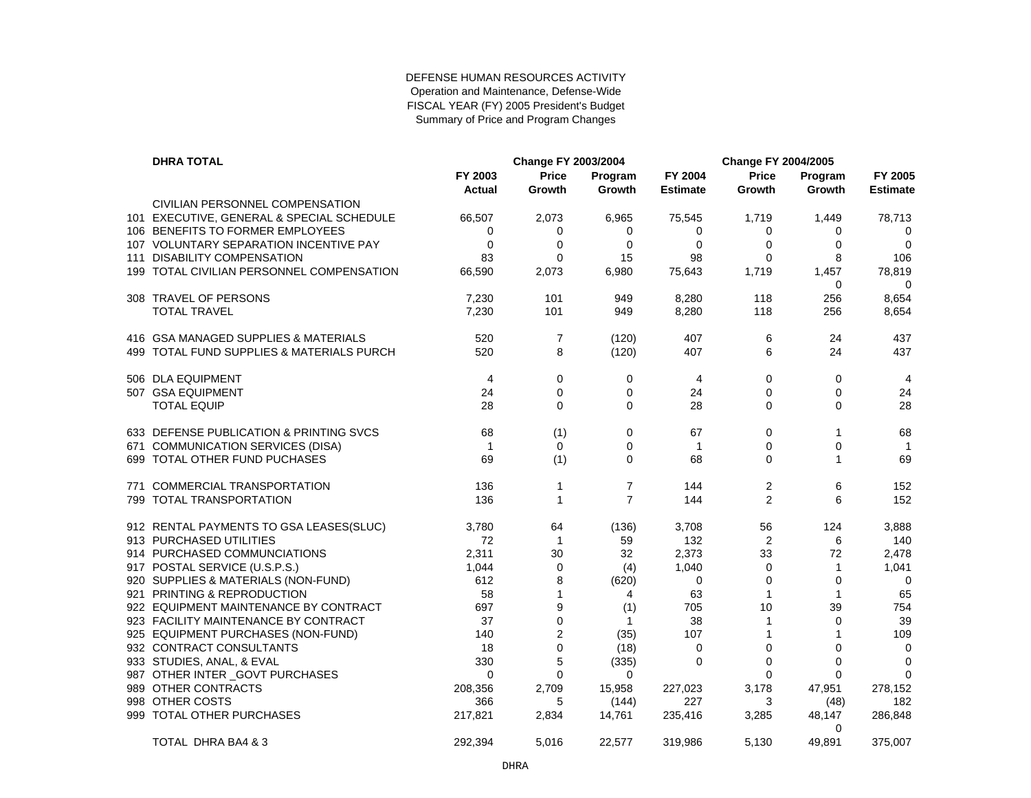DEFENSE HUMAN RESOURCES ACTIVITY
Operation and Maintenance, Defense-Wide
FISCAL YEAR (FY) 2005 President's Budget
Summary of Price and Program Changes

| | **DHRA TOTAL** | **FY 2003 Actual** | **Change FY 2003/2004 Price Growth** | **Change FY 2003/2004 Program Growth** | **FY 2004 Estimate** | **Change FY 2004/2005 Price Growth** | **Change FY 2004/2005 Program Growth** | **FY 2005 Estimate** |
|---|---|---|---|---|---|---|---|---|
| | CIVILIAN PERSONNEL COMPENSATION | | | | | | | |
| 101 | EXECUTIVE, GENERAL & SPECIAL SCHEDULE | 66,507 | 2,073 | 6,965 | 75,545 | 1,719 | 1,449 | 78,713 |
| 106 | BENEFITS TO FORMER EMPLOYEES | 0 | 0 | 0 | 0 | 0 | 0 | 0 |
| 107 | VOLUNTARY SEPARATION INCENTIVE PAY | 0 | 0 | 0 | 0 | 0 | 0 | 0 |
| 111 | DISABILITY COMPENSATION | 83 | 0 | 15 | 98 | 0 | 8 | 106 |
| 199 | TOTAL CIVILIAN PERSONNEL COMPENSATION | 66,590 | 2,073 | 6,980 | 75,643 | 1,719 | 1,457 | 78,819 |
| | | | | | | | 0 | 0 |
| 308 | TRAVEL OF PERSONS | 7,230 | 101 | 949 | 8,280 | 118 | 256 | 8,654 |
| | TOTAL TRAVEL | 7,230 | 101 | 949 | 8,280 | 118 | 256 | 8,654 |
| 416 | GSA MANAGED SUPPLIES & MATERIALS | 520 | 7 | (120) | 407 | 6 | 24 | 437 |
| 499 | TOTAL FUND SUPPLIES & MATERIALS PURCH | 520 | 8 | (120) | 407 | 6 | 24 | 437 |
| 506 | DLA EQUIPMENT | 4 | 0 | 0 | 4 | 0 | 0 | 4 |
| 507 | GSA EQUIPMENT | 24 | 0 | 0 | 24 | 0 | 0 | 24 |
| | TOTAL EQUIP | 28 | 0 | 0 | 28 | 0 | 0 | 28 |
| 633 | DEFENSE PUBLICATION & PRINTING SVCS | 68 | (1) | 0 | 67 | 0 | 1 | 68 |
| 671 | COMMUNICATION SERVICES (DISA) | 1 | 0 | 0 | 1 | 0 | 0 | 1 |
| 699 | TOTAL OTHER FUND PUCHASES | 69 | (1) | 0 | 68 | 0 | 1 | 69 |
| 771 | COMMERCIAL TRANSPORTATION | 136 | 1 | 7 | 144 | 2 | 6 | 152 |
| 799 | TOTAL TRANSPORTATION | 136 | 1 | 7 | 144 | 2 | 6 | 152 |
| 912 | RENTAL PAYMENTS TO GSA LEASES(SLUC) | 3,780 | 64 | (136) | 3,708 | 56 | 124 | 3,888 |
| 913 | PURCHASED UTILITIES | 72 | 1 | 59 | 132 | 2 | 6 | 140 |
| 914 | PURCHASED COMMUNCIATIONS | 2,311 | 30 | 32 | 2,373 | 33 | 72 | 2,478 |
| 917 | POSTAL SERVICE (U.S.P.S.) | 1,044 | 0 | (4) | 1,040 | 0 | 1 | 1,041 |
| 920 | SUPPLIES & MATERIALS (NON-FUND) | 612 | 8 | (620) | 0 | 0 | 0 | 0 |
| 921 | PRINTING & REPRODUCTION | 58 | 1 | 4 | 63 | 1 | 1 | 65 |
| 922 | EQUIPMENT MAINTENANCE BY CONTRACT | 697 | 9 | (1) | 705 | 10 | 39 | 754 |
| 923 | FACILITY MAINTENANCE BY CONTRACT | 37 | 0 | 1 | 38 | 1 | 0 | 39 |
| 925 | EQUIPMENT PURCHASES (NON-FUND) | 140 | 2 | (35) | 107 | 1 | 1 | 109 |
| 932 | CONTRACT CONSULTANTS | 18 | 0 | (18) | 0 | 0 | 0 | 0 |
| 933 | STUDIES, ANAL, & EVAL | 330 | 5 | (335) | 0 | 0 | 0 | 0 |
| 987 | OTHER INTER _GOVT PURCHASES | 0 | 0 | 0 | | 0 | 0 | 0 |
| 989 | OTHER CONTRACTS | 208,356 | 2,709 | 15,958 | 227,023 | 3,178 | 47,951 | 278,152 |
| 998 | OTHER COSTS | 366 | 5 | (144) | 227 | 3 | (48) | 182 |
| 999 | TOTAL OTHER PURCHASES | 217,821 | 2,834 | 14,761 | 235,416 | 3,285 | 48,147 | 286,848 |
| | | | | | | | 0 | |
| | TOTAL DHRA BA4 & 3 | 292,394 | 5,016 | 22,577 | 319,986 | 5,130 | 49,891 | 375,007 |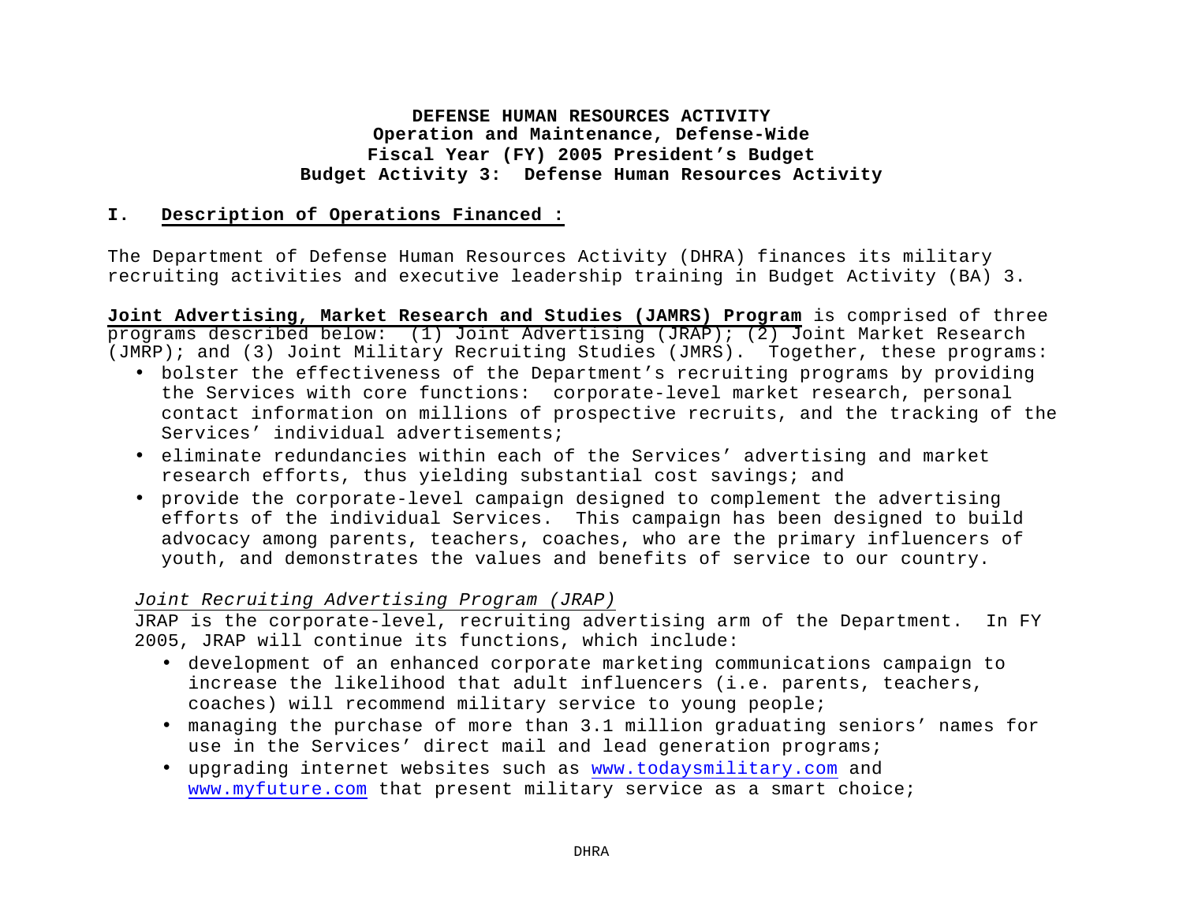**DEFENSE HUMAN RESOURCES ACTIVITY**
**Operation and Maintenance, Defense-Wide**
**Fiscal Year (FY) 2005 President's Budget**
**Budget Activity 3: Defense Human Resources Activity**

## I. Description of Operations Financed :

The Department of Defense Human Resources Activity (DHRA) finances its military recruiting activities and executive leadership training in Budget Activity (BA) 3.

**Joint Advertising, Market Research and Studies (JAMRS) Program** is comprised of three programs described below: (1) Joint Advertising (JRAP); (2) Joint Market Research (JMRP); and (3) Joint Military Recruiting Studies (JMRS). Together, these programs:

- bolster the effectiveness of the Department's recruiting programs by providing the Services with core functions: corporate-level market research, personal contact information on millions of prospective recruits, and the tracking of the Services' individual advertisements;
- eliminate redundancies within each of the Services' advertising and market research efforts, thus yielding substantial cost savings; and
- provide the corporate-level campaign designed to complement the advertising efforts of the individual Services. This campaign has been designed to build advocacy among parents, teachers, coaches, who are the primary influencers of youth, and demonstrates the values and benefits of service to our country.

*Joint Recruiting Advertising Program (JRAP)*

JRAP is the corporate-level, recruiting advertising arm of the Department. In FY 2005, JRAP will continue its functions, which include:

- development of an enhanced corporate marketing communications campaign to increase the likelihood that adult influencers (i.e. parents, teachers, coaches) will recommend military service to young people;
- managing the purchase of more than 3.1 million graduating seniors' names for use in the Services' direct mail and lead generation programs;
- upgrading internet websites such as www.todaysmilitary.com and www.myfuture.com that present military service as a smart choice;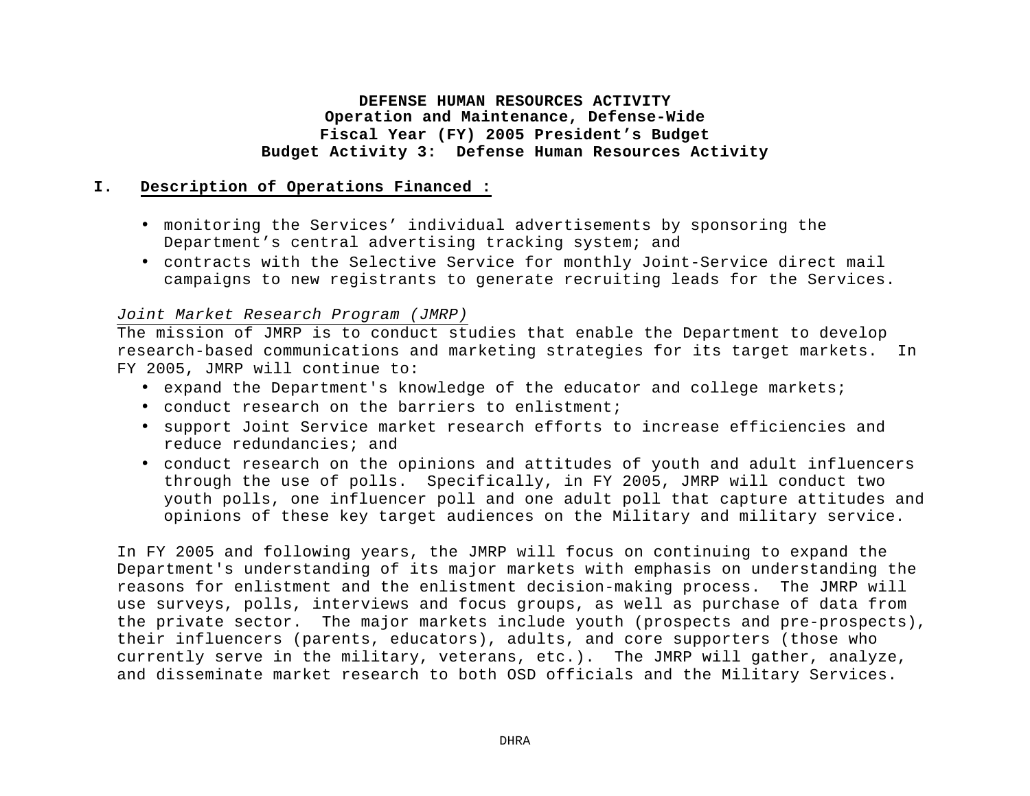**DEFENSE HUMAN RESOURCES ACTIVITY**
**Operation and Maintenance, Defense-Wide**
**Fiscal Year (FY) 2005 President's Budget**
**Budget Activity 3: Defense Human Resources Activity**

## I. Description of Operations Financed :

- monitoring the Services' individual advertisements by sponsoring the Department's central advertising tracking system; and
- contracts with the Selective Service for monthly Joint-Service direct mail campaigns to new registrants to generate recruiting leads for the Services.

*Joint Market Research Program (JMRP)*
The mission of JMRP is to conduct studies that enable the Department to develop research-based communications and marketing strategies for its target markets. In FY 2005, JMRP will continue to:

- expand the Department's knowledge of the educator and college markets;
- conduct research on the barriers to enlistment;
- support Joint Service market research efforts to increase efficiencies and reduce redundancies; and
- conduct research on the opinions and attitudes of youth and adult influencers through the use of polls. Specifically, in FY 2005, JMRP will conduct two youth polls, one influencer poll and one adult poll that capture attitudes and opinions of these key target audiences on the Military and military service.

In FY 2005 and following years, the JMRP will focus on continuing to expand the Department's understanding of its major markets with emphasis on understanding the reasons for enlistment and the enlistment decision-making process. The JMRP will use surveys, polls, interviews and focus groups, as well as purchase of data from the private sector. The major markets include youth (prospects and pre-prospects), their influencers (parents, educators), adults, and core supporters (those who currently serve in the military, veterans, etc.). The JMRP will gather, analyze, and disseminate market research to both OSD officials and the Military Services.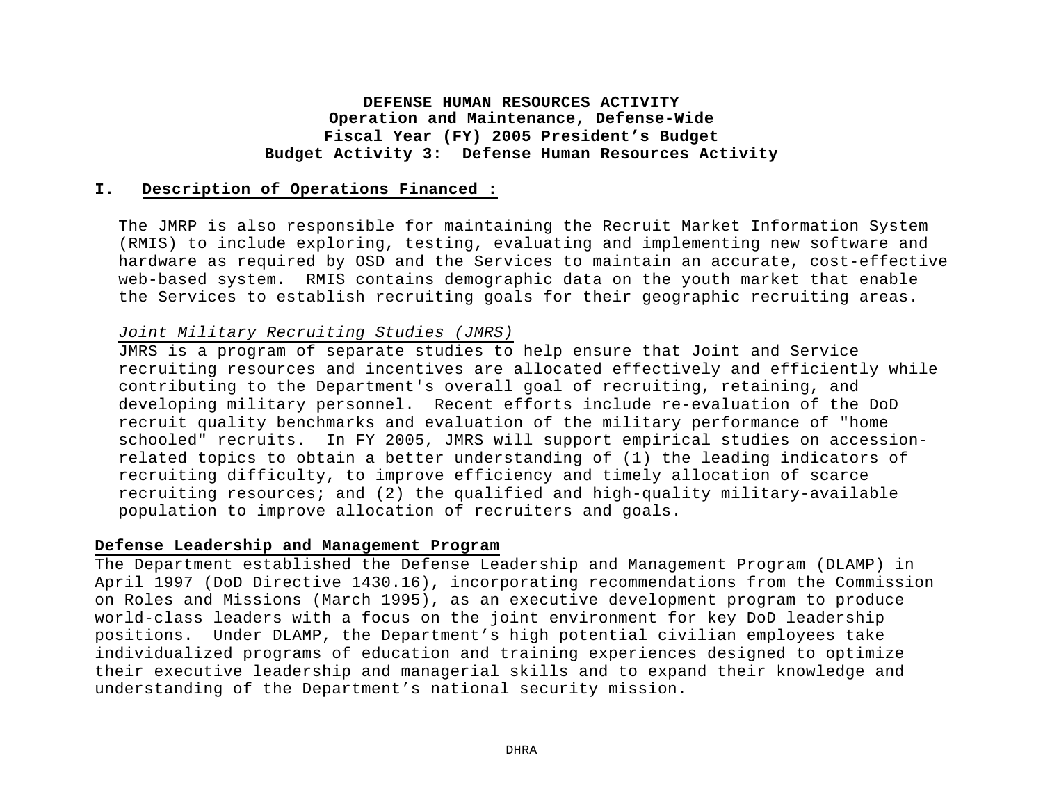**DEFENSE HUMAN RESOURCES ACTIVITY**
**Operation and Maintenance, Defense-Wide**
**Fiscal Year (FY) 2005 President's Budget**
**Budget Activity 3: Defense Human Resources Activity**

## I. Description of Operations Financed :

The JMRP is also responsible for maintaining the Recruit Market Information System (RMIS) to include exploring, testing, evaluating and implementing new software and hardware as required by OSD and the Services to maintain an accurate, cost-effective web-based system. RMIS contains demographic data on the youth market that enable the Services to establish recruiting goals for their geographic recruiting areas.

*Joint Military Recruiting Studies (JMRS)*
JMRS is a program of separate studies to help ensure that Joint and Service recruiting resources and incentives are allocated effectively and efficiently while contributing to the Department's overall goal of recruiting, retaining, and developing military personnel. Recent efforts include re-evaluation of the DoD recruit quality benchmarks and evaluation of the military performance of "home schooled" recruits. In FY 2005, JMRS will support empirical studies on accession-related topics to obtain a better understanding of (1) the leading indicators of recruiting difficulty, to improve efficiency and timely allocation of scarce recruiting resources; and (2) the qualified and high-quality military-available population to improve allocation of recruiters and goals.

**Defense Leadership and Management Program**
The Department established the Defense Leadership and Management Program (DLAMP) in April 1997 (DoD Directive 1430.16), incorporating recommendations from the Commission on Roles and Missions (March 1995), as an executive development program to produce world-class leaders with a focus on the joint environment for key DoD leadership positions. Under DLAMP, the Department's high potential civilian employees take individualized programs of education and training experiences designed to optimize their executive leadership and managerial skills and to expand their knowledge and understanding of the Department's national security mission.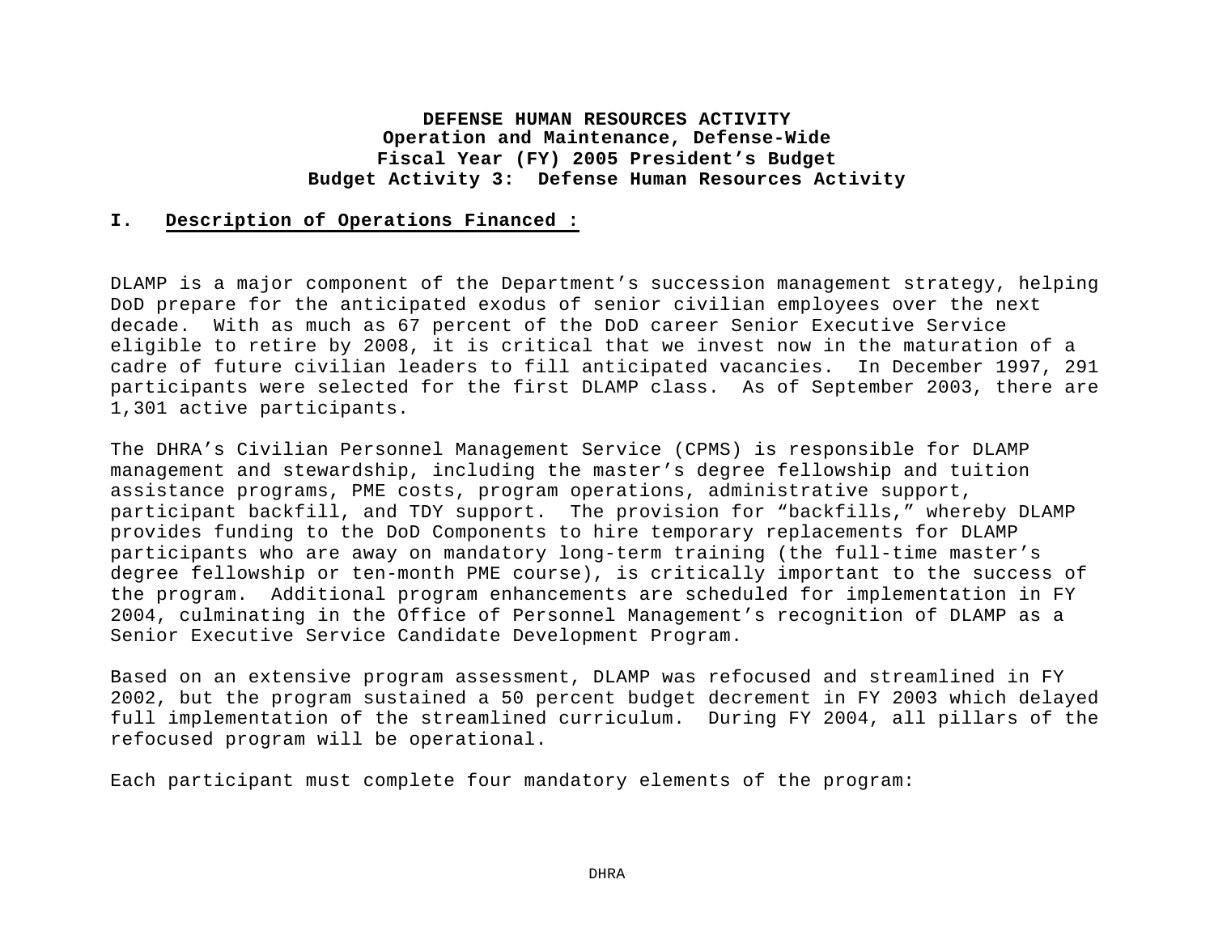**DEFENSE HUMAN RESOURCES ACTIVITY**
**Operation and Maintenance, Defense-Wide**
**Fiscal Year (FY) 2005 President's Budget**
**Budget Activity 3: Defense Human Resources Activity**

## I. Description of Operations Financed :

DLAMP is a major component of the Department's succession management strategy, helping DoD prepare for the anticipated exodus of senior civilian employees over the next decade. With as much as 67 percent of the DoD career Senior Executive Service eligible to retire by 2008, it is critical that we invest now in the maturation of a cadre of future civilian leaders to fill anticipated vacancies. In December 1997, 291 participants were selected for the first DLAMP class. As of September 2003, there are 1,301 active participants.

The DHRA's Civilian Personnel Management Service (CPMS) is responsible for DLAMP management and stewardship, including the master's degree fellowship and tuition assistance programs, PME costs, program operations, administrative support, participant backfill, and TDY support. The provision for "backfills," whereby DLAMP provides funding to the DoD Components to hire temporary replacements for DLAMP participants who are away on mandatory long-term training (the full-time master's degree fellowship or ten-month PME course), is critically important to the success of the program. Additional program enhancements are scheduled for implementation in FY 2004, culminating in the Office of Personnel Management's recognition of DLAMP as a Senior Executive Service Candidate Development Program.

Based on an extensive program assessment, DLAMP was refocused and streamlined in FY 2002, but the program sustained a 50 percent budget decrement in FY 2003 which delayed full implementation of the streamlined curriculum. During FY 2004, all pillars of the refocused program will be operational.

Each participant must complete four mandatory elements of the program: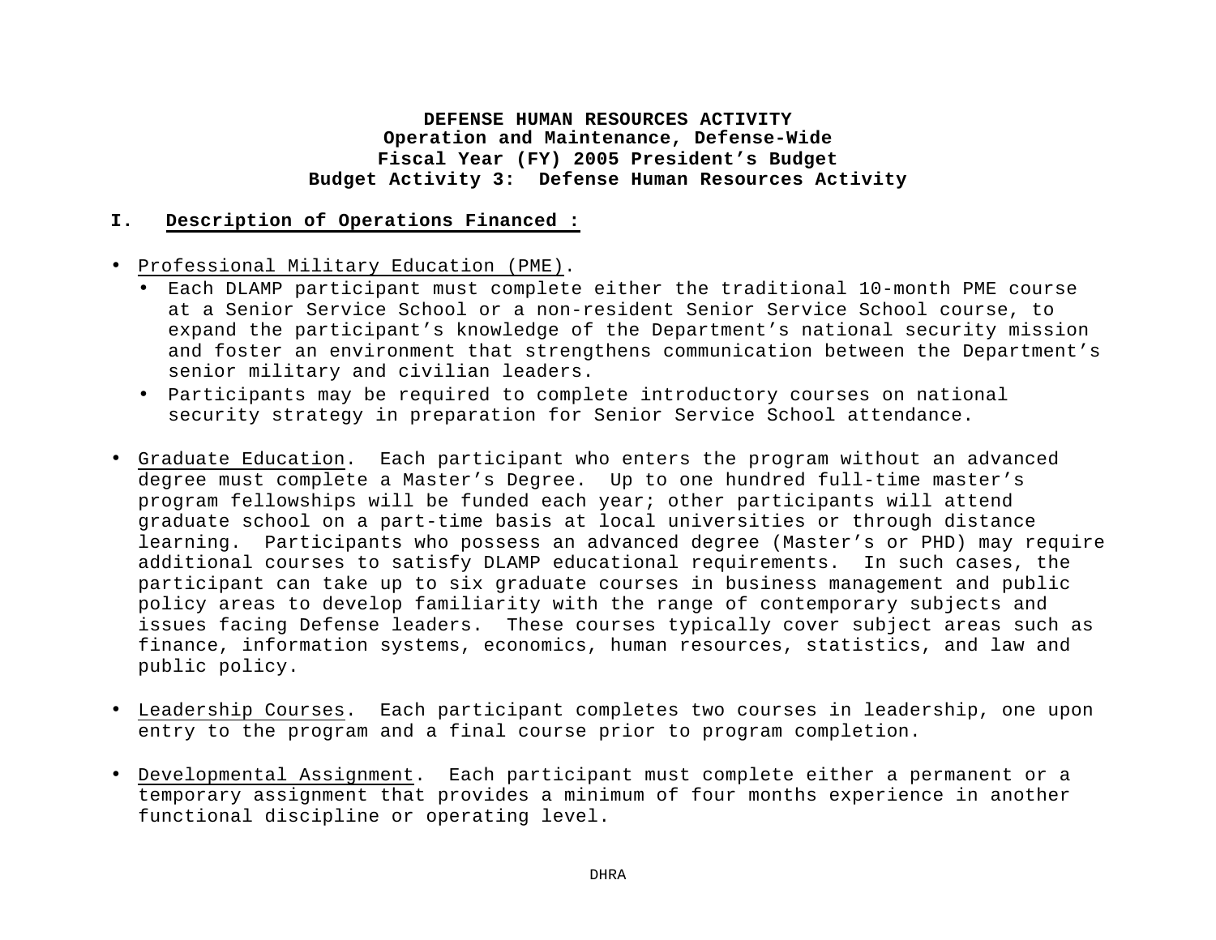**DEFENSE HUMAN RESOURCES ACTIVITY**
**Operation and Maintenance, Defense-Wide**
**Fiscal Year (FY) 2005 President's Budget**
**Budget Activity 3: Defense Human Resources Activity**

## I. Description of Operations Financed :

- Professional Military Education (PME).
  - Each DLAMP participant must complete either the traditional 10-month PME course at a Senior Service School or a non-resident Senior Service School course, to expand the participant's knowledge of the Department's national security mission and foster an environment that strengthens communication between the Department's senior military and civilian leaders.
  - Participants may be required to complete introductory courses on national security strategy in preparation for Senior Service School attendance.

- Graduate Education. Each participant who enters the program without an advanced degree must complete a Master's Degree. Up to one hundred full-time master's program fellowships will be funded each year; other participants will attend graduate school on a part-time basis at local universities or through distance learning. Participants who possess an advanced degree (Master's or PHD) may require additional courses to satisfy DLAMP educational requirements. In such cases, the participant can take up to six graduate courses in business management and public policy areas to develop familiarity with the range of contemporary subjects and issues facing Defense leaders. These courses typically cover subject areas such as finance, information systems, economics, human resources, statistics, and law and public policy.

- Leadership Courses. Each participant completes two courses in leadership, one upon entry to the program and a final course prior to program completion.

- Developmental Assignment. Each participant must complete either a permanent or a temporary assignment that provides a minimum of four months experience in another functional discipline or operating level.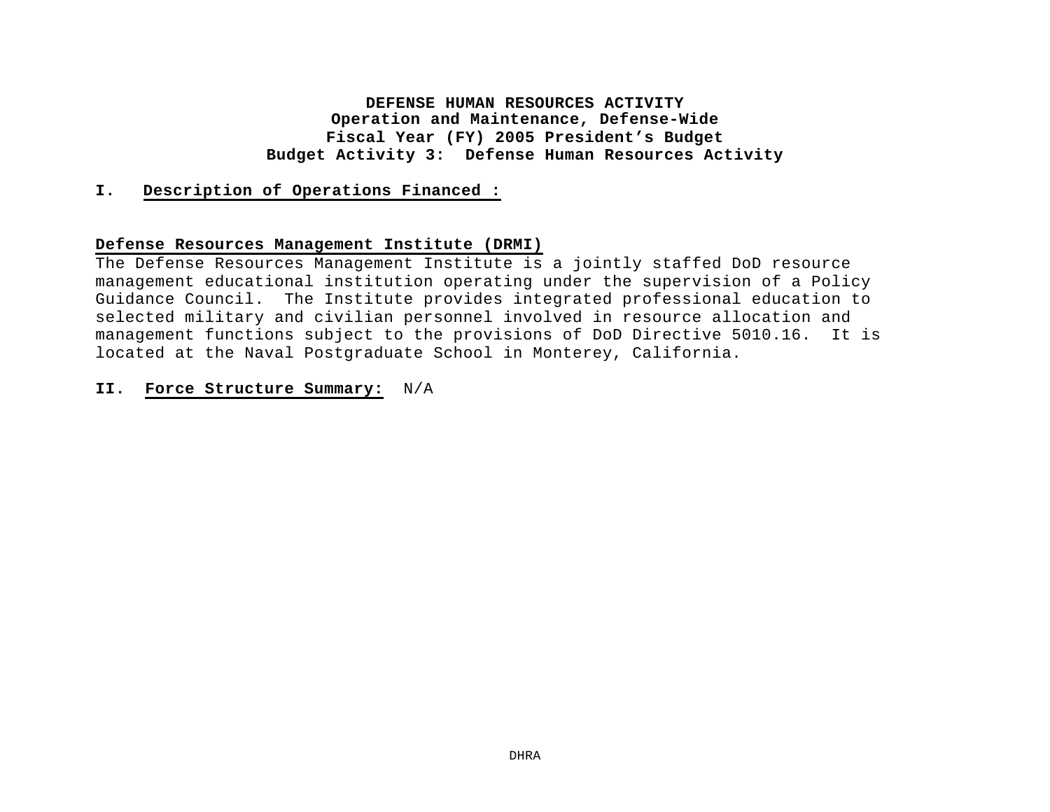**DEFENSE HUMAN RESOURCES ACTIVITY**
**Operation and Maintenance, Defense-Wide**
**Fiscal Year (FY) 2005 President's Budget**
**Budget Activity 3: Defense Human Resources Activity**

## I. Description of Operations Financed :

**Defense Resources Management Institute (DRMI)**

The Defense Resources Management Institute is a jointly staffed DoD resource management educational institution operating under the supervision of a Policy Guidance Council. The Institute provides integrated professional education to selected military and civilian personnel involved in resource allocation and management functions subject to the provisions of DoD Directive 5010.16. It is located at the Naval Postgraduate School in Monterey, California.

## II. Force Structure Summary: N/A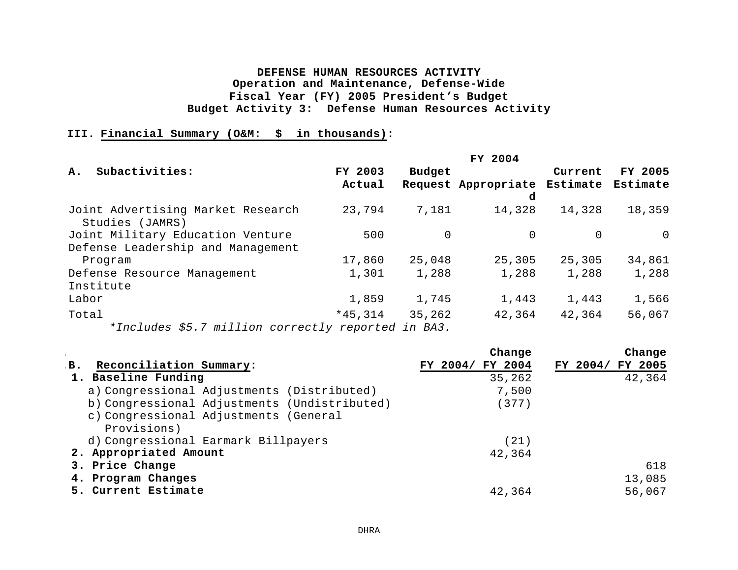**DEFENSE HUMAN RESOURCES ACTIVITY**
**Operation and Maintenance, Defense-Wide**
**Fiscal Year (FY) 2005 President's Budget**
**Budget Activity 3: Defense Human Resources Activity**

**III. Financial Summary (O&M: $ in thousands):**

| A. Subactivities: | FY 2003 Actual | FY 2004 Budget Request | FY 2004 Appropriated | FY 2004 Current Estimate | FY 2005 Estimate |
|---|---|---|---|---|---|
| Joint Advertising Market Research Studies (JAMRS) | 23,794 | 7,181 | 14,328 | 14,328 | 18,359 |
| Joint Military Education Venture | 500 | 0 | 0 | 0 | 0 |
| Defense Leadership and Management Program | 17,860 | 25,048 | 25,305 | 25,305 | 34,861 |
| Defense Resource Management Institute | 1,301 | 1,288 | 1,288 | 1,288 | 1,288 |
| Labor | 1,859 | 1,745 | 1,443 | 1,443 | 1,566 |
| Total | *45,314 | 35,262 | 42,364 | 42,364 | 56,067 |

*\*Includes $5.7 million correctly reported in BA3.*

| B. Reconciliation Summary: | Change FY 2004/ FY 2004 | Change FY 2004/ FY 2005 |
|---|---|---|
| **1. Baseline Funding** | 35,262 | 42,364 |
| a) Congressional Adjustments (Distributed) | 7,500 | |
| b) Congressional Adjustments (Undistributed) | (377) | |
| c) Congressional Adjustments (General Provisions) | | |
| d) Congressional Earmark Billpayers | (21) | |
| **2. Appropriated Amount** | 42,364 | |
| **3. Price Change** | | 618 |
| **4. Program Changes** | | 13,085 |
| **5. Current Estimate** | 42,364 | 56,067 |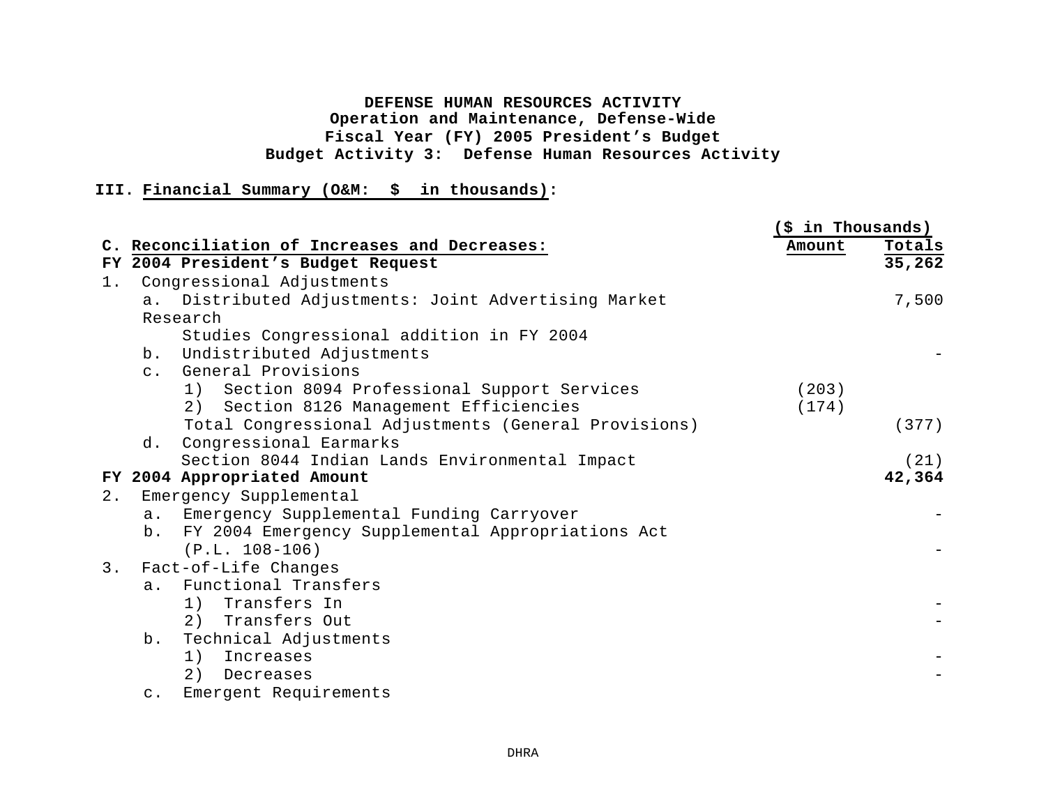**DEFENSE HUMAN RESOURCES ACTIVITY**
**Operation and Maintenance, Defense-Wide**
**Fiscal Year (FY) 2005 President's Budget**
**Budget Activity 3: Defense Human Resources Activity**

**III. Financial Summary (O&M: $ in thousands):**

| C. Reconciliation of Increases and Decreases: | Amount ($ in Thousands) | Totals ($ in Thousands) |
|---|---|---|
| **FY 2004 President's Budget Request** | | **35,262** |
| 1. Congressional Adjustments | | |
| a. Distributed Adjustments: Joint Advertising Market Research Studies Congressional addition in FY 2004 | | 7,500 |
| b. Undistributed Adjustments | | - |
| c. General Provisions | | |
| 1) Section 8094 Professional Support Services | (203) | |
| 2) Section 8126 Management Efficiencies | (174) | |
| Total Congressional Adjustments (General Provisions) | | (377) |
| d. Congressional Earmarks | | |
| Section 8044 Indian Lands Environmental Impact | | (21) |
| **FY 2004 Appropriated Amount** | | **42,364** |
| 2. Emergency Supplemental | | |
| a. Emergency Supplemental Funding Carryover | | - |
| b. FY 2004 Emergency Supplemental Appropriations Act (P.L. 108-106) | | - |
| 3. Fact-of-Life Changes | | |
| a. Functional Transfers | | |
| 1) Transfers In | | - |
| 2) Transfers Out | | - |
| b. Technical Adjustments | | |
| 1) Increases | | - |
| 2) Decreases | | - |
| c. Emergent Requirements | | |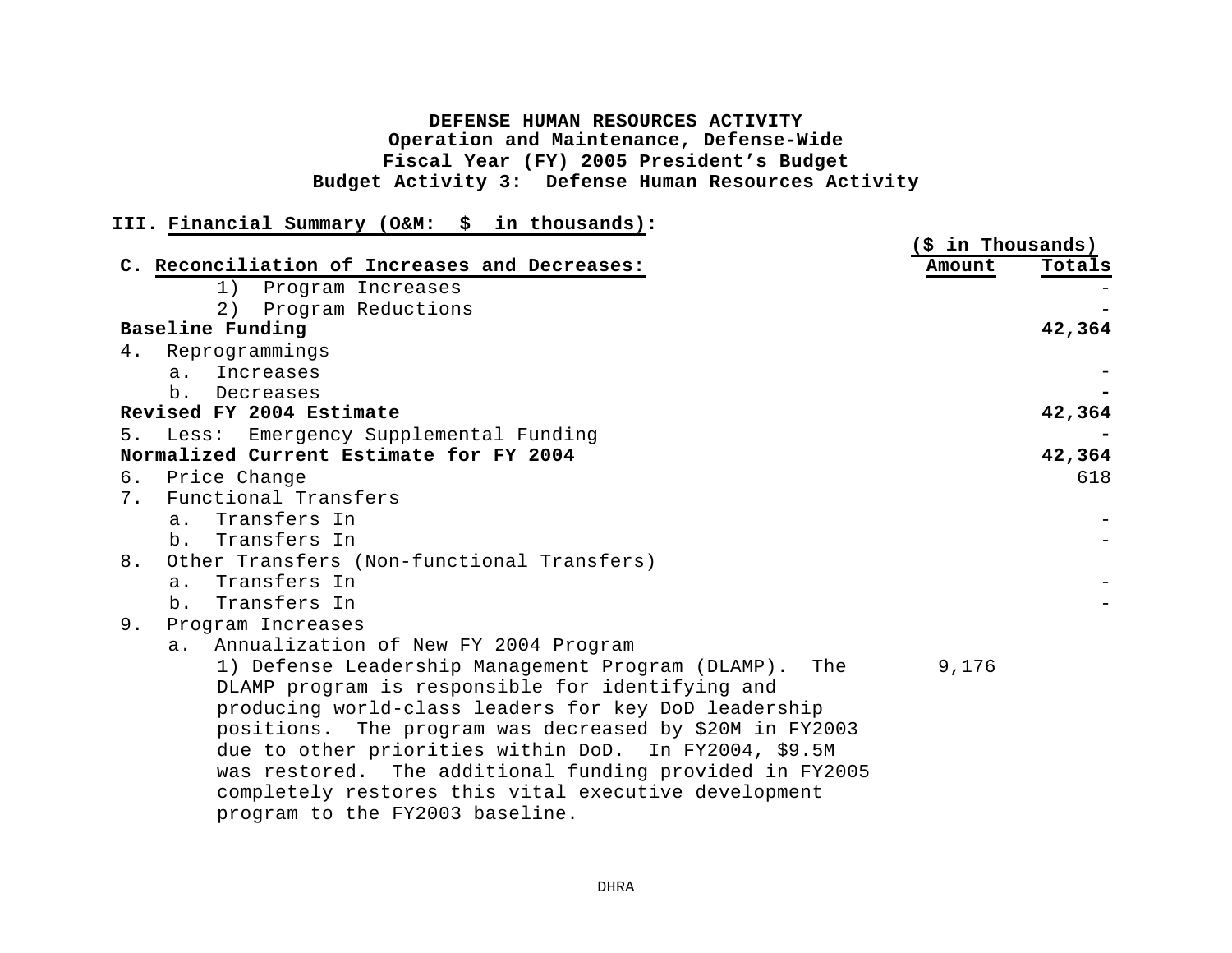**DEFENSE HUMAN RESOURCES ACTIVITY**
**Operation and Maintenance, Defense-Wide**
**Fiscal Year (FY) 2005 President's Budget**
**Budget Activity 3: Defense Human Resources Activity**

**III. Financial Summary (O&M: $ in thousands):**

| **C. Reconciliation of Increases and Decreases:** | ($ in Thousands) Amount | Totals |
|---|---|---|
| 1) Program Increases | | - |
| 2) Program Reductions | | - |
| **Baseline Funding** | | **42,364** |
| 4. Reprogrammings | | |
| a. Increases | | **-** |
| b. Decreases | | **-** |
| **Revised FY 2004 Estimate** | | **42,364** |
| 5. Less: Emergency Supplemental Funding | | **-** |
| **Normalized Current Estimate for FY 2004** | | **42,364** |
| 6. Price Change | | 618 |
| 7. Functional Transfers | | |
| a. Transfers In | | - |
| b. Transfers In | | - |
| 8. Other Transfers (Non-functional Transfers) | | |
| a. Transfers In | | - |
| b. Transfers In | | - |
| 9. Program Increases | | |
| a. Annualization of New FY 2004 Program | | |
| 1) Defense Leadership Management Program (DLAMP). The DLAMP program is responsible for identifying and producing world-class leaders for key DoD leadership positions. The program was decreased by $20M in FY2003 due to other priorities within DoD. In FY2004, $9.5M was restored. The additional funding provided in FY2005 completely restores this vital executive development program to the FY2003 baseline. | 9,176 | |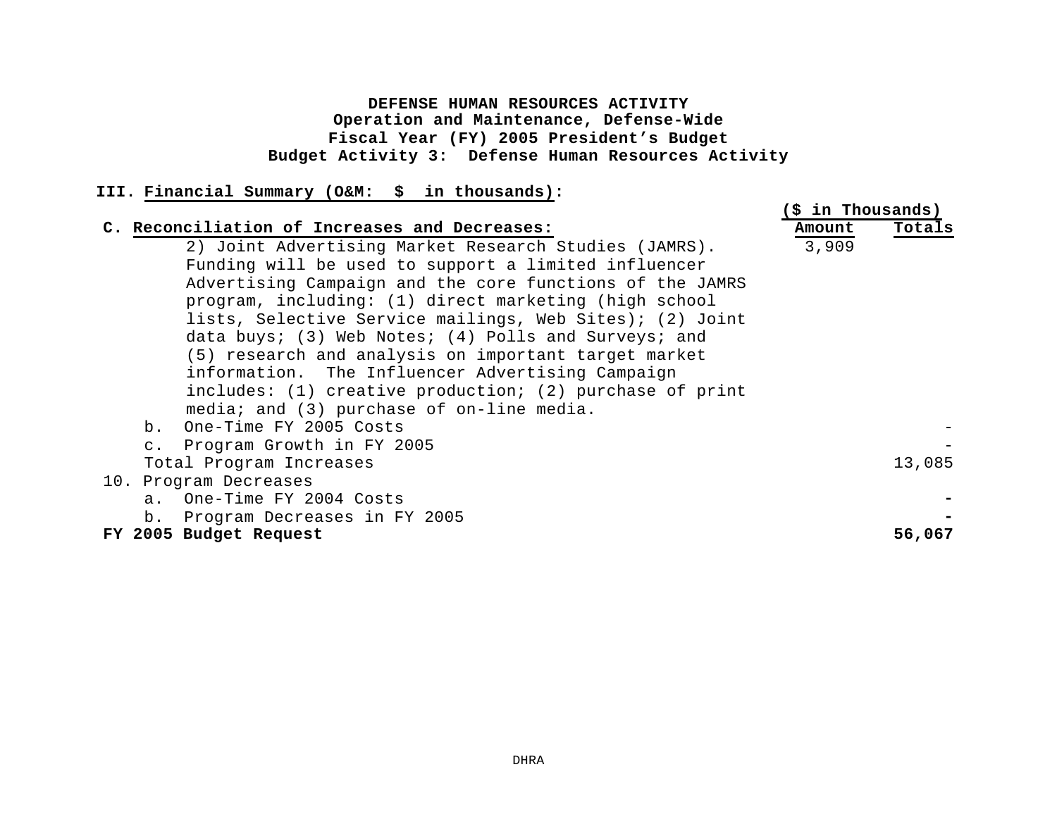**DEFENSE HUMAN RESOURCES ACTIVITY**
**Operation and Maintenance, Defense-Wide**
**Fiscal Year (FY) 2005 President's Budget**
**Budget Activity 3: Defense Human Resources Activity**

## III. Financial Summary (O&M: $ in thousands):

| **C. Reconciliation of Increases and Decreases:** | ($ in Thousands) **Amount** | **Totals** |
|---|---|---|
| 2) Joint Advertising Market Research Studies (JAMRS). Funding will be used to support a limited influencer Advertising Campaign and the core functions of the JAMRS program, including: (1) direct marketing (high school lists, Selective Service mailings, Web Sites); (2) Joint data buys; (3) Web Notes; (4) Polls and Surveys; and (5) research and analysis on important target market information. The Influencer Advertising Campaign includes: (1) creative production; (2) purchase of print media; and (3) purchase of on-line media. | 3,909 | |
| b. One-Time FY 2005 Costs | | - |
| c. Program Growth in FY 2005 | | - |
| Total Program Increases | | 13,085 |
| 10. Program Decreases | | |
| a. One-Time FY 2004 Costs | | - |
| b. Program Decreases in FY 2005 | | - |
| **FY 2005 Budget Request** | | **56,067** |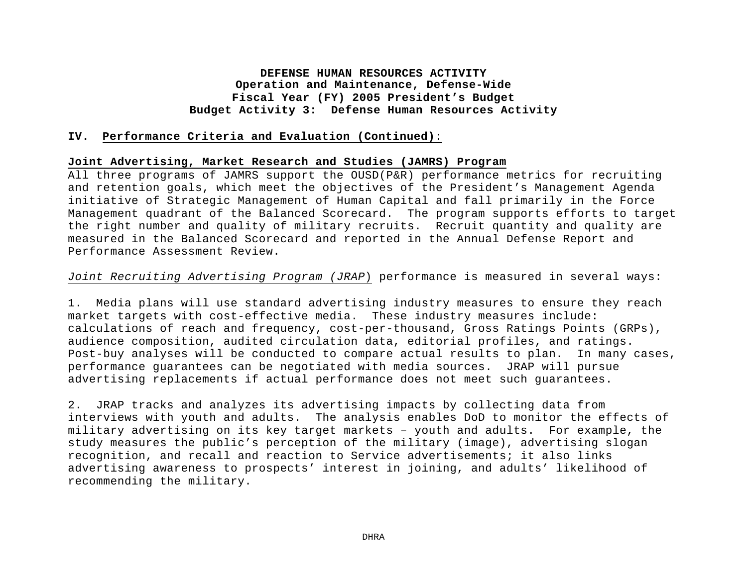**DEFENSE HUMAN RESOURCES ACTIVITY**
**Operation and Maintenance, Defense-Wide**
**Fiscal Year (FY) 2005 President's Budget**
**Budget Activity 3: Defense Human Resources Activity**

## IV. Performance Criteria and Evaluation (Continued):

### Joint Advertising, Market Research and Studies (JAMRS) Program

All three programs of JAMRS support the OUSD(P&R) performance metrics for recruiting and retention goals, which meet the objectives of the President's Management Agenda initiative of Strategic Management of Human Capital and fall primarily in the Force Management quadrant of the Balanced Scorecard. The program supports efforts to target the right number and quality of military recruits. Recruit quantity and quality are measured in the Balanced Scorecard and reported in the Annual Defense Report and Performance Assessment Review.

*Joint Recruiting Advertising Program (JRAP)* performance is measured in several ways:

1. Media plans will use standard advertising industry measures to ensure they reach market targets with cost-effective media. These industry measures include: calculations of reach and frequency, cost-per-thousand, Gross Ratings Points (GRPs), audience composition, audited circulation data, editorial profiles, and ratings. Post-buy analyses will be conducted to compare actual results to plan. In many cases, performance guarantees can be negotiated with media sources. JRAP will pursue advertising replacements if actual performance does not meet such guarantees.

2. JRAP tracks and analyzes its advertising impacts by collecting data from interviews with youth and adults. The analysis enables DoD to monitor the effects of military advertising on its key target markets – youth and adults. For example, the study measures the public's perception of the military (image), advertising slogan recognition, and recall and reaction to Service advertisements; it also links advertising awareness to prospects' interest in joining, and adults' likelihood of recommending the military.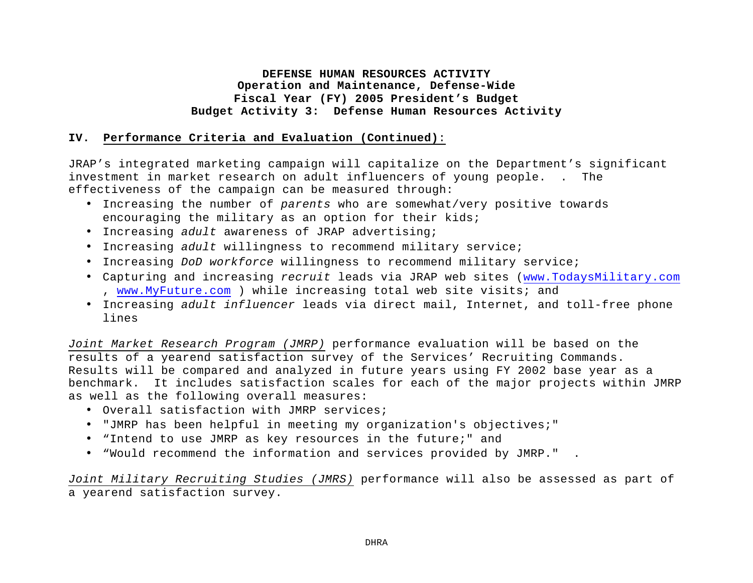**DEFENSE HUMAN RESOURCES ACTIVITY**
**Operation and Maintenance, Defense-Wide**
**Fiscal Year (FY) 2005 President's Budget**
**Budget Activity 3: Defense Human Resources Activity**

## IV. Performance Criteria and Evaluation (Continued):

JRAP's integrated marketing campaign will capitalize on the Department's significant investment in market research on adult influencers of young people. . The effectiveness of the campaign can be measured through:

- Increasing the number of *parents* who are somewhat/very positive towards encouraging the military as an option for their kids;
- Increasing *adult* awareness of JRAP advertising;
- Increasing *adult* willingness to recommend military service;
- Increasing *DoD workforce* willingness to recommend military service;
- Capturing and increasing *recruit* leads via JRAP web sites (www.TodaysMilitary.com , www.MyFuture.com ) while increasing total web site visits; and
- Increasing *adult influencer* leads via direct mail, Internet, and toll-free phone lines

*Joint Market Research Program (JMRP)* performance evaluation will be based on the results of a yearend satisfaction survey of the Services' Recruiting Commands. Results will be compared and analyzed in future years using FY 2002 base year as a benchmark. It includes satisfaction scales for each of the major projects within JMRP as well as the following overall measures:

- Overall satisfaction with JMRP services;
- "JMRP has been helpful in meeting my organization's objectives;"
- "Intend to use JMRP as key resources in the future;" and
- "Would recommend the information and services provided by JMRP." .

*Joint Military Recruiting Studies (JMRS)* performance will also be assessed as part of a yearend satisfaction survey.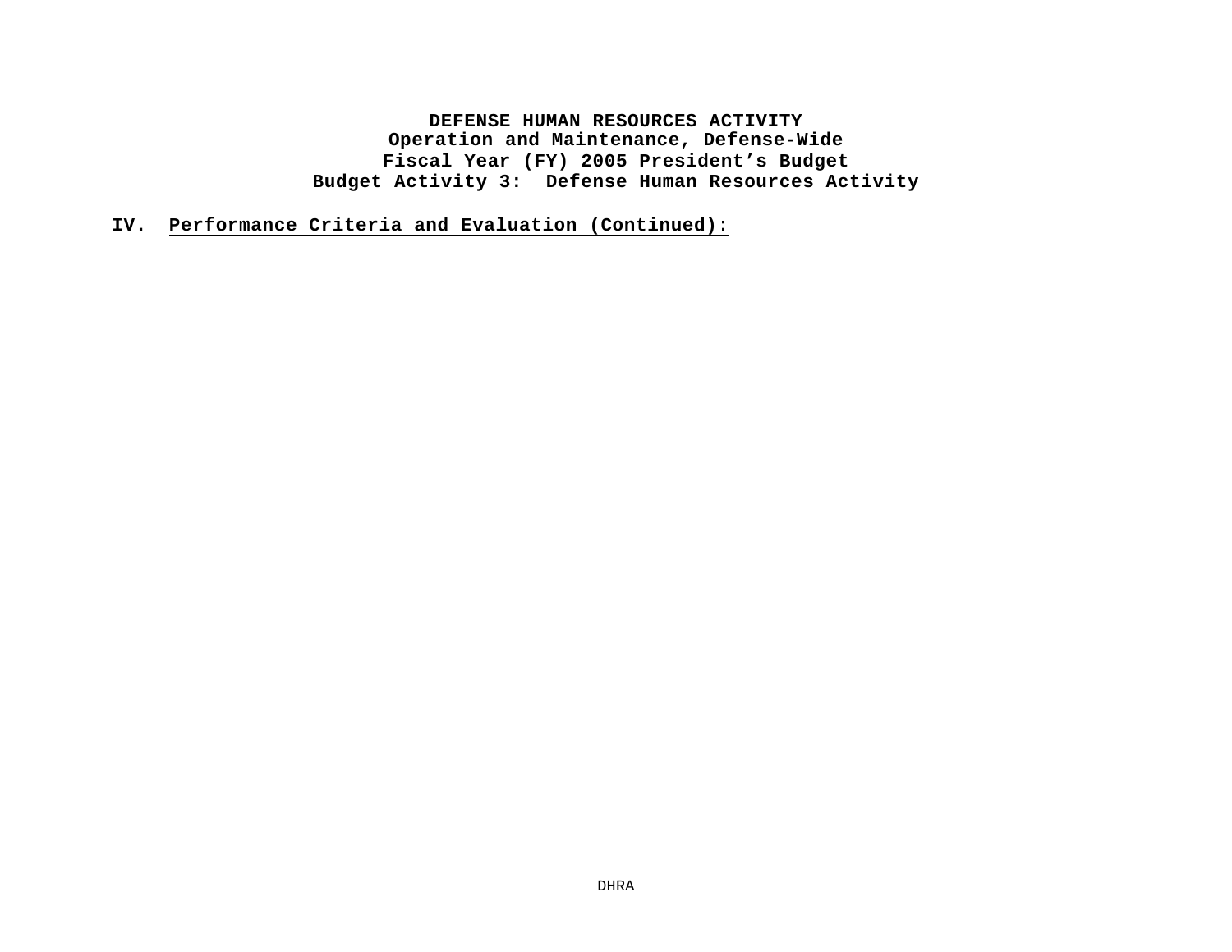**DEFENSE HUMAN RESOURCES ACTIVITY**
**Operation and Maintenance, Defense-Wide**
**Fiscal Year (FY) 2005 President's Budget**
**Budget Activity 3: Defense Human Resources Activity**

## IV. Performance Criteria and Evaluation (Continued):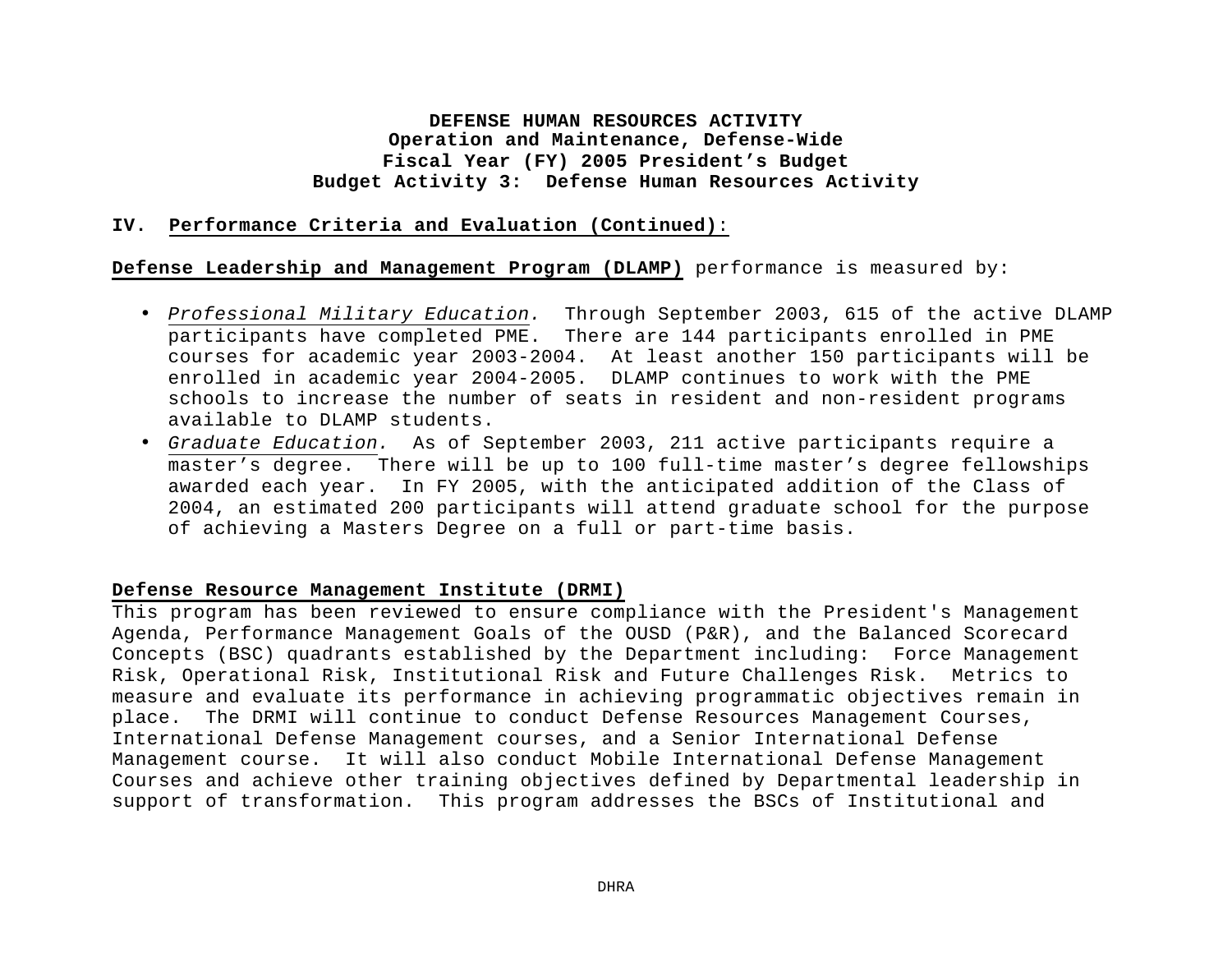**DEFENSE HUMAN RESOURCES ACTIVITY**
**Operation and Maintenance, Defense-Wide**
**Fiscal Year (FY) 2005 President's Budget**
**Budget Activity 3: Defense Human Resources Activity**

## IV. Performance Criteria and Evaluation (Continued):

**Defense Leadership and Management Program (DLAMP)** performance is measured by:

- *Professional Military Education.* Through September 2003, 615 of the active DLAMP participants have completed PME. There are 144 participants enrolled in PME courses for academic year 2003-2004. At least another 150 participants will be enrolled in academic year 2004-2005. DLAMP continues to work with the PME schools to increase the number of seats in resident and non-resident programs available to DLAMP students.
- *Graduate Education.* As of September 2003, 211 active participants require a master's degree. There will be up to 100 full-time master's degree fellowships awarded each year. In FY 2005, with the anticipated addition of the Class of 2004, an estimated 200 participants will attend graduate school for the purpose of achieving a Masters Degree on a full or part-time basis.

**Defense Resource Management Institute (DRMI)**

This program has been reviewed to ensure compliance with the President's Management Agenda, Performance Management Goals of the OUSD (P&R), and the Balanced Scorecard Concepts (BSC) quadrants established by the Department including: Force Management Risk, Operational Risk, Institutional Risk and Future Challenges Risk. Metrics to measure and evaluate its performance in achieving programmatic objectives remain in place. The DRMI will continue to conduct Defense Resources Management Courses, International Defense Management courses, and a Senior International Defense Management course. It will also conduct Mobile International Defense Management Courses and achieve other training objectives defined by Departmental leadership in support of transformation. This program addresses the BSCs of Institutional and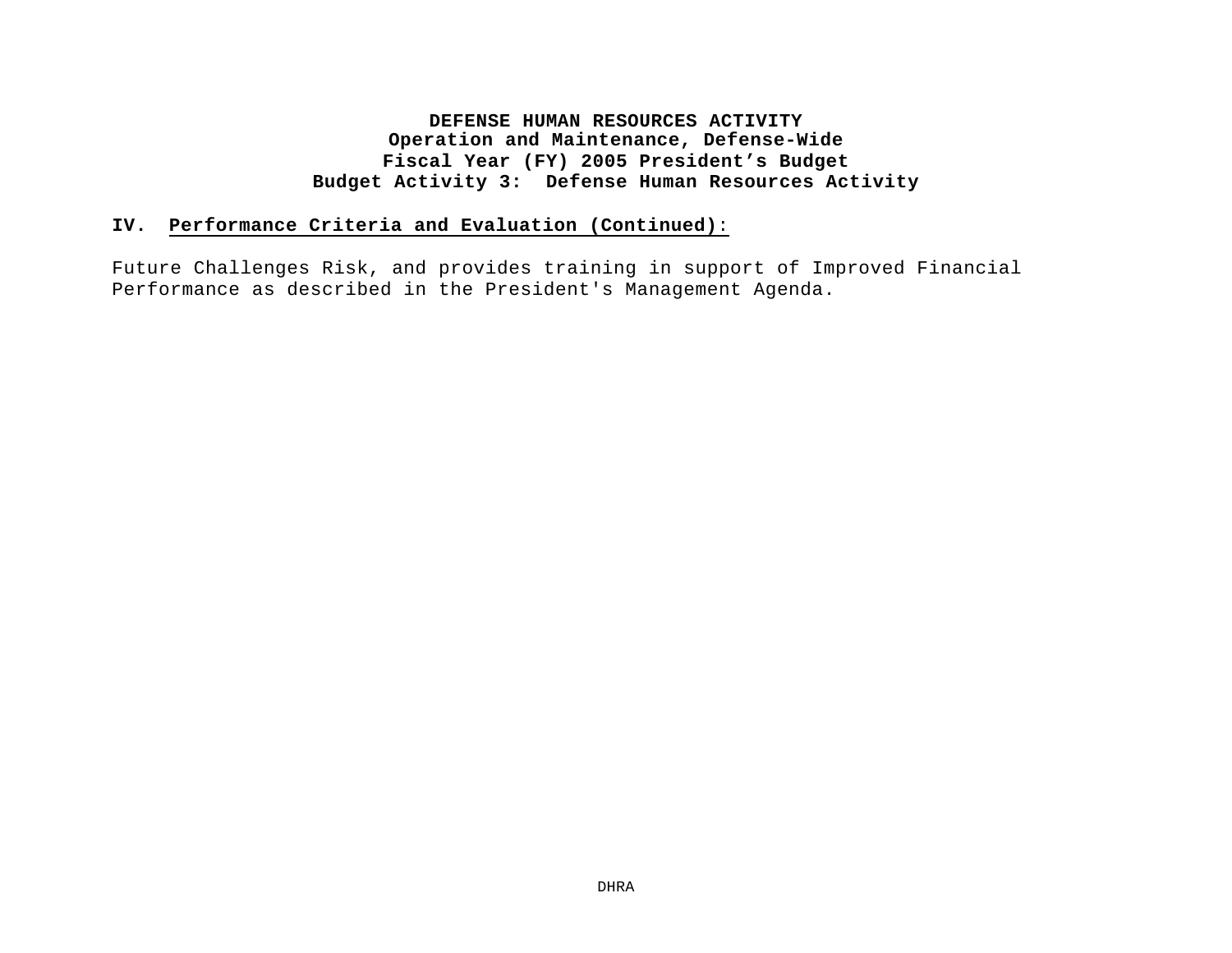## IV. Performance Criteria and Evaluation (Continued):

Future Challenges Risk, and provides training in support of Improved Financial Performance as described in the President's Management Agenda.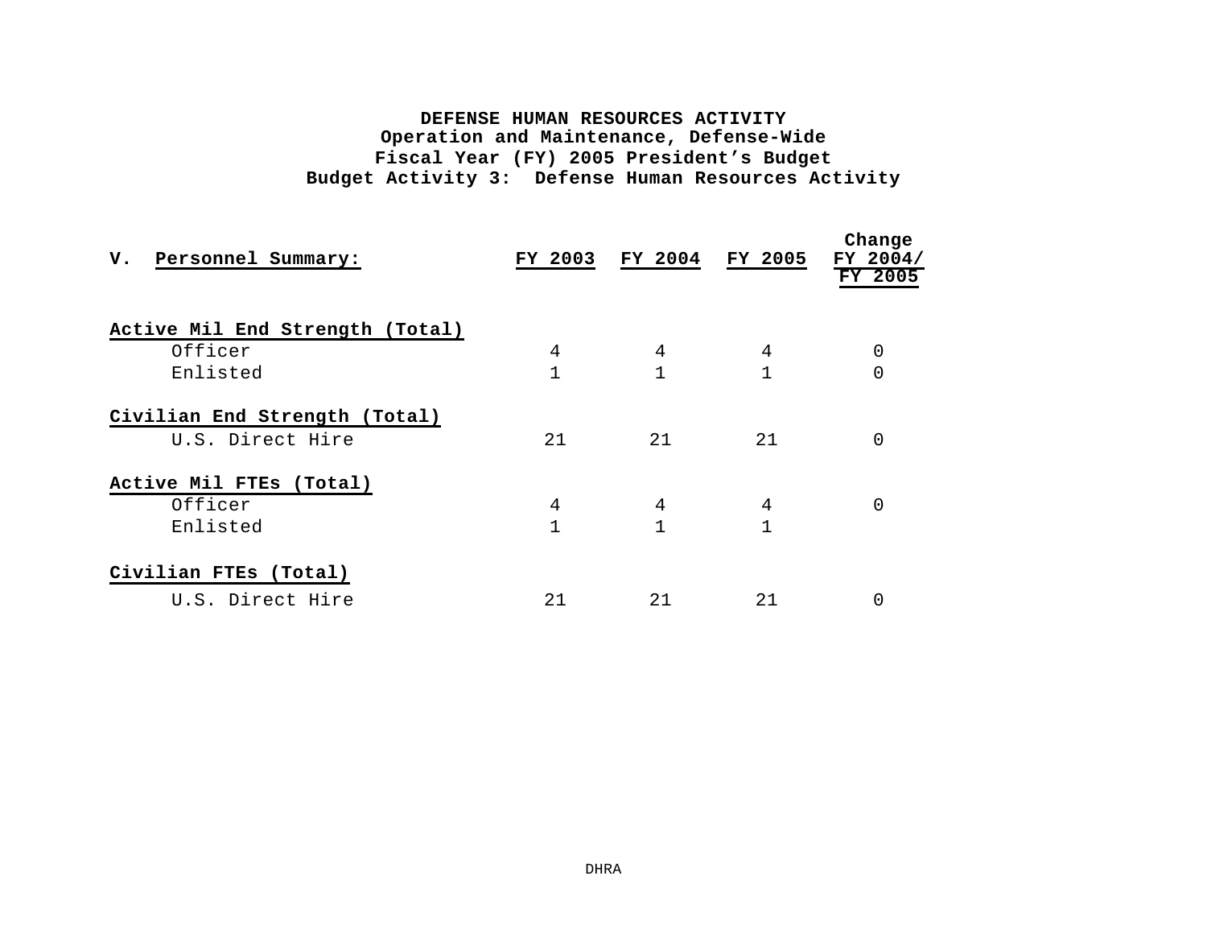**DEFENSE HUMAN RESOURCES ACTIVITY**
**Operation and Maintenance, Defense-Wide**
**Fiscal Year (FY) 2005 President's Budget**
**Budget Activity 3: Defense Human Resources Activity**

| V. Personnel Summary: | FY 2003 | FY 2004 | FY 2005 | Change FY 2004/ FY 2005 |
|---|---|---|---|---|
| **Active Mil End Strength (Total)** | | | | |
| Officer | 4 | 4 | 4 | 0 |
| Enlisted | 1 | 1 | 1 | 0 |
| **Civilian End Strength (Total)** | | | | |
| U.S. Direct Hire | 21 | 21 | 21 | 0 |
| **Active Mil FTEs (Total)** | | | | |
| Officer | 4 | 4 | 4 | 0 |
| Enlisted | 1 | 1 | 1 | |
| **Civilian FTEs (Total)** | | | | |
| U.S. Direct Hire | 21 | 21 | 21 | 0 |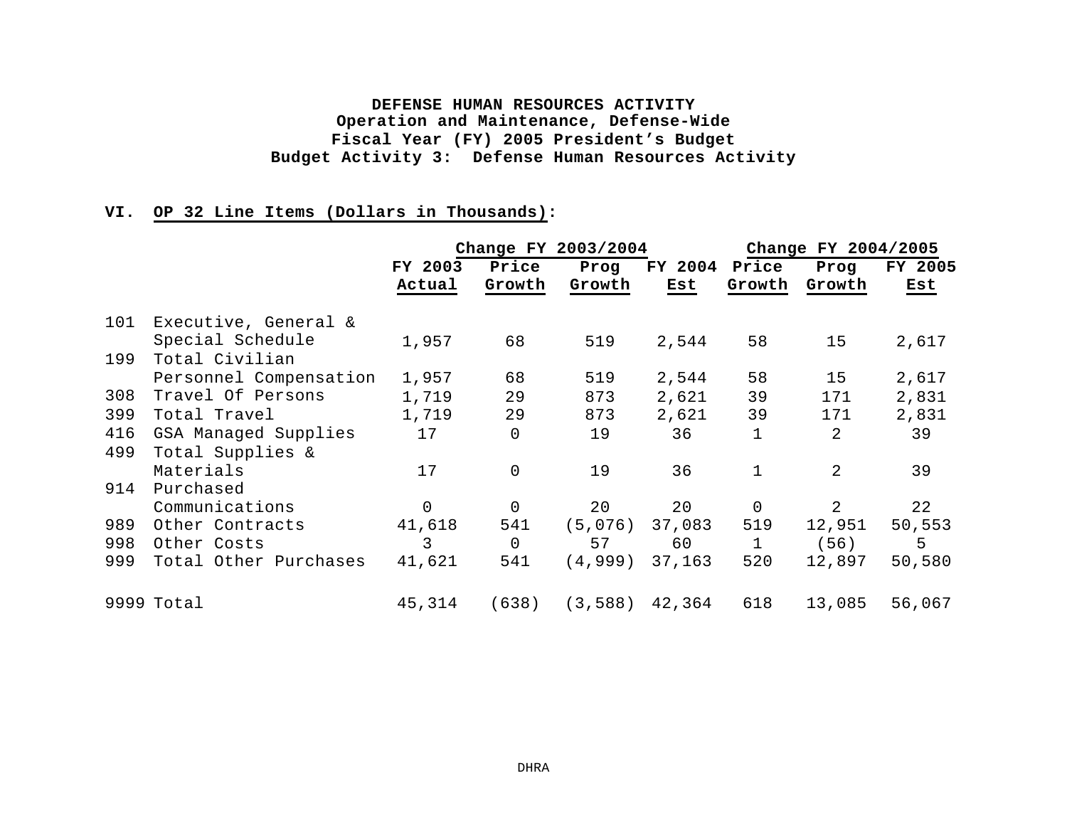**DEFENSE HUMAN RESOURCES ACTIVITY**
**Operation and Maintenance, Defense-Wide**
**Fiscal Year (FY) 2005 President's Budget**
**Budget Activity 3: Defense Human Resources Activity**

**VI. OP 32 Line Items (Dollars in Thousands):**

| | | | Change FY 2003/2004 | | | Change FY 2004/2005 | | |
|---|---|---|---|---|---|---|---|---|
| | | FY 2003 Actual | Price Growth | Prog Growth | FY 2004 Est | Price Growth | Prog Growth | FY 2005 Est |
| 101 | Executive, General & Special Schedule | 1,957 | 68 | 519 | 2,544 | 58 | 15 | 2,617 |
| 199 | Total Civilian Personnel Compensation | 1,957 | 68 | 519 | 2,544 | 58 | 15 | 2,617 |
| 308 | Travel Of Persons | 1,719 | 29 | 873 | 2,621 | 39 | 171 | 2,831 |
| 399 | Total Travel | 1,719 | 29 | 873 | 2,621 | 39 | 171 | 2,831 |
| 416 | GSA Managed Supplies | 17 | 0 | 19 | 36 | 1 | 2 | 39 |
| 499 | Total Supplies & Materials | 17 | 0 | 19 | 36 | 1 | 2 | 39 |
| 914 | Purchased Communications | 0 | 0 | 20 | 20 | 0 | 2 | 22 |
| 989 | Other Contracts | 41,618 | 541 | (5,076) | 37,083 | 519 | 12,951 | 50,553 |
| 998 | Other Costs | 3 | 0 | 57 | 60 | 1 | (56) | 5 |
| 999 | Total Other Purchases | 41,621 | 541 | (4,999) | 37,163 | 520 | 12,897 | 50,580 |
| 9999 | Total | 45,314 | (638) | (3,588) | 42,364 | 618 | 13,085 | 56,067 |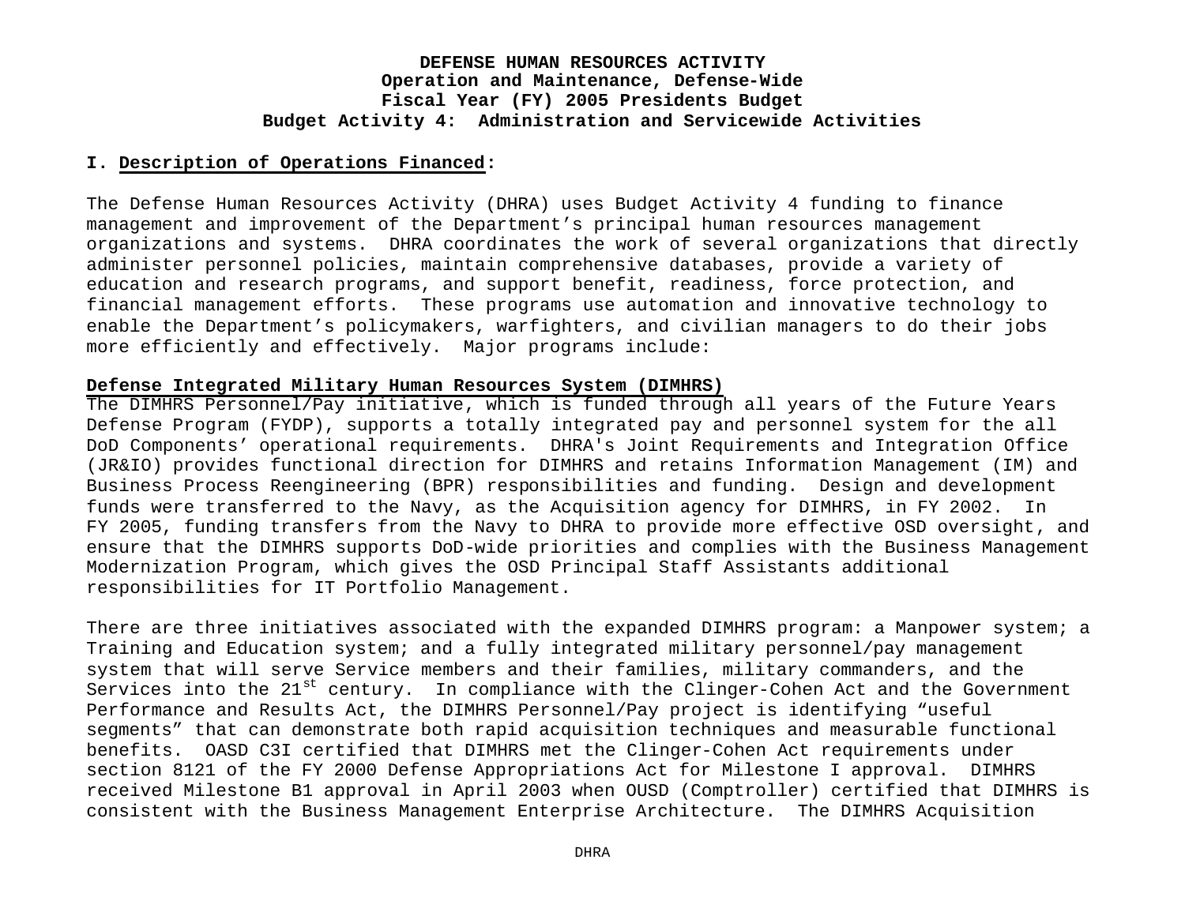**DEFENSE HUMAN RESOURCES ACTIVITY**
**Operation and Maintenance, Defense-Wide**
**Fiscal Year (FY) 2005 Presidents Budget**
**Budget Activity 4: Administration and Servicewide Activities**

**I. Description of Operations Financed:**

The Defense Human Resources Activity (DHRA) uses Budget Activity 4 funding to finance management and improvement of the Department's principal human resources management organizations and systems. DHRA coordinates the work of several organizations that directly administer personnel policies, maintain comprehensive databases, provide a variety of education and research programs, and support benefit, readiness, force protection, and financial management efforts. These programs use automation and innovative technology to enable the Department's policymakers, warfighters, and civilian managers to do their jobs more efficiently and effectively. Major programs include:

**Defense Integrated Military Human Resources System (DIMHRS)**
The DIMHRS Personnel/Pay initiative, which is funded through all years of the Future Years Defense Program (FYDP), supports a totally integrated pay and personnel system for the all DoD Components' operational requirements. DHRA's Joint Requirements and Integration Office (JR&IO) provides functional direction for DIMHRS and retains Information Management (IM) and Business Process Reengineering (BPR) responsibilities and funding. Design and development funds were transferred to the Navy, as the Acquisition agency for DIMHRS, in FY 2002. In FY 2005, funding transfers from the Navy to DHRA to provide more effective OSD oversight, and ensure that the DIMHRS supports DoD-wide priorities and complies with the Business Management Modernization Program, which gives the OSD Principal Staff Assistants additional responsibilities for IT Portfolio Management.

There are three initiatives associated with the expanded DIMHRS program: a Manpower system; a Training and Education system; and a fully integrated military personnel/pay management system that will serve Service members and their families, military commanders, and the Services into the 21st century. In compliance with the Clinger-Cohen Act and the Government Performance and Results Act, the DIMHRS Personnel/Pay project is identifying "useful segments" that can demonstrate both rapid acquisition techniques and measurable functional benefits. OASD C3I certified that DIMHRS met the Clinger-Cohen Act requirements under section 8121 of the FY 2000 Defense Appropriations Act for Milestone I approval. DIMHRS received Milestone B1 approval in April 2003 when OUSD (Comptroller) certified that DIMHRS is consistent with the Business Management Enterprise Architecture. The DIMHRS Acquisition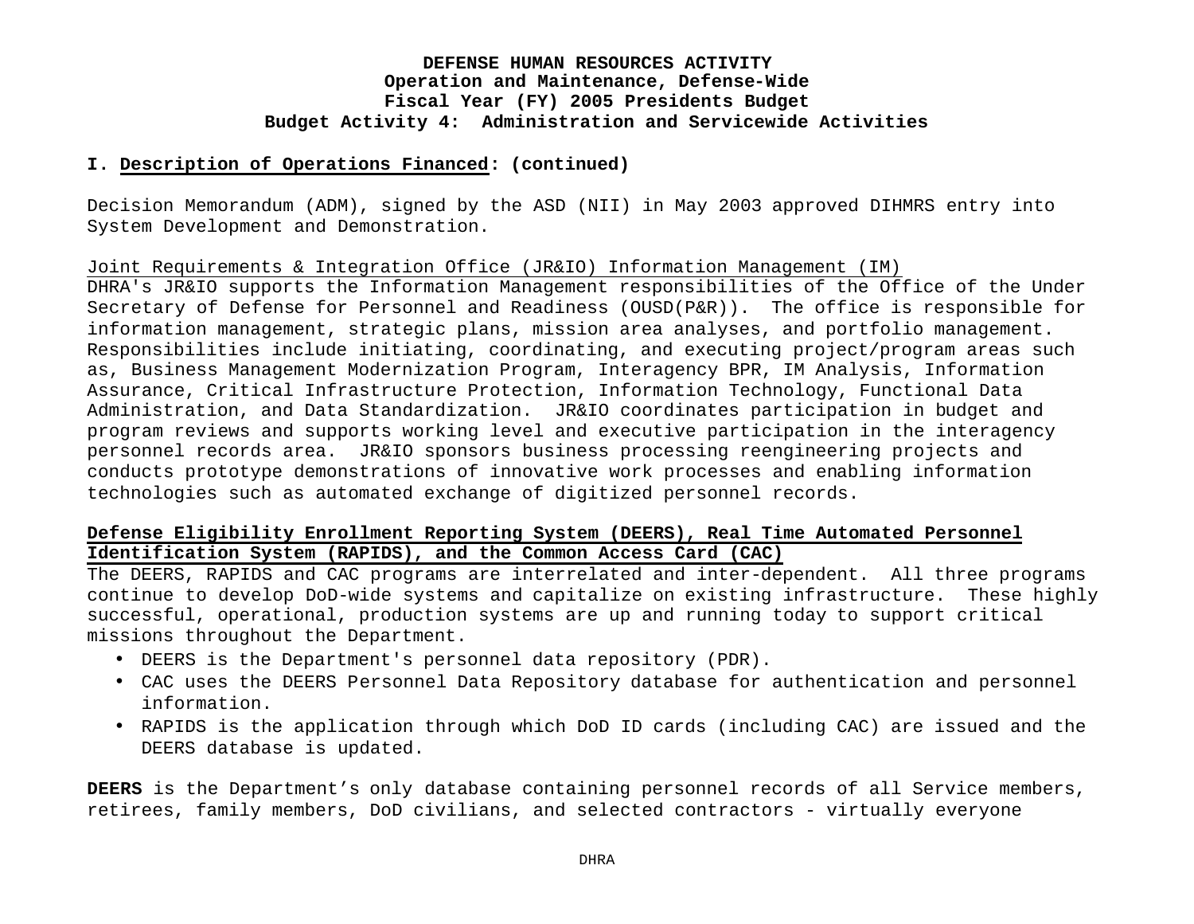**I. Description of Operations Financed: (continued)**

Decision Memorandum (ADM), signed by the ASD (NII) in May 2003 approved DIHMRS entry into System Development and Demonstration.

Joint Requirements & Integration Office (JR&IO) Information Management (IM)

DHRA's JR&IO supports the Information Management responsibilities of the Office of the Under Secretary of Defense for Personnel and Readiness (OUSD(P&R)). The office is responsible for information management, strategic plans, mission area analyses, and portfolio management. Responsibilities include initiating, coordinating, and executing project/program areas such as, Business Management Modernization Program, Interagency BPR, IM Analysis, Information Assurance, Critical Infrastructure Protection, Information Technology, Functional Data Administration, and Data Standardization. JR&IO coordinates participation in budget and program reviews and supports working level and executive participation in the interagency personnel records area. JR&IO sponsors business processing reengineering projects and conducts prototype demonstrations of innovative work processes and enabling information technologies such as automated exchange of digitized personnel records.

**Defense Eligibility Enrollment Reporting System (DEERS), Real Time Automated Personnel Identification System (RAPIDS), and the Common Access Card (CAC)**

The DEERS, RAPIDS and CAC programs are interrelated and inter-dependent. All three programs continue to develop DoD-wide systems and capitalize on existing infrastructure. These highly successful, operational, production systems are up and running today to support critical missions throughout the Department.

- DEERS is the Department's personnel data repository (PDR).
- CAC uses the DEERS Personnel Data Repository database for authentication and personnel information.
- RAPIDS is the application through which DoD ID cards (including CAC) are issued and the DEERS database is updated.

**DEERS** is the Department's only database containing personnel records of all Service members, retirees, family members, DoD civilians, and selected contractors - virtually everyone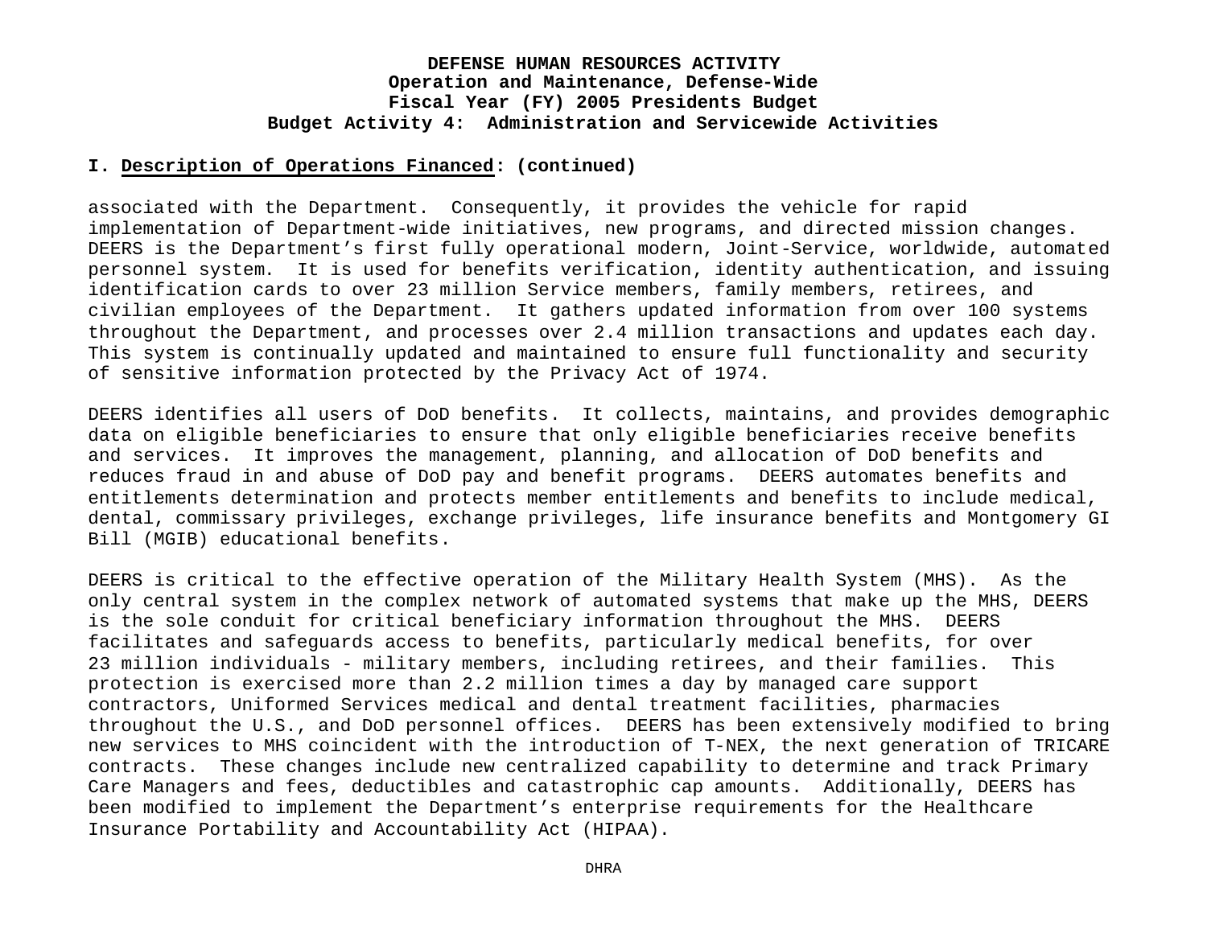**DEFENSE HUMAN RESOURCES ACTIVITY**
**Operation and Maintenance, Defense-Wide**
**Fiscal Year (FY) 2005 Presidents Budget**
**Budget Activity 4: Administration and Servicewide Activities**

**I. Description of Operations Financed: (continued)**

associated with the Department. Consequently, it provides the vehicle for rapid implementation of Department-wide initiatives, new programs, and directed mission changes. DEERS is the Department's first fully operational modern, Joint-Service, worldwide, automated personnel system. It is used for benefits verification, identity authentication, and issuing identification cards to over 23 million Service members, family members, retirees, and civilian employees of the Department. It gathers updated information from over 100 systems throughout the Department, and processes over 2.4 million transactions and updates each day. This system is continually updated and maintained to ensure full functionality and security of sensitive information protected by the Privacy Act of 1974.

DEERS identifies all users of DoD benefits. It collects, maintains, and provides demographic data on eligible beneficiaries to ensure that only eligible beneficiaries receive benefits and services. It improves the management, planning, and allocation of DoD benefits and reduces fraud in and abuse of DoD pay and benefit programs. DEERS automates benefits and entitlements determination and protects member entitlements and benefits to include medical, dental, commissary privileges, exchange privileges, life insurance benefits and Montgomery GI Bill (MGIB) educational benefits.

DEERS is critical to the effective operation of the Military Health System (MHS). As the only central system in the complex network of automated systems that make up the MHS, DEERS is the sole conduit for critical beneficiary information throughout the MHS. DEERS facilitates and safeguards access to benefits, particularly medical benefits, for over 23 million individuals - military members, including retirees, and their families. This protection is exercised more than 2.2 million times a day by managed care support contractors, Uniformed Services medical and dental treatment facilities, pharmacies throughout the U.S., and DoD personnel offices. DEERS has been extensively modified to bring new services to MHS coincident with the introduction of T-NEX, the next generation of TRICARE contracts. These changes include new centralized capability to determine and track Primary Care Managers and fees, deductibles and catastrophic cap amounts. Additionally, DEERS has been modified to implement the Department's enterprise requirements for the Healthcare Insurance Portability and Accountability Act (HIPAA).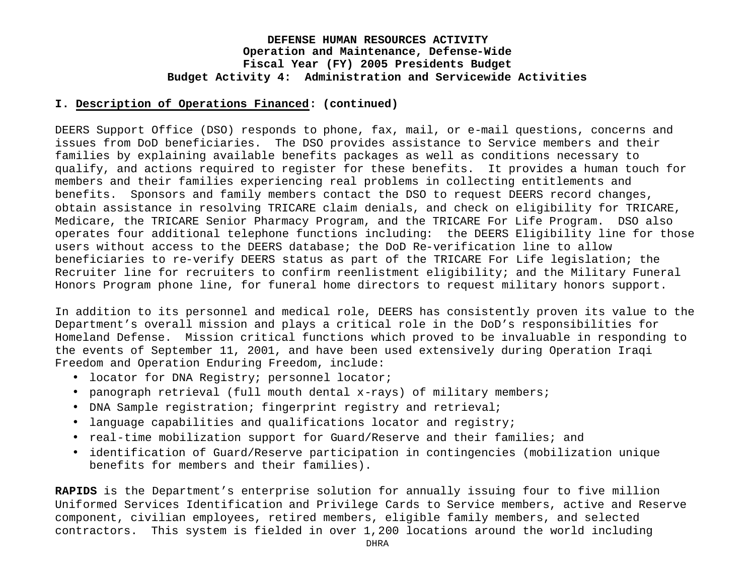**I. Description of Operations Financed: (continued)**

DEERS Support Office (DSO) responds to phone, fax, mail, or e-mail questions, concerns and issues from DoD beneficiaries. The DSO provides assistance to Service members and their families by explaining available benefits packages as well as conditions necessary to qualify, and actions required to register for these benefits. It provides a human touch for members and their families experiencing real problems in collecting entitlements and benefits. Sponsors and family members contact the DSO to request DEERS record changes, obtain assistance in resolving TRICARE claim denials, and check on eligibility for TRICARE, Medicare, the TRICARE Senior Pharmacy Program, and the TRICARE For Life Program. DSO also operates four additional telephone functions including: the DEERS Eligibility line for those users without access to the DEERS database; the DoD Re-verification line to allow beneficiaries to re-verify DEERS status as part of the TRICARE For Life legislation; the Recruiter line for recruiters to confirm reenlistment eligibility; and the Military Funeral Honors Program phone line, for funeral home directors to request military honors support.

In addition to its personnel and medical role, DEERS has consistently proven its value to the Department's overall mission and plays a critical role in the DoD's responsibilities for Homeland Defense. Mission critical functions which proved to be invaluable in responding to the events of September 11, 2001, and have been used extensively during Operation Iraqi Freedom and Operation Enduring Freedom, include:

- locator for DNA Registry; personnel locator;
- panograph retrieval (full mouth dental x-rays) of military members;
- DNA Sample registration; fingerprint registry and retrieval;
- language capabilities and qualifications locator and registry;
- real-time mobilization support for Guard/Reserve and their families; and
- identification of Guard/Reserve participation in contingencies (mobilization unique benefits for members and their families).

**RAPIDS** is the Department's enterprise solution for annually issuing four to five million Uniformed Services Identification and Privilege Cards to Service members, active and Reserve component, civilian employees, retired members, eligible family members, and selected contractors. This system is fielded in over 1,200 locations around the world including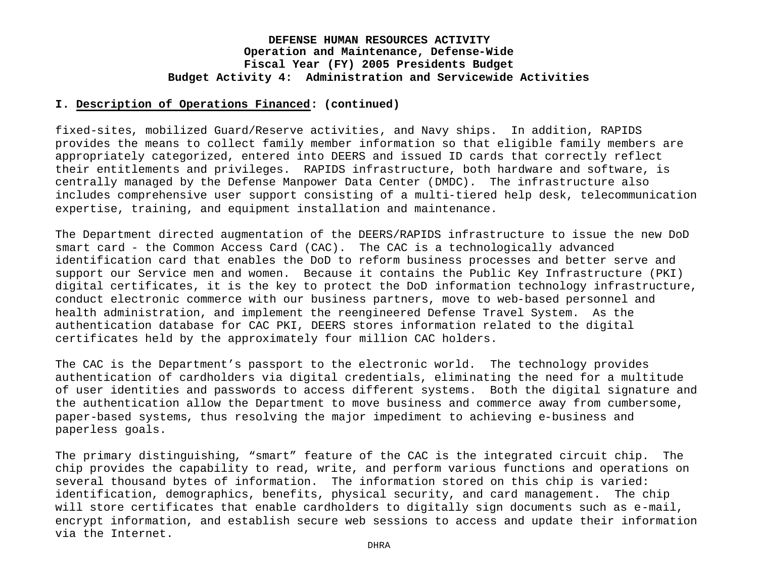**I. Description of Operations Financed: (continued)**

fixed-sites, mobilized Guard/Reserve activities, and Navy ships. In addition, RAPIDS provides the means to collect family member information so that eligible family members are appropriately categorized, entered into DEERS and issued ID cards that correctly reflect their entitlements and privileges. RAPIDS infrastructure, both hardware and software, is centrally managed by the Defense Manpower Data Center (DMDC). The infrastructure also includes comprehensive user support consisting of a multi-tiered help desk, telecommunication expertise, training, and equipment installation and maintenance.

The Department directed augmentation of the DEERS/RAPIDS infrastructure to issue the new DoD smart card - the Common Access Card (CAC). The CAC is a technologically advanced identification card that enables the DoD to reform business processes and better serve and support our Service men and women. Because it contains the Public Key Infrastructure (PKI) digital certificates, it is the key to protect the DoD information technology infrastructure, conduct electronic commerce with our business partners, move to web-based personnel and health administration, and implement the reengineered Defense Travel System. As the authentication database for CAC PKI, DEERS stores information related to the digital certificates held by the approximately four million CAC holders.

The CAC is the Department's passport to the electronic world. The technology provides authentication of cardholders via digital credentials, eliminating the need for a multitude of user identities and passwords to access different systems. Both the digital signature and the authentication allow the Department to move business and commerce away from cumbersome, paper-based systems, thus resolving the major impediment to achieving e-business and paperless goals.

The primary distinguishing, "smart" feature of the CAC is the integrated circuit chip. The chip provides the capability to read, write, and perform various functions and operations on several thousand bytes of information. The information stored on this chip is varied: identification, demographics, benefits, physical security, and card management. The chip will store certificates that enable cardholders to digitally sign documents such as e-mail, encrypt information, and establish secure web sessions to access and update their information via the Internet.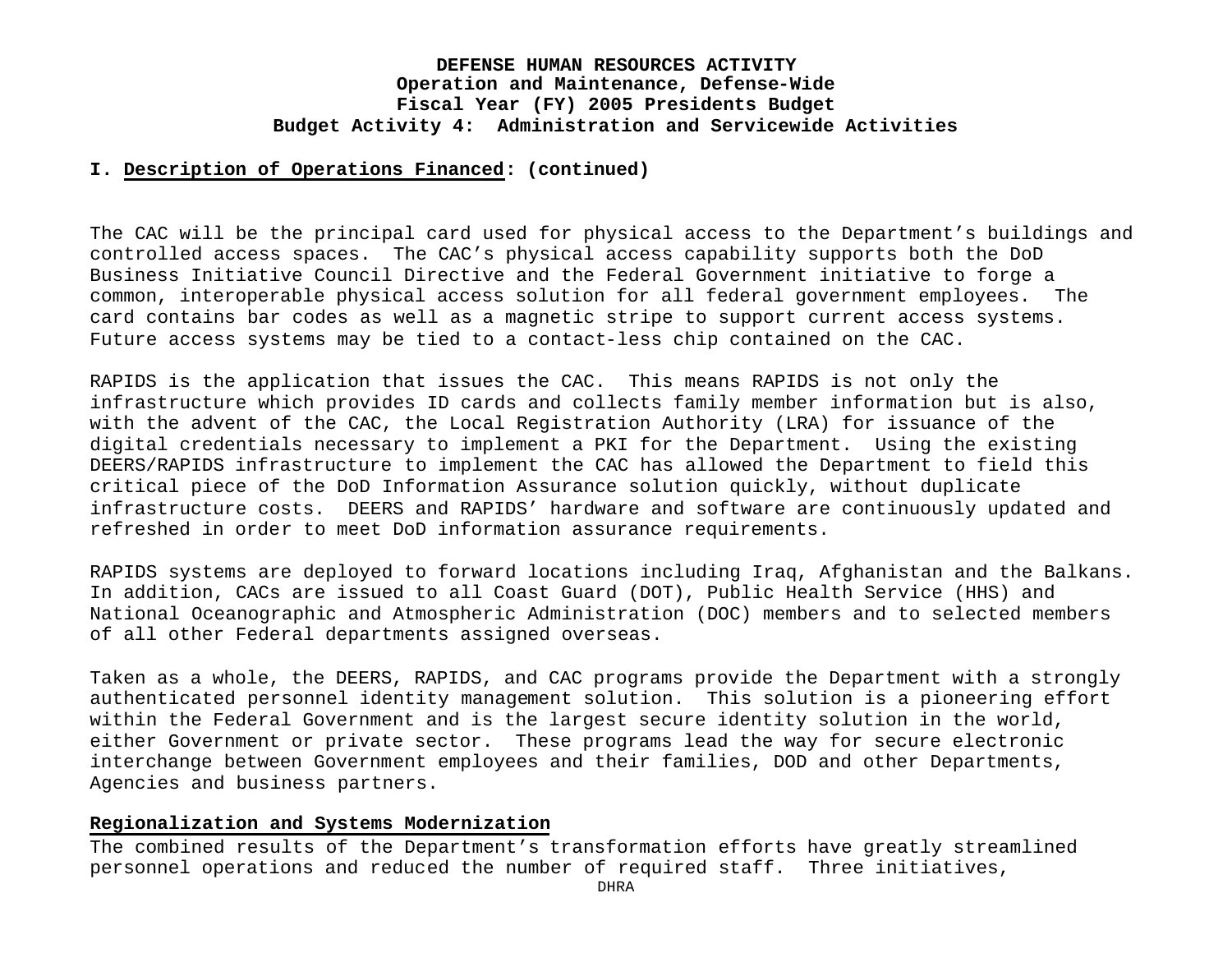**I. Description of Operations Financed: (continued)**

The CAC will be the principal card used for physical access to the Department's buildings and controlled access spaces. The CAC's physical access capability supports both the DoD Business Initiative Council Directive and the Federal Government initiative to forge a common, interoperable physical access solution for all federal government employees. The card contains bar codes as well as a magnetic stripe to support current access systems. Future access systems may be tied to a contact-less chip contained on the CAC.

RAPIDS is the application that issues the CAC. This means RAPIDS is not only the infrastructure which provides ID cards and collects family member information but is also, with the advent of the CAC, the Local Registration Authority (LRA) for issuance of the digital credentials necessary to implement a PKI for the Department. Using the existing DEERS/RAPIDS infrastructure to implement the CAC has allowed the Department to field this critical piece of the DoD Information Assurance solution quickly, without duplicate infrastructure costs. DEERS and RAPIDS' hardware and software are continuously updated and refreshed in order to meet DoD information assurance requirements.

RAPIDS systems are deployed to forward locations including Iraq, Afghanistan and the Balkans. In addition, CACs are issued to all Coast Guard (DOT), Public Health Service (HHS) and National Oceanographic and Atmospheric Administration (DOC) members and to selected members of all other Federal departments assigned overseas.

Taken as a whole, the DEERS, RAPIDS, and CAC programs provide the Department with a strongly authenticated personnel identity management solution. This solution is a pioneering effort within the Federal Government and is the largest secure identity solution in the world, either Government or private sector. These programs lead the way for secure electronic interchange between Government employees and their families, DOD and other Departments, Agencies and business partners.

**Regionalization and Systems Modernization**

The combined results of the Department's transformation efforts have greatly streamlined personnel operations and reduced the number of required staff. Three initiatives,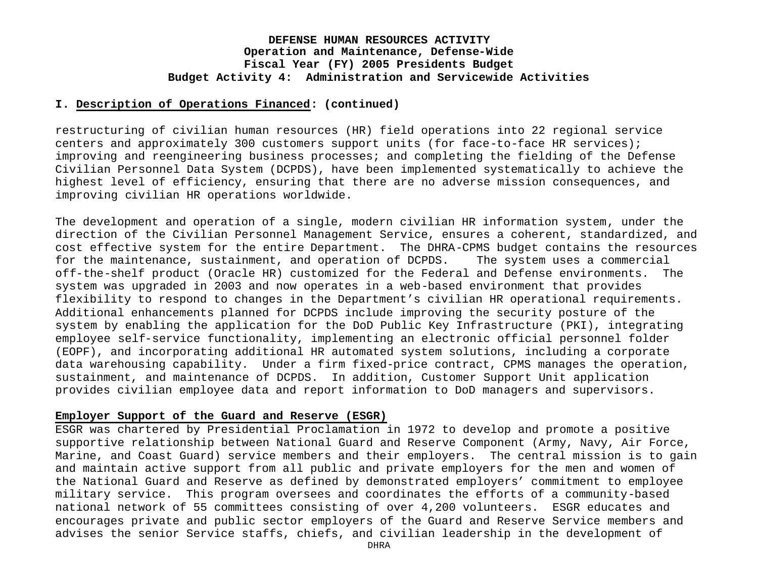**I. Description of Operations Financed: (continued)**

restructuring of civilian human resources (HR) field operations into 22 regional service centers and approximately 300 customers support units (for face-to-face HR services); improving and reengineering business processes; and completing the fielding of the Defense Civilian Personnel Data System (DCPDS), have been implemented systematically to achieve the highest level of efficiency, ensuring that there are no adverse mission consequences, and improving civilian HR operations worldwide.

The development and operation of a single, modern civilian HR information system, under the direction of the Civilian Personnel Management Service, ensures a coherent, standardized, and cost effective system for the entire Department. The DHRA-CPMS budget contains the resources for the maintenance, sustainment, and operation of DCPDS. The system uses a commercial off-the-shelf product (Oracle HR) customized for the Federal and Defense environments. The system was upgraded in 2003 and now operates in a web-based environment that provides flexibility to respond to changes in the Department's civilian HR operational requirements. Additional enhancements planned for DCPDS include improving the security posture of the system by enabling the application for the DoD Public Key Infrastructure (PKI), integrating employee self-service functionality, implementing an electronic official personnel folder (EOPF), and incorporating additional HR automated system solutions, including a corporate data warehousing capability. Under a firm fixed-price contract, CPMS manages the operation, sustainment, and maintenance of DCPDS. In addition, Customer Support Unit application provides civilian employee data and report information to DoD managers and supervisors.

**Employer Support of the Guard and Reserve (ESGR)**

ESGR was chartered by Presidential Proclamation in 1972 to develop and promote a positive supportive relationship between National Guard and Reserve Component (Army, Navy, Air Force, Marine, and Coast Guard) service members and their employers. The central mission is to gain and maintain active support from all public and private employers for the men and women of the National Guard and Reserve as defined by demonstrated employers' commitment to employee military service. This program oversees and coordinates the efforts of a community-based national network of 55 committees consisting of over 4,200 volunteers. ESGR educates and encourages private and public sector employers of the Guard and Reserve Service members and advises the senior Service staffs, chiefs, and civilian leadership in the development of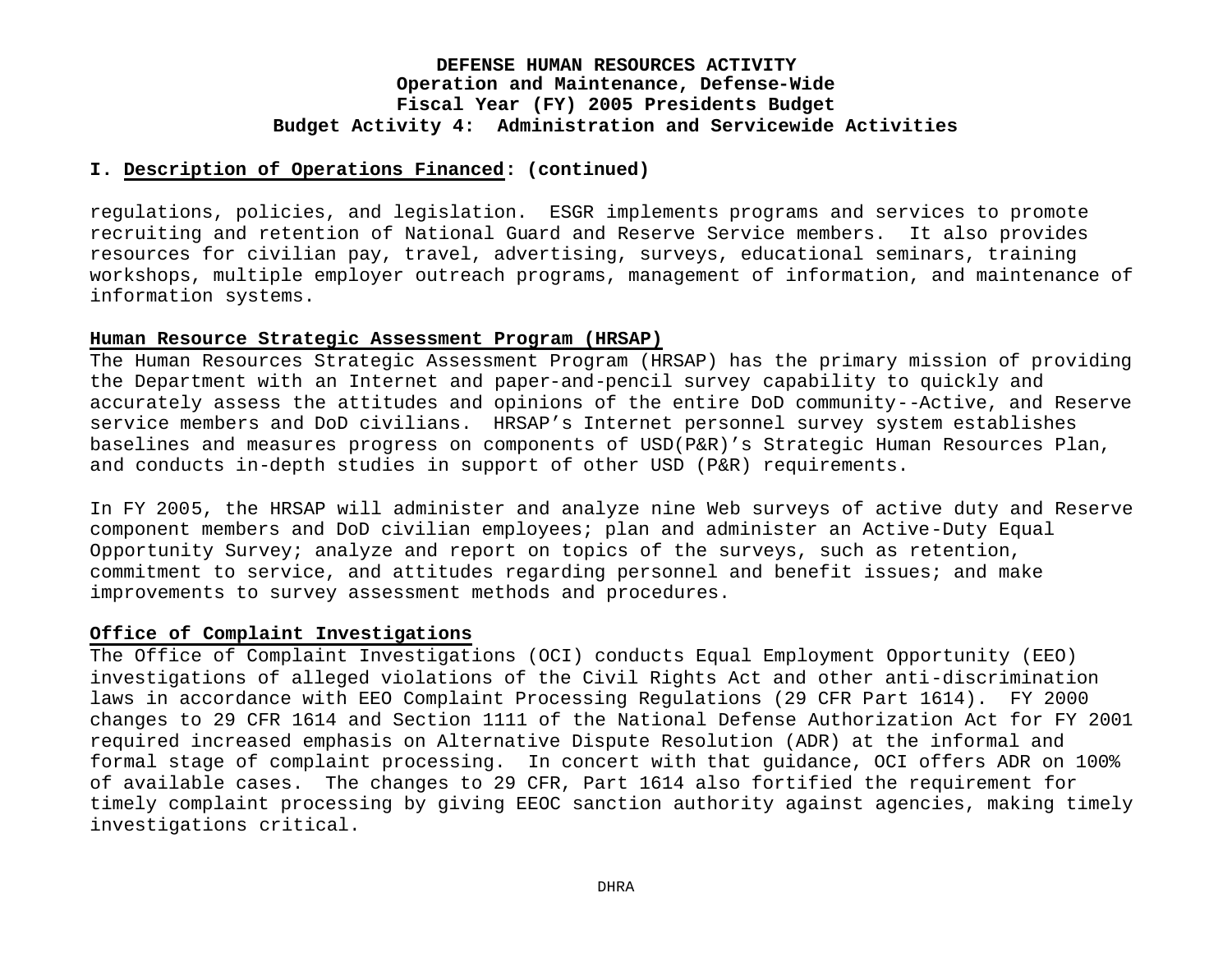**I. Description of Operations Financed: (continued)**

regulations, policies, and legislation. ESGR implements programs and services to promote recruiting and retention of National Guard and Reserve Service members. It also provides resources for civilian pay, travel, advertising, surveys, educational seminars, training workshops, multiple employer outreach programs, management of information, and maintenance of information systems.

**Human Resource Strategic Assessment Program (HRSAP)**

The Human Resources Strategic Assessment Program (HRSAP) has the primary mission of providing the Department with an Internet and paper-and-pencil survey capability to quickly and accurately assess the attitudes and opinions of the entire DoD community--Active, and Reserve service members and DoD civilians. HRSAP's Internet personnel survey system establishes baselines and measures progress on components of USD(P&R)'s Strategic Human Resources Plan, and conducts in-depth studies in support of other USD (P&R) requirements.

In FY 2005, the HRSAP will administer and analyze nine Web surveys of active duty and Reserve component members and DoD civilian employees; plan and administer an Active-Duty Equal Opportunity Survey; analyze and report on topics of the surveys, such as retention, commitment to service, and attitudes regarding personnel and benefit issues; and make improvements to survey assessment methods and procedures.

**Office of Complaint Investigations**

The Office of Complaint Investigations (OCI) conducts Equal Employment Opportunity (EEO) investigations of alleged violations of the Civil Rights Act and other anti-discrimination laws in accordance with EEO Complaint Processing Regulations (29 CFR Part 1614). FY 2000 changes to 29 CFR 1614 and Section 1111 of the National Defense Authorization Act for FY 2001 required increased emphasis on Alternative Dispute Resolution (ADR) at the informal and formal stage of complaint processing. In concert with that guidance, OCI offers ADR on 100% of available cases. The changes to 29 CFR, Part 1614 also fortified the requirement for timely complaint processing by giving EEOC sanction authority against agencies, making timely investigations critical.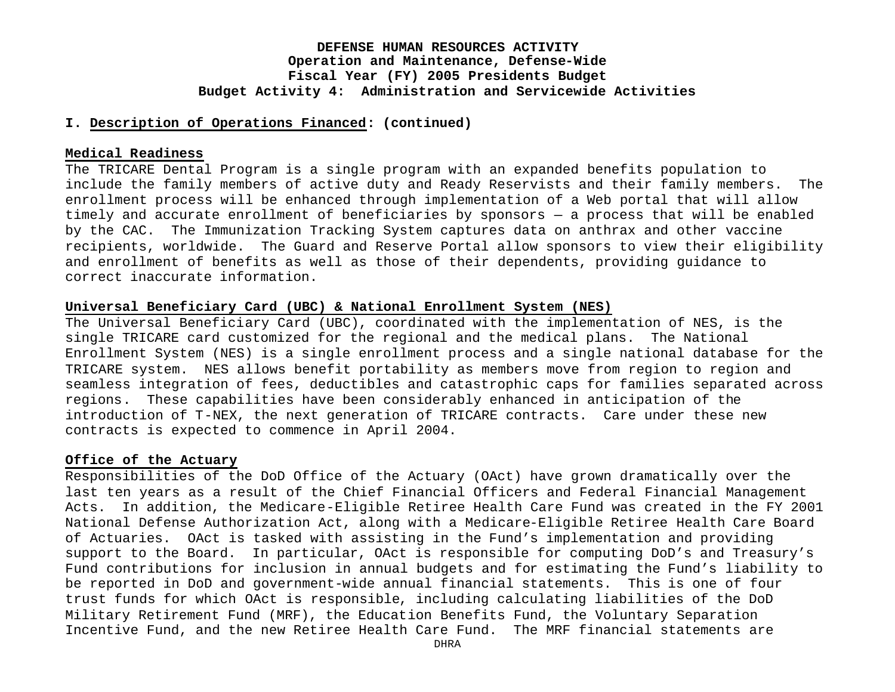**DEFENSE HUMAN RESOURCES ACTIVITY**
**Operation and Maintenance, Defense-Wide**
**Fiscal Year (FY) 2005 Presidents Budget**
**Budget Activity 4: Administration and Servicewide Activities**

**I. Description of Operations Financed: (continued)**

**Medical Readiness**

The TRICARE Dental Program is a single program with an expanded benefits population to include the family members of active duty and Ready Reservists and their family members. The enrollment process will be enhanced through implementation of a Web portal that will allow timely and accurate enrollment of beneficiaries by sponsors — a process that will be enabled by the CAC. The Immunization Tracking System captures data on anthrax and other vaccine recipients, worldwide. The Guard and Reserve Portal allow sponsors to view their eligibility and enrollment of benefits as well as those of their dependents, providing guidance to correct inaccurate information.

**Universal Beneficiary Card (UBC) & National Enrollment System (NES)**

The Universal Beneficiary Card (UBC), coordinated with the implementation of NES, is the single TRICARE card customized for the regional and the medical plans. The National Enrollment System (NES) is a single enrollment process and a single national database for the TRICARE system. NES allows benefit portability as members move from region to region and seamless integration of fees, deductibles and catastrophic caps for families separated across regions. These capabilities have been considerably enhanced in anticipation of the introduction of T-NEX, the next generation of TRICARE contracts. Care under these new contracts is expected to commence in April 2004.

**Office of the Actuary**

Responsibilities of the DoD Office of the Actuary (OAct) have grown dramatically over the last ten years as a result of the Chief Financial Officers and Federal Financial Management Acts. In addition, the Medicare-Eligible Retiree Health Care Fund was created in the FY 2001 National Defense Authorization Act, along with a Medicare-Eligible Retiree Health Care Board of Actuaries. OAct is tasked with assisting in the Fund's implementation and providing support to the Board. In particular, OAct is responsible for computing DoD's and Treasury's Fund contributions for inclusion in annual budgets and for estimating the Fund's liability to be reported in DoD and government-wide annual financial statements. This is one of four trust funds for which OAct is responsible, including calculating liabilities of the DoD Military Retirement Fund (MRF), the Education Benefits Fund, the Voluntary Separation Incentive Fund, and the new Retiree Health Care Fund. The MRF financial statements are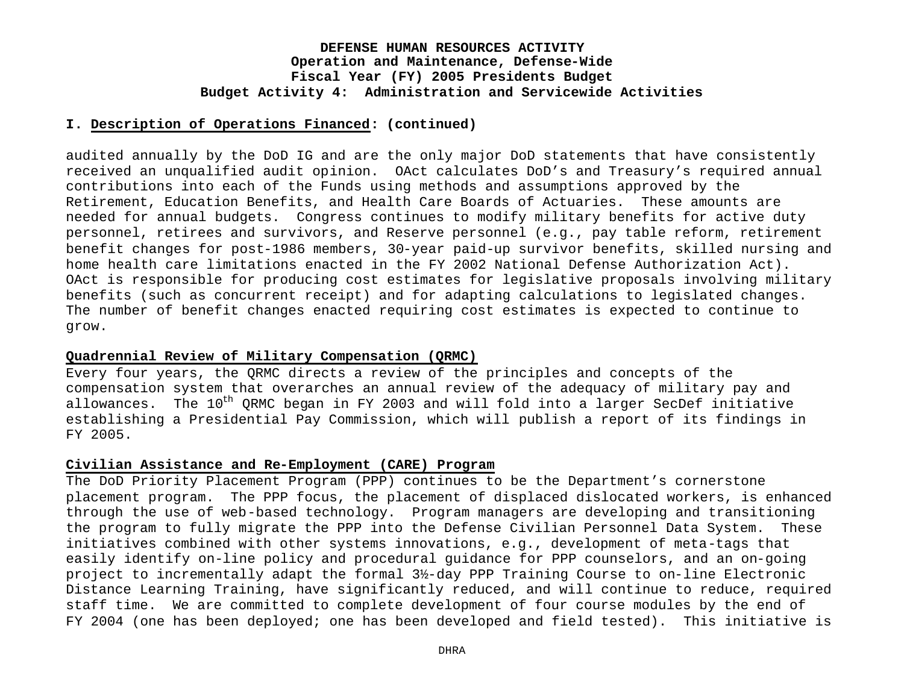**I. Description of Operations Financed: (continued)**

audited annually by the DoD IG and are the only major DoD statements that have consistently received an unqualified audit opinion. OAct calculates DoD's and Treasury's required annual contributions into each of the Funds using methods and assumptions approved by the Retirement, Education Benefits, and Health Care Boards of Actuaries. These amounts are needed for annual budgets. Congress continues to modify military benefits for active duty personnel, retirees and survivors, and Reserve personnel (e.g., pay table reform, retirement benefit changes for post-1986 members, 30-year paid-up survivor benefits, skilled nursing and home health care limitations enacted in the FY 2002 National Defense Authorization Act). OAct is responsible for producing cost estimates for legislative proposals involving military benefits (such as concurrent receipt) and for adapting calculations to legislated changes. The number of benefit changes enacted requiring cost estimates is expected to continue to grow.

**Quadrennial Review of Military Compensation (QRMC)**

Every four years, the QRMC directs a review of the principles and concepts of the compensation system that overarches an annual review of the adequacy of military pay and allowances. The 10th QRMC began in FY 2003 and will fold into a larger SecDef initiative establishing a Presidential Pay Commission, which will publish a report of its findings in FY 2005.

**Civilian Assistance and Re-Employment (CARE) Program**

The DoD Priority Placement Program (PPP) continues to be the Department's cornerstone placement program. The PPP focus, the placement of displaced dislocated workers, is enhanced through the use of web-based technology. Program managers are developing and transitioning the program to fully migrate the PPP into the Defense Civilian Personnel Data System. These initiatives combined with other systems innovations, e.g., development of meta-tags that easily identify on-line policy and procedural guidance for PPP counselors, and an on-going project to incrementally adapt the formal 3½-day PPP Training Course to on-line Electronic Distance Learning Training, have significantly reduced, and will continue to reduce, required staff time. We are committed to complete development of four course modules by the end of FY 2004 (one has been deployed; one has been developed and field tested). This initiative is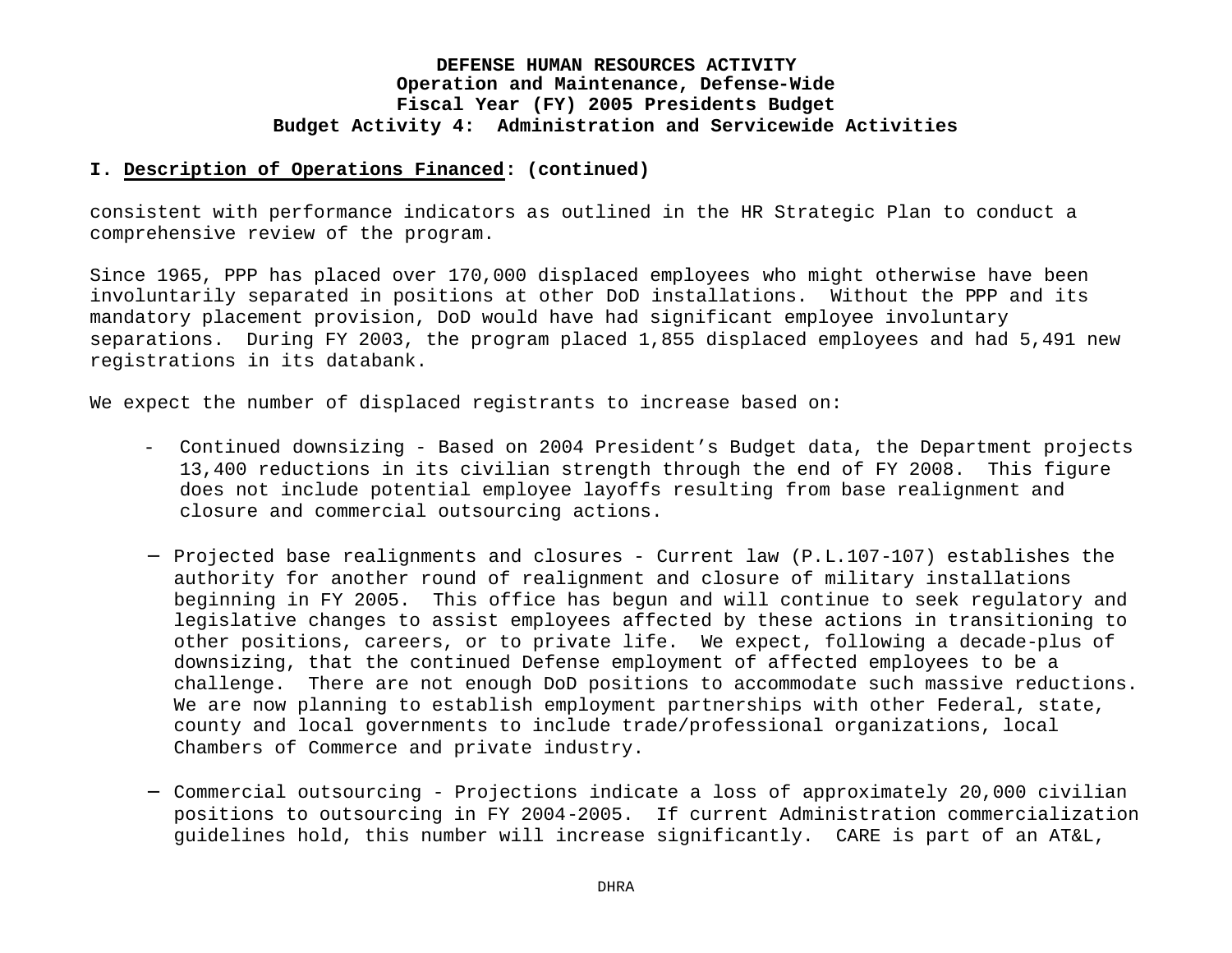**DEFENSE HUMAN RESOURCES ACTIVITY**
**Operation and Maintenance, Defense-Wide**
**Fiscal Year (FY) 2005 Presidents Budget**
**Budget Activity 4: Administration and Servicewide Activities**

**I. Description of Operations Financed: (continued)**

consistent with performance indicators as outlined in the HR Strategic Plan to conduct a comprehensive review of the program.

Since 1965, PPP has placed over 170,000 displaced employees who might otherwise have been involuntarily separated in positions at other DoD installations. Without the PPP and its mandatory placement provision, DoD would have had significant employee involuntary separations. During FY 2003, the program placed 1,855 displaced employees and had 5,491 new registrations in its databank.

We expect the number of displaced registrants to increase based on:

- Continued downsizing - Based on 2004 President's Budget data, the Department projects 13,400 reductions in its civilian strength through the end of FY 2008. This figure does not include potential employee layoffs resulting from base realignment and closure and commercial outsourcing actions.

- Projected base realignments and closures - Current law (P.L.107-107) establishes the authority for another round of realignment and closure of military installations beginning in FY 2005. This office has begun and will continue to seek regulatory and legislative changes to assist employees affected by these actions in transitioning to other positions, careers, or to private life. We expect, following a decade-plus of downsizing, that the continued Defense employment of affected employees to be a challenge. There are not enough DoD positions to accommodate such massive reductions. We are now planning to establish employment partnerships with other Federal, state, county and local governments to include trade/professional organizations, local Chambers of Commerce and private industry.

- Commercial outsourcing - Projections indicate a loss of approximately 20,000 civilian positions to outsourcing in FY 2004-2005. If current Administration commercialization guidelines hold, this number will increase significantly. CARE is part of an AT&L,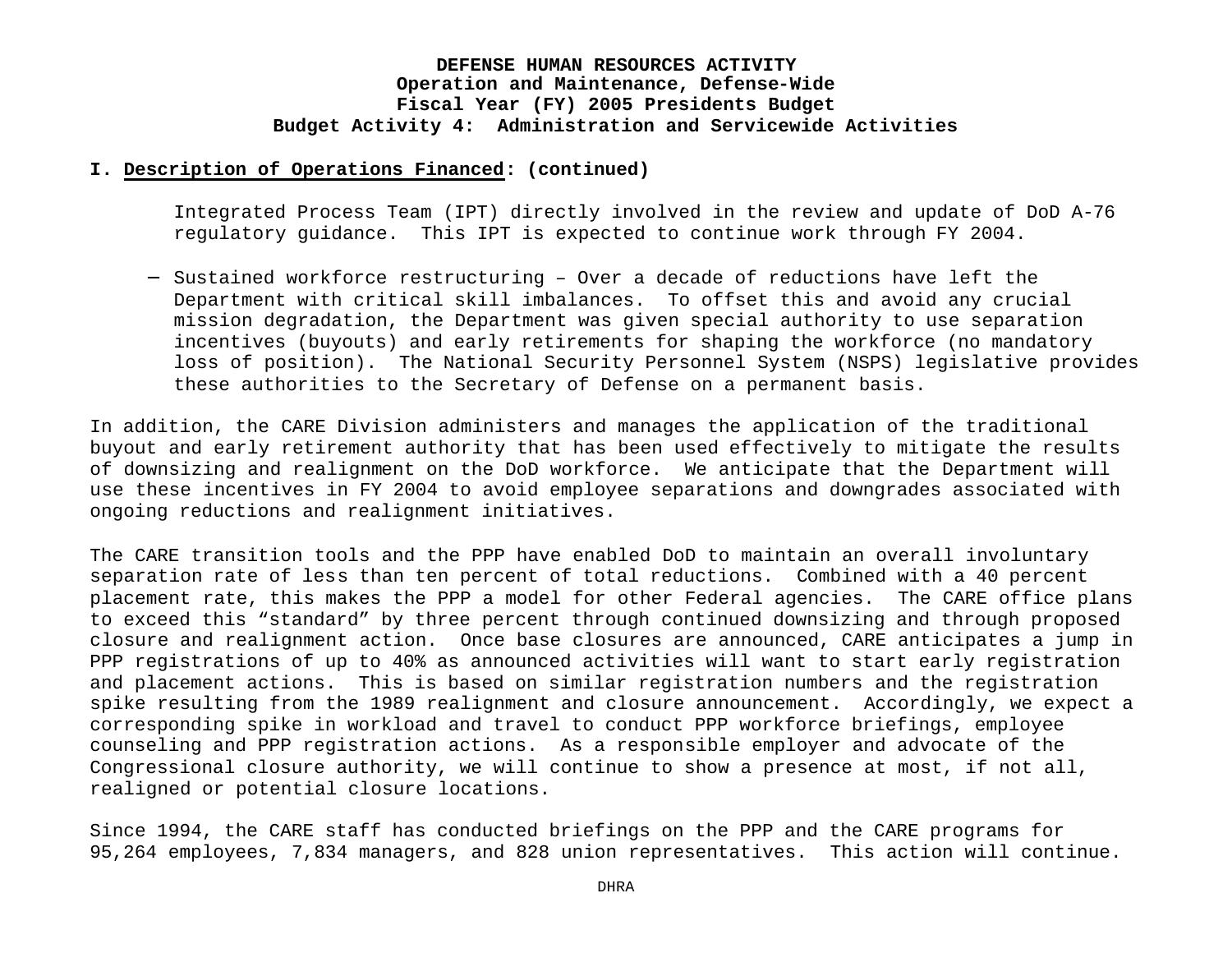**I. Description of Operations Financed: (continued)**

Integrated Process Team (IPT) directly involved in the review and update of DoD A-76 regulatory guidance. This IPT is expected to continue work through FY 2004.

- Sustained workforce restructuring – Over a decade of reductions have left the Department with critical skill imbalances. To offset this and avoid any crucial mission degradation, the Department was given special authority to use separation incentives (buyouts) and early retirements for shaping the workforce (no mandatory loss of position). The National Security Personnel System (NSPS) legislative provides these authorities to the Secretary of Defense on a permanent basis.

In addition, the CARE Division administers and manages the application of the traditional buyout and early retirement authority that has been used effectively to mitigate the results of downsizing and realignment on the DoD workforce. We anticipate that the Department will use these incentives in FY 2004 to avoid employee separations and downgrades associated with ongoing reductions and realignment initiatives.

The CARE transition tools and the PPP have enabled DoD to maintain an overall involuntary separation rate of less than ten percent of total reductions. Combined with a 40 percent placement rate, this makes the PPP a model for other Federal agencies. The CARE office plans to exceed this "standard" by three percent through continued downsizing and through proposed closure and realignment action. Once base closures are announced, CARE anticipates a jump in PPP registrations of up to 40% as announced activities will want to start early registration and placement actions. This is based on similar registration numbers and the registration spike resulting from the 1989 realignment and closure announcement. Accordingly, we expect a corresponding spike in workload and travel to conduct PPP workforce briefings, employee counseling and PPP registration actions. As a responsible employer and advocate of the Congressional closure authority, we will continue to show a presence at most, if not all, realigned or potential closure locations.

Since 1994, the CARE staff has conducted briefings on the PPP and the CARE programs for 95,264 employees, 7,834 managers, and 828 union representatives. This action will continue.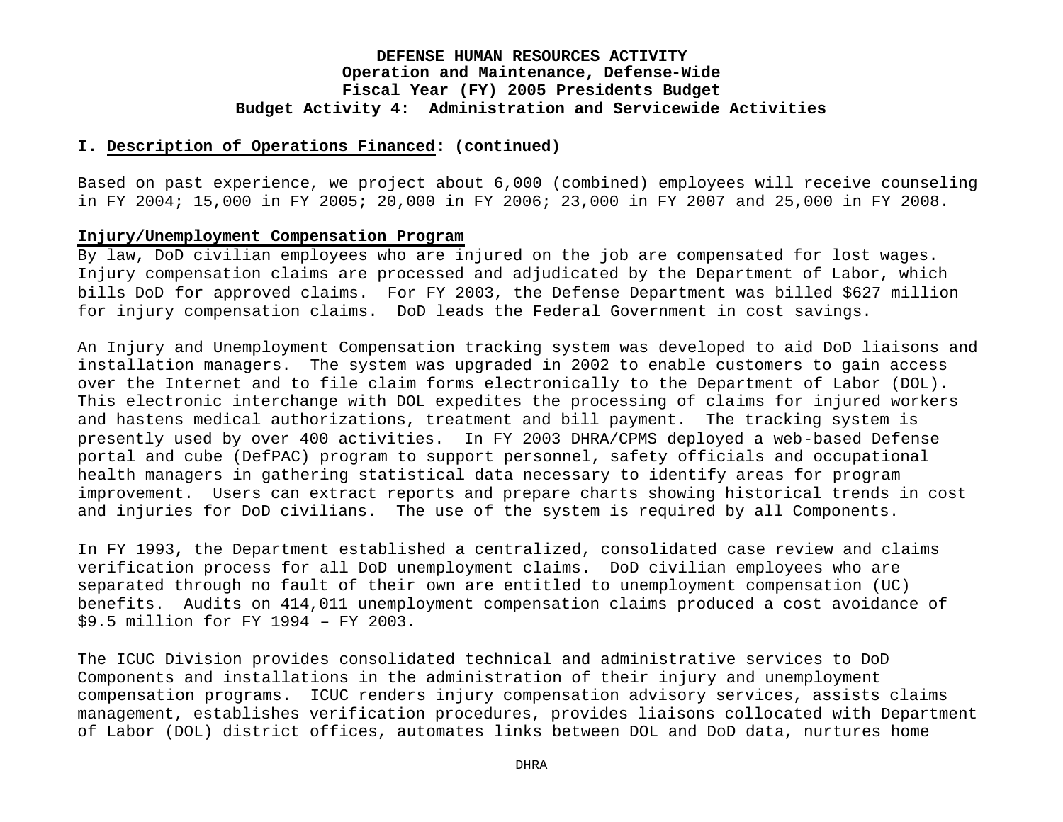**I. Description of Operations Financed: (continued)**

Based on past experience, we project about 6,000 (combined) employees will receive counseling in FY 2004; 15,000 in FY 2005; 20,000 in FY 2006; 23,000 in FY 2007 and 25,000 in FY 2008.

**Injury/Unemployment Compensation Program**

By law, DoD civilian employees who are injured on the job are compensated for lost wages. Injury compensation claims are processed and adjudicated by the Department of Labor, which bills DoD for approved claims. For FY 2003, the Defense Department was billed $627 million for injury compensation claims. DoD leads the Federal Government in cost savings.

An Injury and Unemployment Compensation tracking system was developed to aid DoD liaisons and installation managers. The system was upgraded in 2002 to enable customers to gain access over the Internet and to file claim forms electronically to the Department of Labor (DOL). This electronic interchange with DOL expedites the processing of claims for injured workers and hastens medical authorizations, treatment and bill payment. The tracking system is presently used by over 400 activities. In FY 2003 DHRA/CPMS deployed a web-based Defense portal and cube (DefPAC) program to support personnel, safety officials and occupational health managers in gathering statistical data necessary to identify areas for program improvement. Users can extract reports and prepare charts showing historical trends in cost and injuries for DoD civilians. The use of the system is required by all Components.

In FY 1993, the Department established a centralized, consolidated case review and claims verification process for all DoD unemployment claims. DoD civilian employees who are separated through no fault of their own are entitled to unemployment compensation (UC) benefits. Audits on 414,011 unemployment compensation claims produced a cost avoidance of $9.5 million for FY 1994 – FY 2003.

The ICUC Division provides consolidated technical and administrative services to DoD Components and installations in the administration of their injury and unemployment compensation programs. ICUC renders injury compensation advisory services, assists claims management, establishes verification procedures, provides liaisons collocated with Department of Labor (DOL) district offices, automates links between DOL and DoD data, nurtures home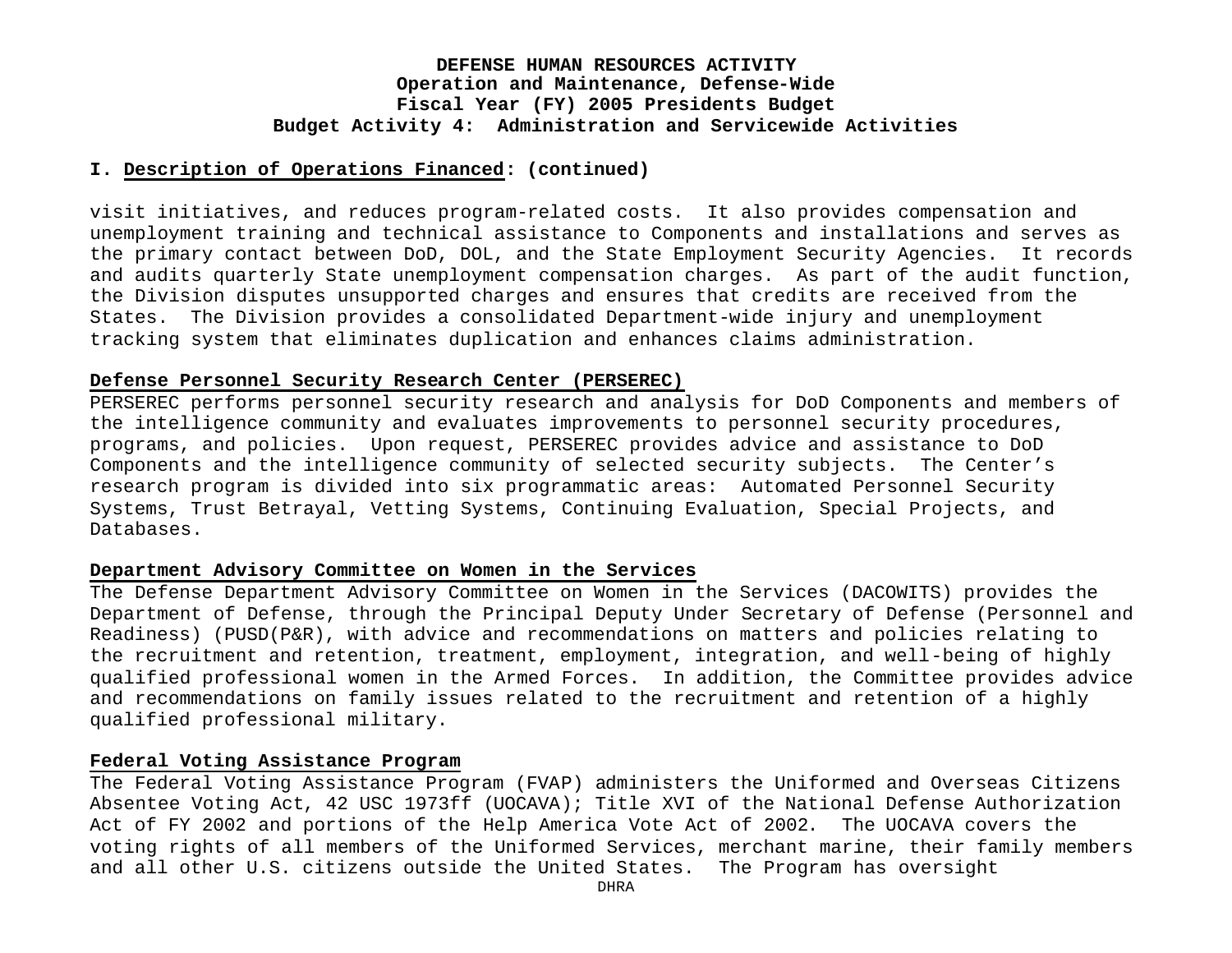**I. Description of Operations Financed: (continued)**

visit initiatives, and reduces program-related costs. It also provides compensation and unemployment training and technical assistance to Components and installations and serves as the primary contact between DoD, DOL, and the State Employment Security Agencies. It records and audits quarterly State unemployment compensation charges. As part of the audit function, the Division disputes unsupported charges and ensures that credits are received from the States. The Division provides a consolidated Department-wide injury and unemployment tracking system that eliminates duplication and enhances claims administration.

**Defense Personnel Security Research Center (PERSEREC)**

PERSEREC performs personnel security research and analysis for DoD Components and members of the intelligence community and evaluates improvements to personnel security procedures, programs, and policies. Upon request, PERSEREC provides advice and assistance to DoD Components and the intelligence community of selected security subjects. The Center's research program is divided into six programmatic areas: Automated Personnel Security Systems, Trust Betrayal, Vetting Systems, Continuing Evaluation, Special Projects, and Databases.

**Department Advisory Committee on Women in the Services**

The Defense Department Advisory Committee on Women in the Services (DACOWITS) provides the Department of Defense, through the Principal Deputy Under Secretary of Defense (Personnel and Readiness) (PUSD(P&R), with advice and recommendations on matters and policies relating to the recruitment and retention, treatment, employment, integration, and well-being of highly qualified professional women in the Armed Forces. In addition, the Committee provides advice and recommendations on family issues related to the recruitment and retention of a highly qualified professional military.

**Federal Voting Assistance Program**

The Federal Voting Assistance Program (FVAP) administers the Uniformed and Overseas Citizens Absentee Voting Act, 42 USC 1973ff (UOCAVA); Title XVI of the National Defense Authorization Act of FY 2002 and portions of the Help America Vote Act of 2002. The UOCAVA covers the voting rights of all members of the Uniformed Services, merchant marine, their family members and all other U.S. citizens outside the United States. The Program has oversight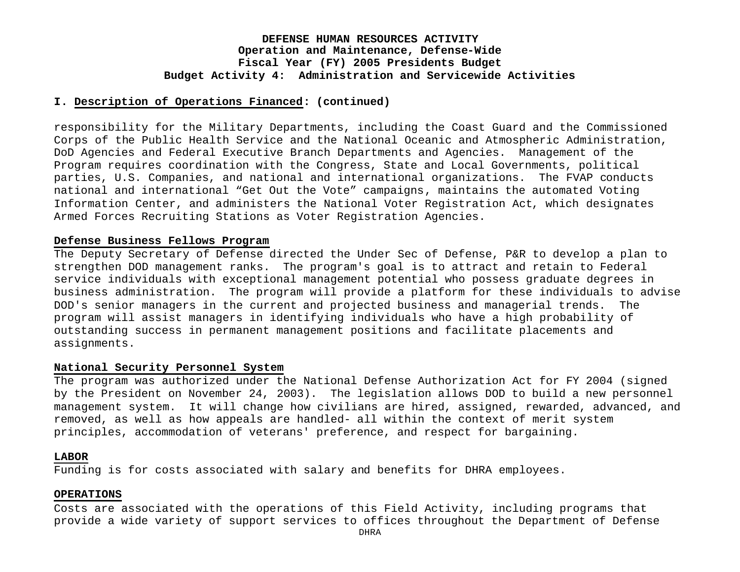**DEFENSE HUMAN RESOURCES ACTIVITY**
**Operation and Maintenance, Defense-Wide**
**Fiscal Year (FY) 2005 Presidents Budget**
**Budget Activity 4: Administration and Servicewide Activities**

**I. Description of Operations Financed: (continued)**

responsibility for the Military Departments, including the Coast Guard and the Commissioned Corps of the Public Health Service and the National Oceanic and Atmospheric Administration, DoD Agencies and Federal Executive Branch Departments and Agencies. Management of the Program requires coordination with the Congress, State and Local Governments, political parties, U.S. Companies, and national and international organizations. The FVAP conducts national and international "Get Out the Vote" campaigns, maintains the automated Voting Information Center, and administers the National Voter Registration Act, which designates Armed Forces Recruiting Stations as Voter Registration Agencies.

**Defense Business Fellows Program**

The Deputy Secretary of Defense directed the Under Sec of Defense, P&R to develop a plan to strengthen DOD management ranks. The program's goal is to attract and retain to Federal service individuals with exceptional management potential who possess graduate degrees in business administration. The program will provide a platform for these individuals to advise DOD's senior managers in the current and projected business and managerial trends. The program will assist managers in identifying individuals who have a high probability of outstanding success in permanent management positions and facilitate placements and assignments.

**National Security Personnel System**

The program was authorized under the National Defense Authorization Act for FY 2004 (signed by the President on November 24, 2003). The legislation allows DOD to build a new personnel management system. It will change how civilians are hired, assigned, rewarded, advanced, and removed, as well as how appeals are handled- all within the context of merit system principles, accommodation of veterans' preference, and respect for bargaining.

**LABOR**

Funding is for costs associated with salary and benefits for DHRA employees.

**OPERATIONS**

Costs are associated with the operations of this Field Activity, including programs that provide a wide variety of support services to offices throughout the Department of Defense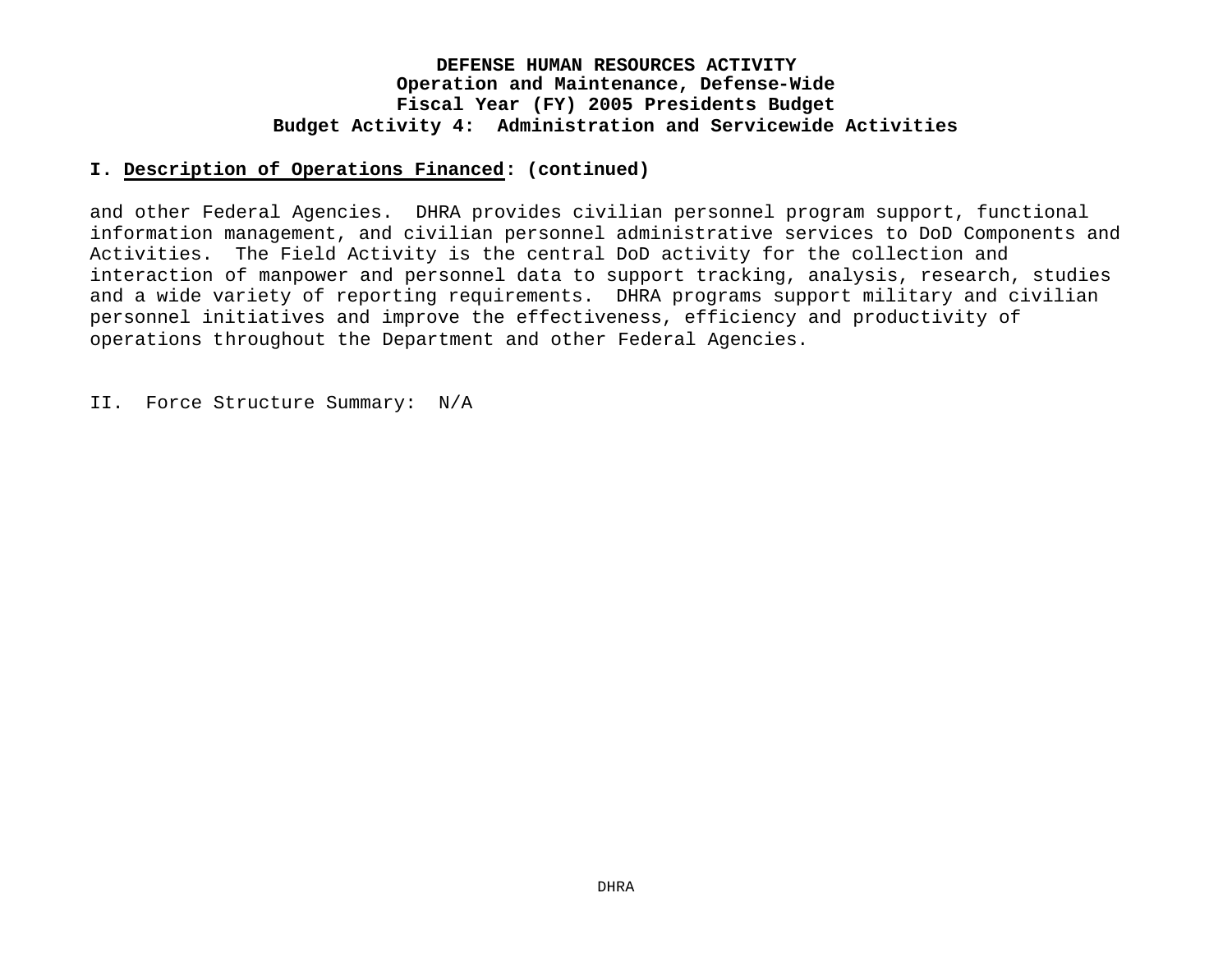# DEFENSE HUMAN RESOURCES ACTIVITY
## Operation and Maintenance, Defense-Wide
## Fiscal Year (FY) 2005 Presidents Budget
## Budget Activity 4: Administration and Servicewide Activities

**I. Description of Operations Financed: (continued)**

and other Federal Agencies. DHRA provides civilian personnel program support, functional information management, and civilian personnel administrative services to DoD Components and Activities. The Field Activity is the central DoD activity for the collection and interaction of manpower and personnel data to support tracking, analysis, research, studies and a wide variety of reporting requirements. DHRA programs support military and civilian personnel initiatives and improve the effectiveness, efficiency and productivity of operations throughout the Department and other Federal Agencies.

II. Force Structure Summary: N/A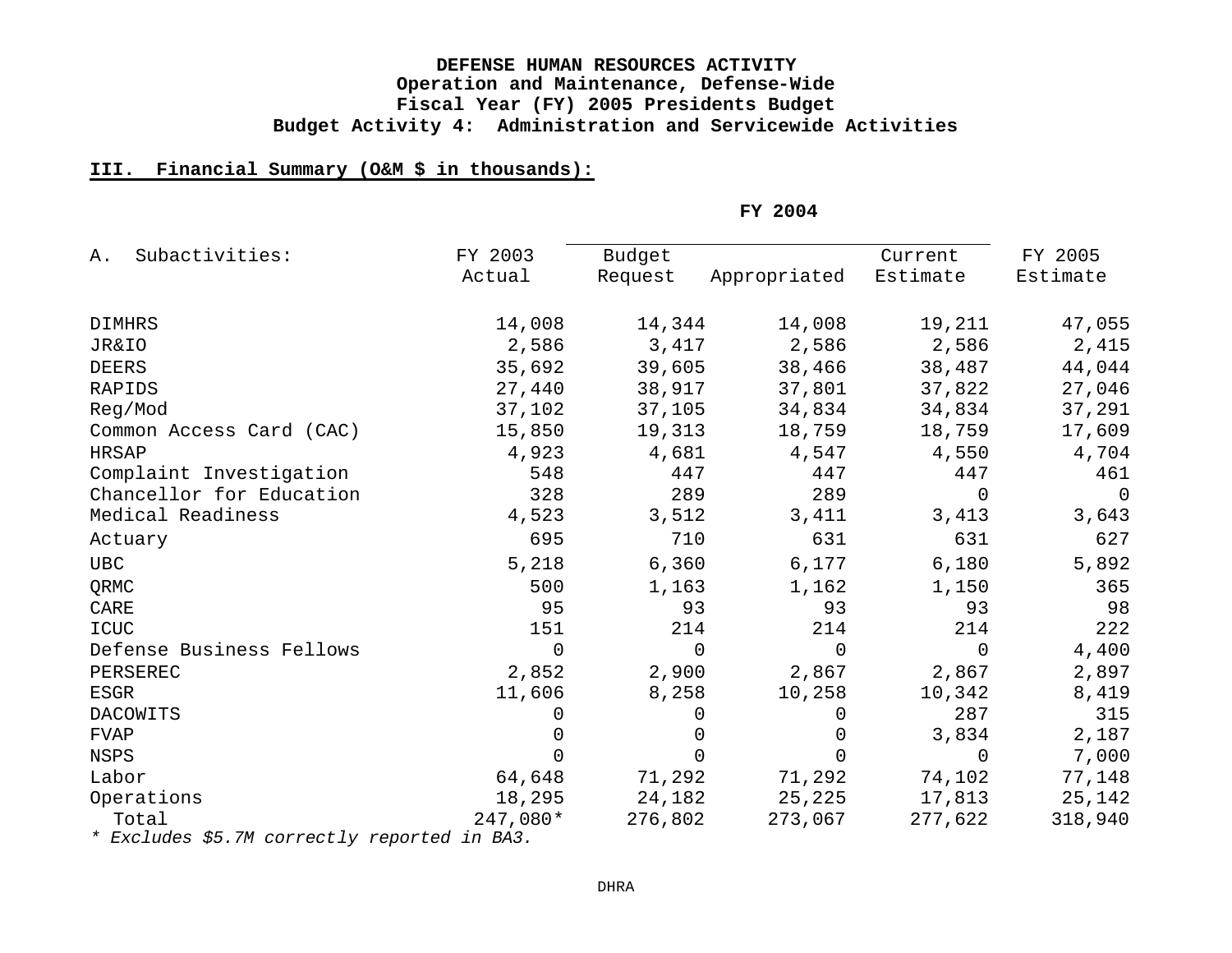**DEFENSE HUMAN RESOURCES ACTIVITY**
**Operation and Maintenance, Defense-Wide**
**Fiscal Year (FY) 2005 Presidents Budget**
**Budget Activity 4: Administration and Servicewide Activities**

**III. Financial Summary (O&M $ in thousands):**

| A. Subactivities: | FY 2003 Actual | FY 2004 Budget Request | FY 2004 Appropriated | FY 2004 Current Estimate | FY 2005 Estimate |
|---|---|---|---|---|---|
| DIMHRS | 14,008 | 14,344 | 14,008 | 19,211 | 47,055 |
| JR&IO | 2,586 | 3,417 | 2,586 | 2,586 | 2,415 |
| DEERS | 35,692 | 39,605 | 38,466 | 38,487 | 44,044 |
| RAPIDS | 27,440 | 38,917 | 37,801 | 37,822 | 27,046 |
| Reg/Mod | 37,102 | 37,105 | 34,834 | 34,834 | 37,291 |
| Common Access Card (CAC) | 15,850 | 19,313 | 18,759 | 18,759 | 17,609 |
| HRSAP | 4,923 | 4,681 | 4,547 | 4,550 | 4,704 |
| Complaint Investigation | 548 | 447 | 447 | 447 | 461 |
| Chancellor for Education | 328 | 289 | 289 | 0 | 0 |
| Medical Readiness | 4,523 | 3,512 | 3,411 | 3,413 | 3,643 |
| Actuary | 695 | 710 | 631 | 631 | 627 |
| UBC | 5,218 | 6,360 | 6,177 | 6,180 | 5,892 |
| QRMC | 500 | 1,163 | 1,162 | 1,150 | 365 |
| CARE | 95 | 93 | 93 | 93 | 98 |
| ICUC | 151 | 214 | 214 | 214 | 222 |
| Defense Business Fellows | 0 | 0 | 0 | 0 | 4,400 |
| PERSEREC | 2,852 | 2,900 | 2,867 | 2,867 | 2,897 |
| ESGR | 11,606 | 8,258 | 10,258 | 10,342 | 8,419 |
| DACOWITS | 0 | 0 | 0 | 287 | 315 |
| FVAP | 0 | 0 | 0 | 3,834 | 2,187 |
| NSPS | 0 | 0 | 0 | 0 | 7,000 |
| Labor | 64,648 | 71,292 | 71,292 | 74,102 | 77,148 |
| Operations | 18,295 | 24,182 | 25,225 | 17,813 | 25,142 |
| Total | 247,080* | 276,802 | 273,067 | 277,622 | 318,940 |

*\* Excludes $5.7M correctly reported in BA3.*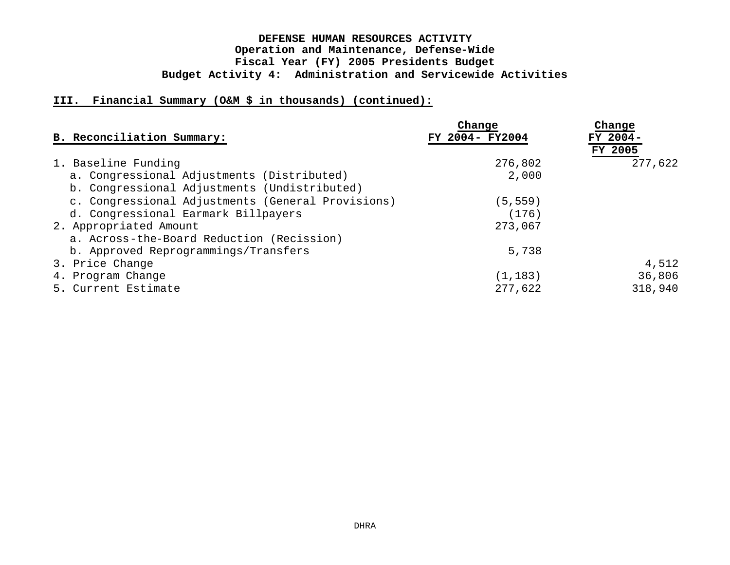**DEFENSE HUMAN RESOURCES ACTIVITY**
**Operation and Maintenance, Defense-Wide**
**Fiscal Year (FY) 2005 Presidents Budget**
**Budget Activity 4: Administration and Servicewide Activities**

**III. Financial Summary (O&M $ in thousands) (continued):**

| B. Reconciliation Summary: | Change FY 2004- FY2004 | Change FY 2004- FY 2005 |
|---|---|---|
| 1. Baseline Funding | 276,802 | 277,622 |
| a. Congressional Adjustments (Distributed) | 2,000 | |
| b. Congressional Adjustments (Undistributed) | | |
| c. Congressional Adjustments (General Provisions) | (5,559) | |
| d. Congressional Earmark Billpayers | (176) | |
| 2. Appropriated Amount | 273,067 | |
| a. Across-the-Board Reduction (Recission) | | |
| b. Approved Reprogrammings/Transfers | 5,738 | |
| 3. Price Change | | 4,512 |
| 4. Program Change | (1,183) | 36,806 |
| 5. Current Estimate | 277,622 | 318,940 |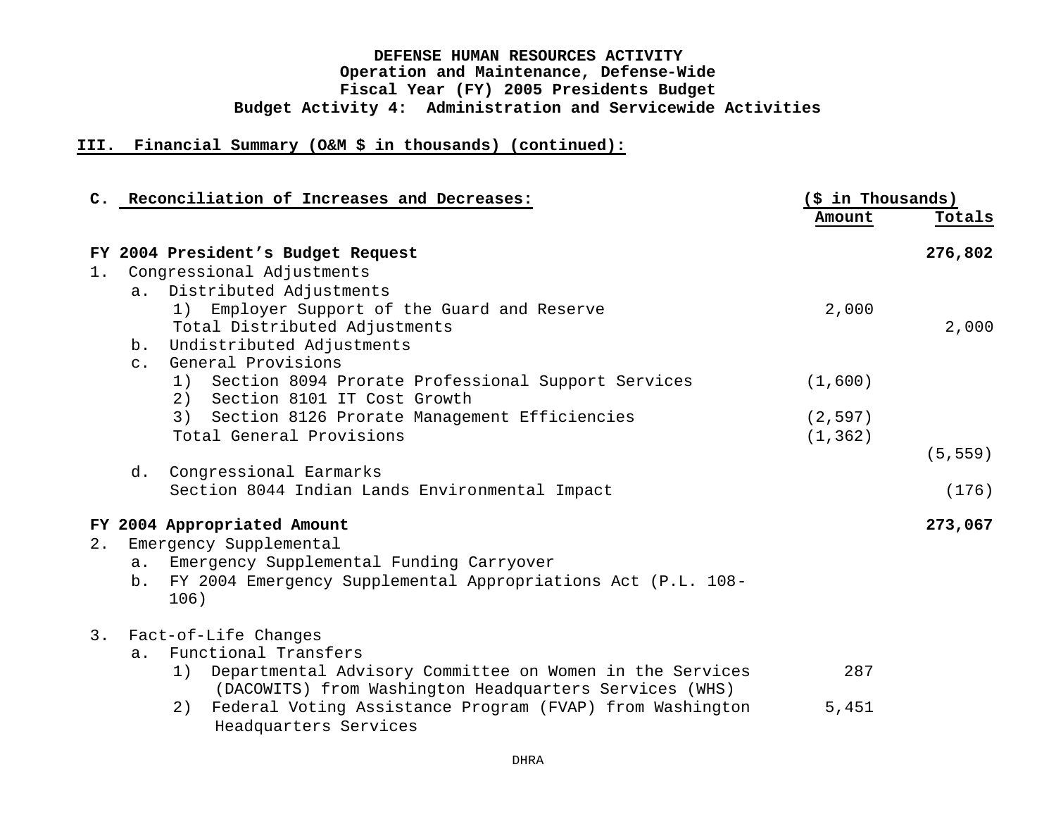**DEFENSE HUMAN RESOURCES ACTIVITY**
**Operation and Maintenance, Defense-Wide**
**Fiscal Year (FY) 2005 Presidents Budget**
**Budget Activity 4: Administration and Servicewide Activities**

## III. Financial Summary (O&M $ in thousands) (continued):

| C. Reconciliation of Increases and Decreases: | ($ in Thousands) Amount | Totals |
|---|---|---|
| **FY 2004 President's Budget Request** | | **276,802** |
| 1. Congressional Adjustments | | |
| a. Distributed Adjustments | | |
| 1) Employer Support of the Guard and Reserve | 2,000 | |
| Total Distributed Adjustments | | 2,000 |
| b. Undistributed Adjustments | | |
| c. General Provisions | | |
| 1) Section 8094 Prorate Professional Support Services | (1,600) | |
| 2) Section 8101 IT Cost Growth | | |
| 3) Section 8126 Prorate Management Efficiencies | (2,597) | |
| Total General Provisions | (1,362) | |
| | | (5,559) |
| d. Congressional Earmarks | | |
| Section 8044 Indian Lands Environmental Impact | | (176) |
| **FY 2004 Appropriated Amount** | | **273,067** |
| 2. Emergency Supplemental | | |
| a. Emergency Supplemental Funding Carryover | | |
| b. FY 2004 Emergency Supplemental Appropriations Act (P.L. 108-106) | | |
| 3. Fact-of-Life Changes | | |
| a. Functional Transfers | | |
| 1) Departmental Advisory Committee on Women in the Services (DACOWITS) from Washington Headquarters Services (WHS) | 287 | |
| 2) Federal Voting Assistance Program (FVAP) from Washington Headquarters Services | 5,451 | |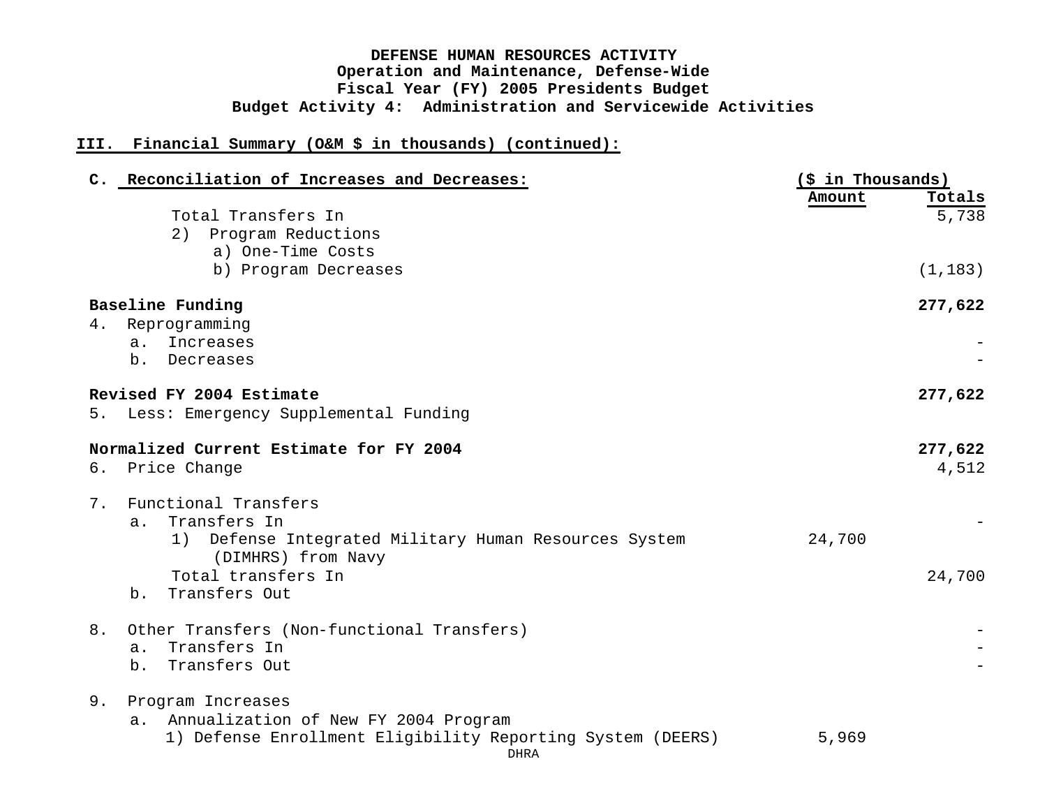**DEFENSE HUMAN RESOURCES ACTIVITY**
**Operation and Maintenance, Defense-Wide**
**Fiscal Year (FY) 2005 Presidents Budget**
**Budget Activity 4: Administration and Servicewide Activities**

**III. Financial Summary (O&M $ in thousands) (continued):**

| C. Reconciliation of Increases and Decreases: | ($ in Thousands) Amount | Totals |
|---|---|---|
| Total Transfers In | | 5,738 |
| 2) Program Reductions | | |
| a) One-Time Costs | | |
| b) Program Decreases | | (1,183) |
| **Baseline Funding** | | **277,622** |
| 4. Reprogramming | | |
| a. Increases | | - |
| b. Decreases | | - |
| **Revised FY 2004 Estimate** | | **277,622** |
| 5. Less: Emergency Supplemental Funding | | |
| **Normalized Current Estimate for FY 2004** | | **277,622** |
| 6. Price Change | | 4,512 |
| 7. Functional Transfers | | |
| a. Transfers In | | - |
| 1) Defense Integrated Military Human Resources System (DIMHRS) from Navy | 24,700 | |
| Total transfers In | | 24,700 |
| b. Transfers Out | | |
| 8. Other Transfers (Non-functional Transfers) | | - |
| a. Transfers In | | - |
| b. Transfers Out | | - |
| 9. Program Increases | | |
| a. Annualization of New FY 2004 Program | | |
| 1) Defense Enrollment Eligibility Reporting System (DEERS) | 5,969 | |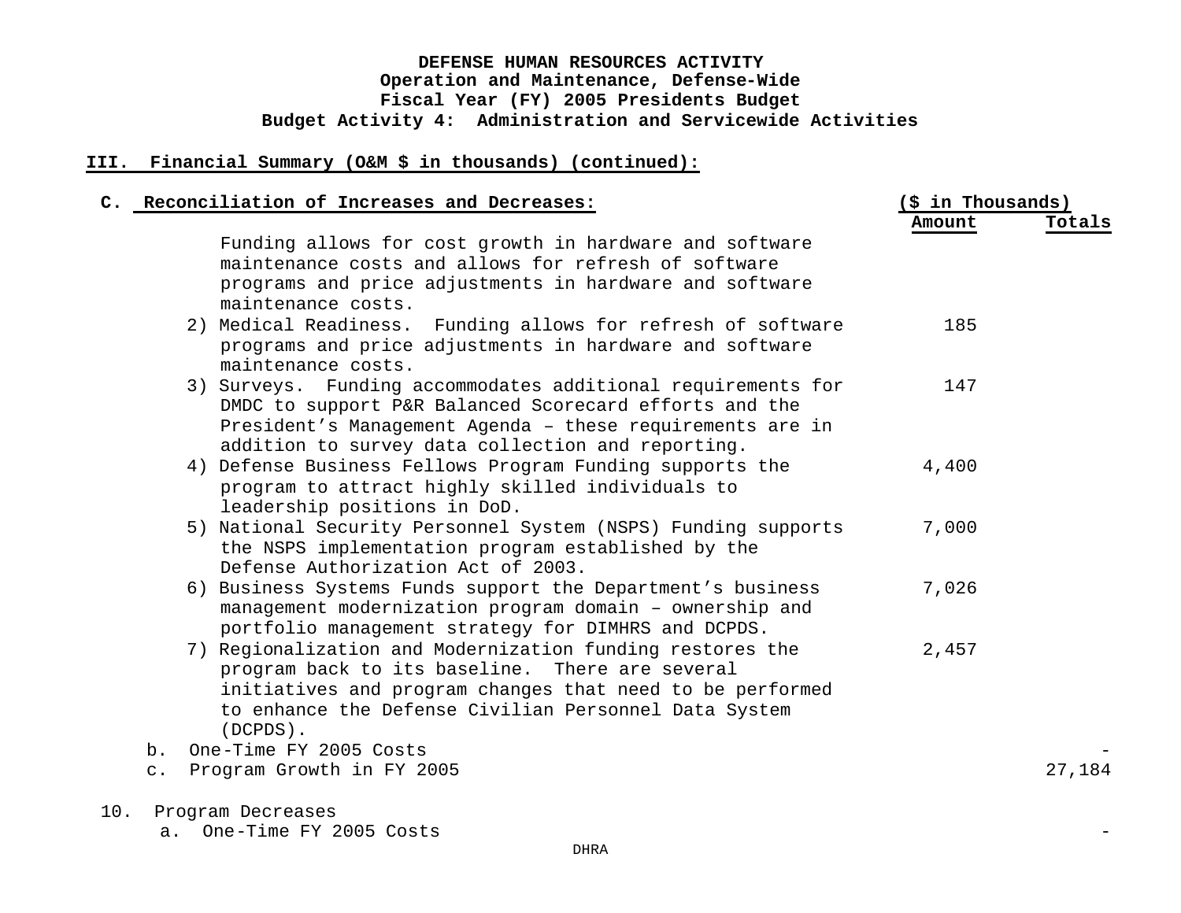**DEFENSE HUMAN RESOURCES ACTIVITY**
**Operation and Maintenance, Defense-Wide**
**Fiscal Year (FY) 2005 Presidents Budget**
**Budget Activity 4: Administration and Servicewide Activities**

## III. Financial Summary (O&M $ in thousands) (continued):

| C. Reconciliation of Increases and Decreases: | ($ in Thousands) Amount | Totals |
|---|---|---|
| Funding allows for cost growth in hardware and software maintenance costs and allows for refresh of software programs and price adjustments in hardware and software maintenance costs. | | |
| 2) Medical Readiness. Funding allows for refresh of software programs and price adjustments in hardware and software maintenance costs. | 185 | |
| 3) Surveys. Funding accommodates additional requirements for DMDC to support P&R Balanced Scorecard efforts and the President's Management Agenda – these requirements are in addition to survey data collection and reporting. | 147 | |
| 4) Defense Business Fellows Program Funding supports the program to attract highly skilled individuals to leadership positions in DoD. | 4,400 | |
| 5) National Security Personnel System (NSPS) Funding supports the NSPS implementation program established by the Defense Authorization Act of 2003. | 7,000 | |
| 6) Business Systems Funds support the Department's business management modernization program domain – ownership and portfolio management strategy for DIMHRS and DCPDS. | 7,026 | |
| 7) Regionalization and Modernization funding restores the program back to its baseline. There are several initiatives and program changes that need to be performed to enhance the Defense Civilian Personnel Data System (DCPDS). | 2,457 | |
| b. One-Time FY 2005 Costs | | - |
| c. Program Growth in FY 2005 | | 27,184 |
| 10. Program Decreases | | |
| a. One-Time FY 2005 Costs | | - |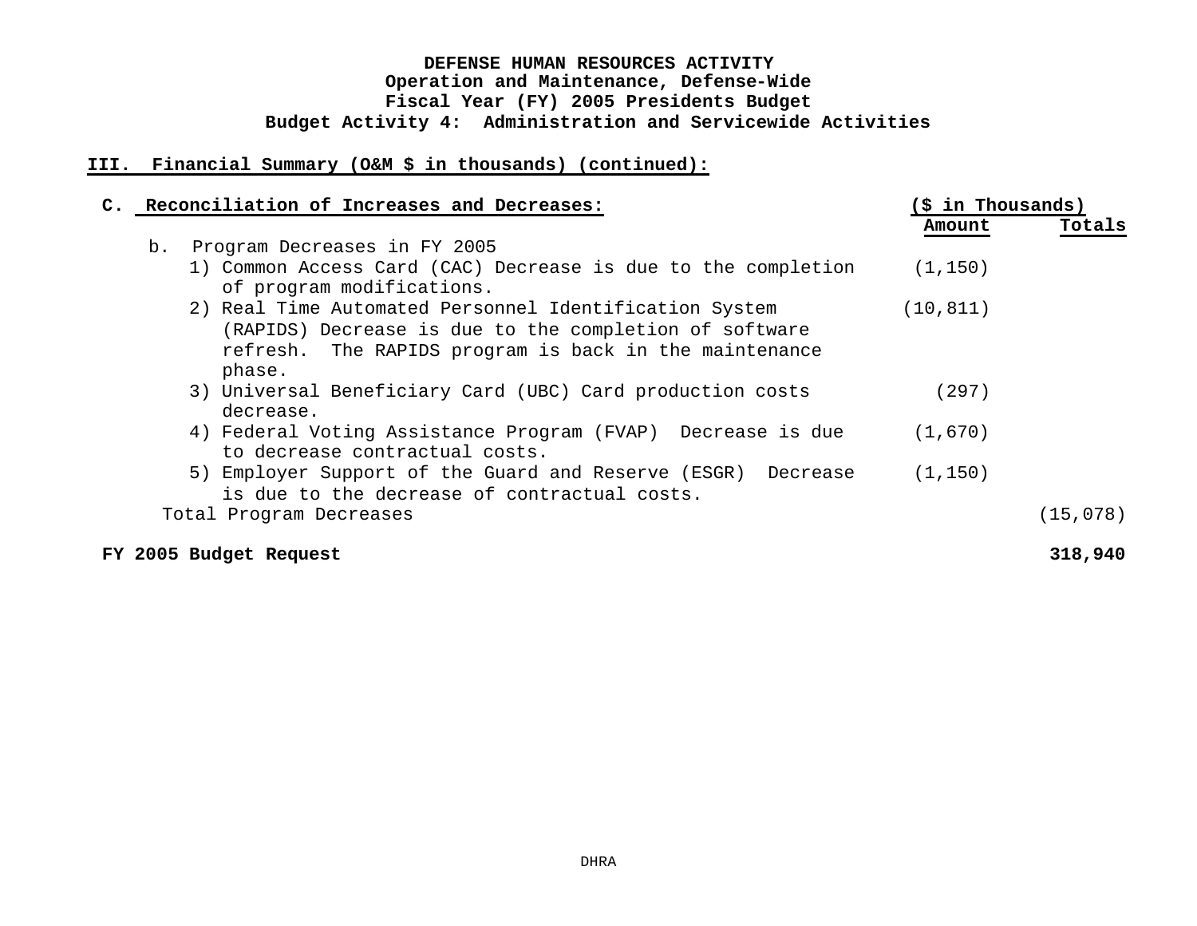**DEFENSE HUMAN RESOURCES ACTIVITY**
**Operation and Maintenance, Defense-Wide**
**Fiscal Year (FY) 2005 Presidents Budget**
**Budget Activity 4: Administration and Servicewide Activities**

## III. Financial Summary (O&M $ in thousands) (continued):

| C. Reconciliation of Increases and Decreases: | ($ in Thousands) Amount | Totals |
|---|---|---|
| b. Program Decreases in FY 2005 | | |
| 1) Common Access Card (CAC) Decrease is due to the completion of program modifications. | (1,150) | |
| 2) Real Time Automated Personnel Identification System (RAPIDS) Decrease is due to the completion of software refresh. The RAPIDS program is back in the maintenance phase. | (10,811) | |
| 3) Universal Beneficiary Card (UBC) Card production costs decrease. | (297) | |
| 4) Federal Voting Assistance Program (FVAP) Decrease is due to decrease contractual costs. | (1,670) | |
| 5) Employer Support of the Guard and Reserve (ESGR) Decrease is due to the decrease of contractual costs. | (1,150) | |
| Total Program Decreases | | (15,078) |
| **FY 2005 Budget Request** | | **318,940** |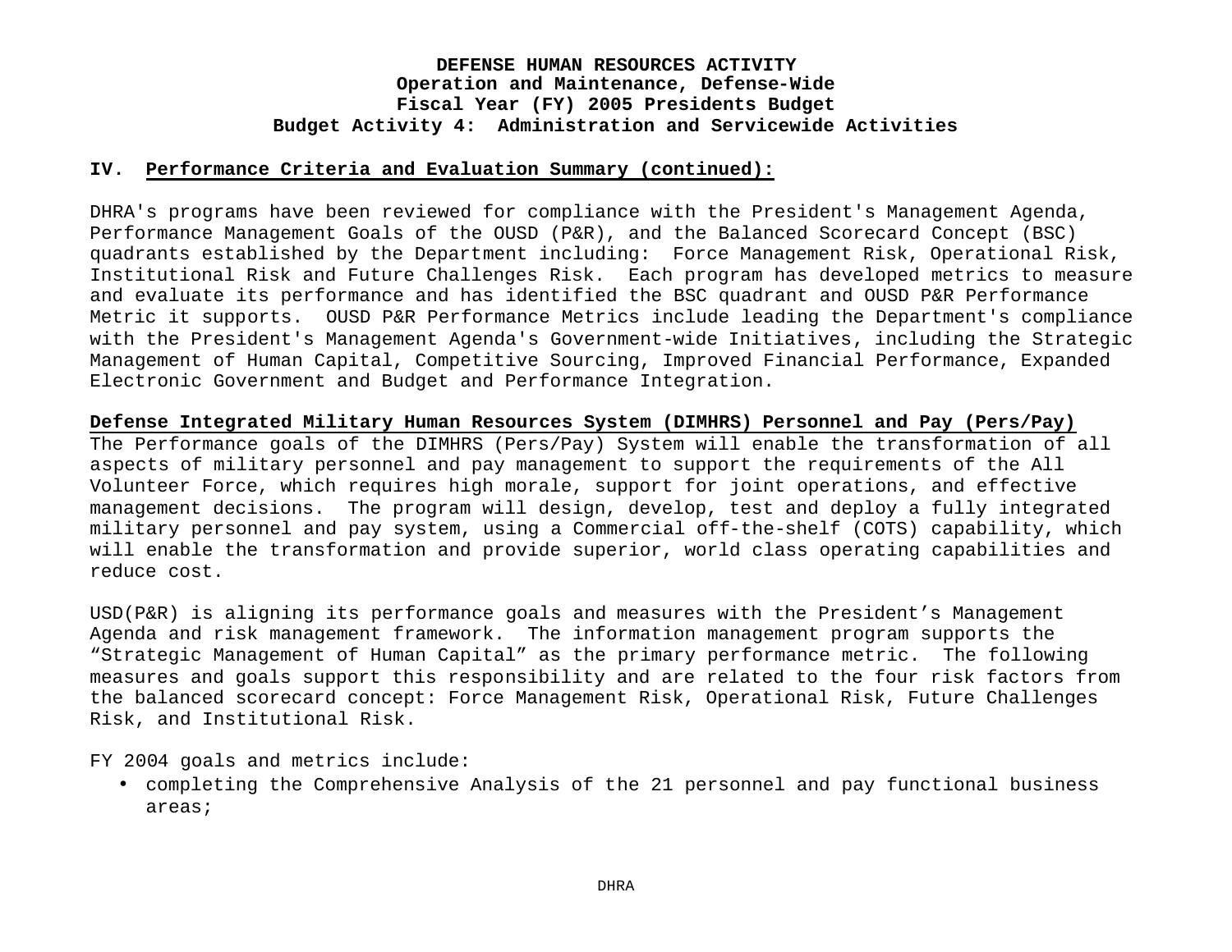**DEFENSE HUMAN RESOURCES ACTIVITY**
**Operation and Maintenance, Defense-Wide**
**Fiscal Year (FY) 2005 Presidents Budget**
**Budget Activity 4: Administration and Servicewide Activities**

## IV. Performance Criteria and Evaluation Summary (continued):

DHRA's programs have been reviewed for compliance with the President's Management Agenda, Performance Management Goals of the OUSD (P&R), and the Balanced Scorecard Concept (BSC) quadrants established by the Department including: Force Management Risk, Operational Risk, Institutional Risk and Future Challenges Risk. Each program has developed metrics to measure and evaluate its performance and has identified the BSC quadrant and OUSD P&R Performance Metric it supports. OUSD P&R Performance Metrics include leading the Department's compliance with the President's Management Agenda's Government-wide Initiatives, including the Strategic Management of Human Capital, Competitive Sourcing, Improved Financial Performance, Expanded Electronic Government and Budget and Performance Integration.

**Defense Integrated Military Human Resources System (DIMHRS) Personnel and Pay (Pers/Pay)**
The Performance goals of the DIMHRS (Pers/Pay) System will enable the transformation of all aspects of military personnel and pay management to support the requirements of the All Volunteer Force, which requires high morale, support for joint operations, and effective management decisions. The program will design, develop, test and deploy a fully integrated military personnel and pay system, using a Commercial off-the-shelf (COTS) capability, which will enable the transformation and provide superior, world class operating capabilities and reduce cost.

USD(P&R) is aligning its performance goals and measures with the President's Management Agenda and risk management framework. The information management program supports the "Strategic Management of Human Capital" as the primary performance metric. The following measures and goals support this responsibility and are related to the four risk factors from the balanced scorecard concept: Force Management Risk, Operational Risk, Future Challenges Risk, and Institutional Risk.

FY 2004 goals and metrics include:

- completing the Comprehensive Analysis of the 21 personnel and pay functional business areas;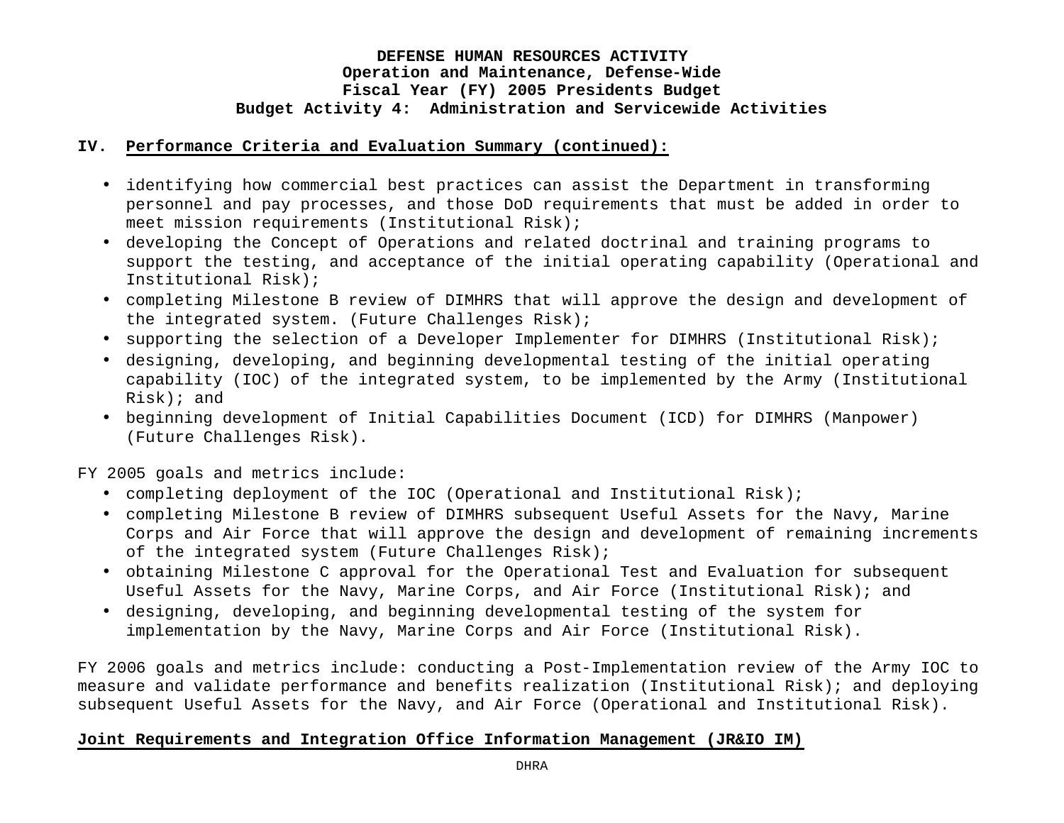## IV. Performance Criteria and Evaluation Summary (continued):

- identifying how commercial best practices can assist the Department in transforming personnel and pay processes, and those DoD requirements that must be added in order to meet mission requirements (Institutional Risk);
- developing the Concept of Operations and related doctrinal and training programs to support the testing, and acceptance of the initial operating capability (Operational and Institutional Risk);
- completing Milestone B review of DIMHRS that will approve the design and development of the integrated system. (Future Challenges Risk);
- supporting the selection of a Developer Implementer for DIMHRS (Institutional Risk);
- designing, developing, and beginning developmental testing of the initial operating capability (IOC) of the integrated system, to be implemented by the Army (Institutional Risk); and
- beginning development of Initial Capabilities Document (ICD) for DIMHRS (Manpower) (Future Challenges Risk).

FY 2005 goals and metrics include:

- completing deployment of the IOC (Operational and Institutional Risk);
- completing Milestone B review of DIMHRS subsequent Useful Assets for the Navy, Marine Corps and Air Force that will approve the design and development of remaining increments of the integrated system (Future Challenges Risk);
- obtaining Milestone C approval for the Operational Test and Evaluation for subsequent Useful Assets for the Navy, Marine Corps, and Air Force (Institutional Risk); and
- designing, developing, and beginning developmental testing of the system for implementation by the Navy, Marine Corps and Air Force (Institutional Risk).

FY 2006 goals and metrics include: conducting a Post-Implementation review of the Army IOC to measure and validate performance and benefits realization (Institutional Risk); and deploying subsequent Useful Assets for the Navy, and Air Force (Operational and Institutional Risk).

**Joint Requirements and Integration Office Information Management (JR&IO IM)**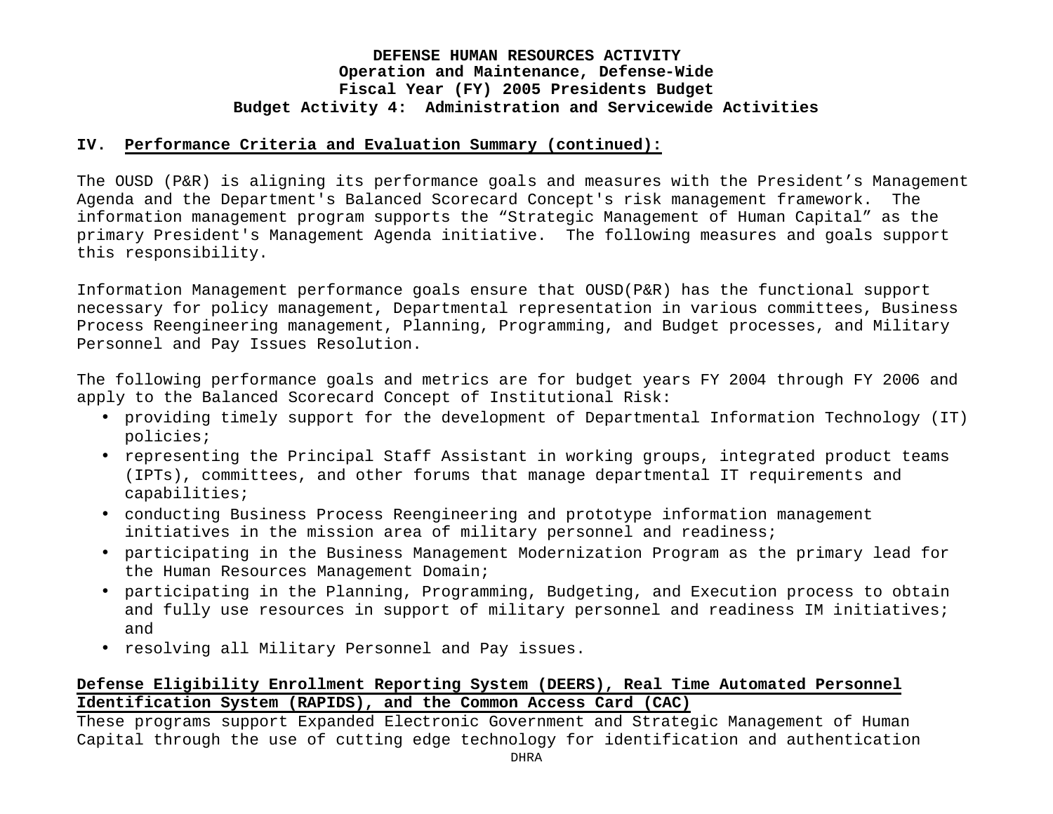**DEFENSE HUMAN RESOURCES ACTIVITY**
**Operation and Maintenance, Defense-Wide**
**Fiscal Year (FY) 2005 Presidents Budget**
**Budget Activity 4: Administration and Servicewide Activities**

**IV. Performance Criteria and Evaluation Summary (continued):**

The OUSD (P&R) is aligning its performance goals and measures with the President's Management Agenda and the Department's Balanced Scorecard Concept's risk management framework. The information management program supports the "Strategic Management of Human Capital" as the primary President's Management Agenda initiative. The following measures and goals support this responsibility.

Information Management performance goals ensure that OUSD(P&R) has the functional support necessary for policy management, Departmental representation in various committees, Business Process Reengineering management, Planning, Programming, and Budget processes, and Military Personnel and Pay Issues Resolution.

The following performance goals and metrics are for budget years FY 2004 through FY 2006 and apply to the Balanced Scorecard Concept of Institutional Risk:

- providing timely support for the development of Departmental Information Technology (IT) policies;
- representing the Principal Staff Assistant in working groups, integrated product teams (IPTs), committees, and other forums that manage departmental IT requirements and capabilities;
- conducting Business Process Reengineering and prototype information management initiatives in the mission area of military personnel and readiness;
- participating in the Business Management Modernization Program as the primary lead for the Human Resources Management Domain;
- participating in the Planning, Programming, Budgeting, and Execution process to obtain and fully use resources in support of military personnel and readiness IM initiatives; and
- resolving all Military Personnel and Pay issues.

**Defense Eligibility Enrollment Reporting System (DEERS), Real Time Automated Personnel Identification System (RAPIDS), and the Common Access Card (CAC)**

These programs support Expanded Electronic Government and Strategic Management of Human Capital through the use of cutting edge technology for identification and authentication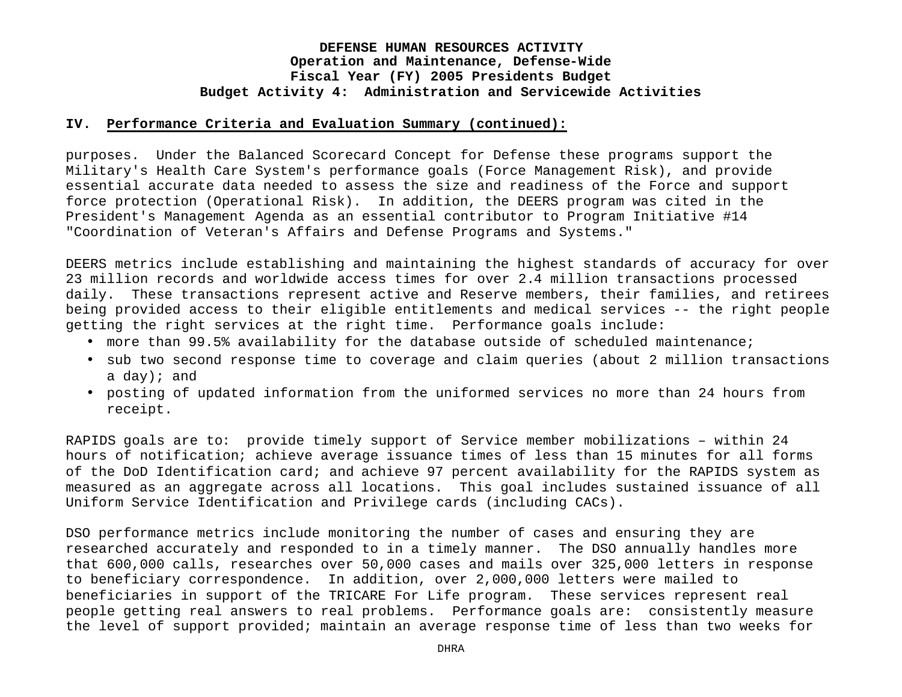**IV. Performance Criteria and Evaluation Summary (continued):**

purposes. Under the Balanced Scorecard Concept for Defense these programs support the Military's Health Care System's performance goals (Force Management Risk), and provide essential accurate data needed to assess the size and readiness of the Force and support force protection (Operational Risk). In addition, the DEERS program was cited in the President's Management Agenda as an essential contributor to Program Initiative #14 "Coordination of Veteran's Affairs and Defense Programs and Systems."

DEERS metrics include establishing and maintaining the highest standards of accuracy for over 23 million records and worldwide access times for over 2.4 million transactions processed daily. These transactions represent active and Reserve members, their families, and retirees being provided access to their eligible entitlements and medical services -- the right people getting the right services at the right time. Performance goals include:

- more than 99.5% availability for the database outside of scheduled maintenance;
- sub two second response time to coverage and claim queries (about 2 million transactions a day); and
- posting of updated information from the uniformed services no more than 24 hours from receipt.

RAPIDS goals are to: provide timely support of Service member mobilizations – within 24 hours of notification; achieve average issuance times of less than 15 minutes for all forms of the DoD Identification card; and achieve 97 percent availability for the RAPIDS system as measured as an aggregate across all locations. This goal includes sustained issuance of all Uniform Service Identification and Privilege cards (including CACs).

DSO performance metrics include monitoring the number of cases and ensuring they are researched accurately and responded to in a timely manner. The DSO annually handles more that 600,000 calls, researches over 50,000 cases and mails over 325,000 letters in response to beneficiary correspondence. In addition, over 2,000,000 letters were mailed to beneficiaries in support of the TRICARE For Life program. These services represent real people getting real answers to real problems. Performance goals are: consistently measure the level of support provided; maintain an average response time of less than two weeks for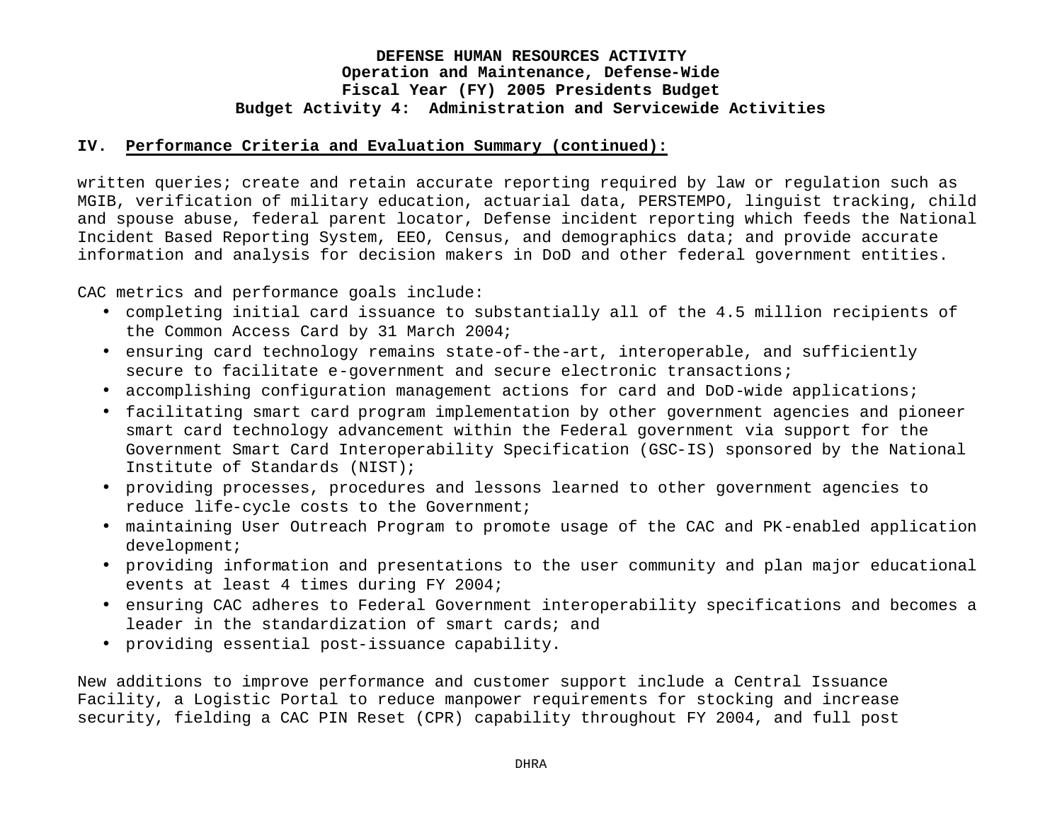## IV. Performance Criteria and Evaluation Summary (continued):

written queries; create and retain accurate reporting required by law or regulation such as MGIB, verification of military education, actuarial data, PERSTEMPO, linguist tracking, child and spouse abuse, federal parent locator, Defense incident reporting which feeds the National Incident Based Reporting System, EEO, Census, and demographics data; and provide accurate information and analysis for decision makers in DoD and other federal government entities.

CAC metrics and performance goals include:

- completing initial card issuance to substantially all of the 4.5 million recipients of the Common Access Card by 31 March 2004;
- ensuring card technology remains state-of-the-art, interoperable, and sufficiently secure to facilitate e-government and secure electronic transactions;
- accomplishing configuration management actions for card and DoD-wide applications;
- facilitating smart card program implementation by other government agencies and pioneer smart card technology advancement within the Federal government via support for the Government Smart Card Interoperability Specification (GSC-IS) sponsored by the National Institute of Standards (NIST);
- providing processes, procedures and lessons learned to other government agencies to reduce life-cycle costs to the Government;
- maintaining User Outreach Program to promote usage of the CAC and PK-enabled application development;
- providing information and presentations to the user community and plan major educational events at least 4 times during FY 2004;
- ensuring CAC adheres to Federal Government interoperability specifications and becomes a leader in the standardization of smart cards; and
- providing essential post-issuance capability.

New additions to improve performance and customer support include a Central Issuance Facility, a Logistic Portal to reduce manpower requirements for stocking and increase security, fielding a CAC PIN Reset (CPR) capability throughout FY 2004, and full post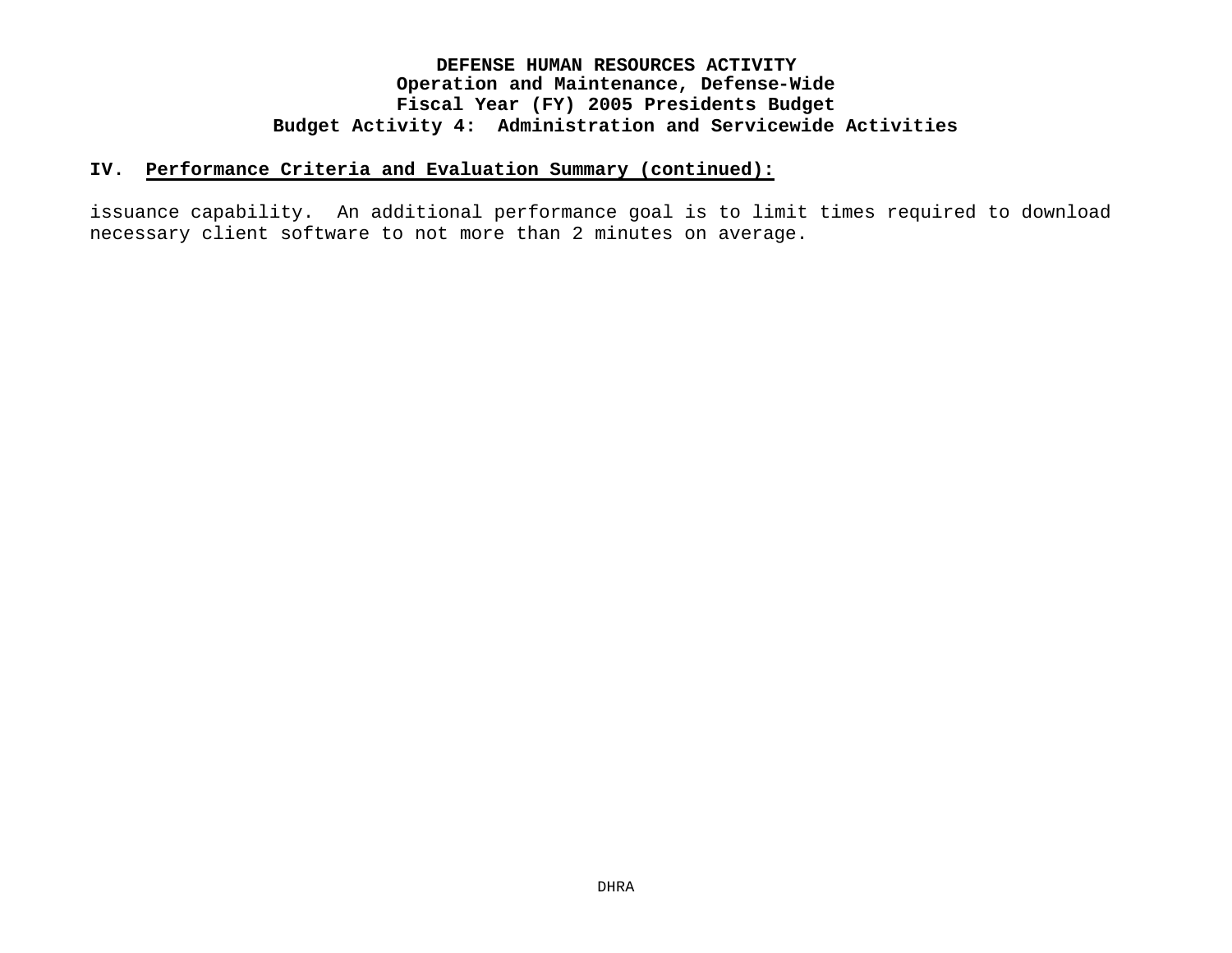## IV. Performance Criteria and Evaluation Summary (continued):

issuance capability. An additional performance goal is to limit times required to download necessary client software to not more than 2 minutes on average.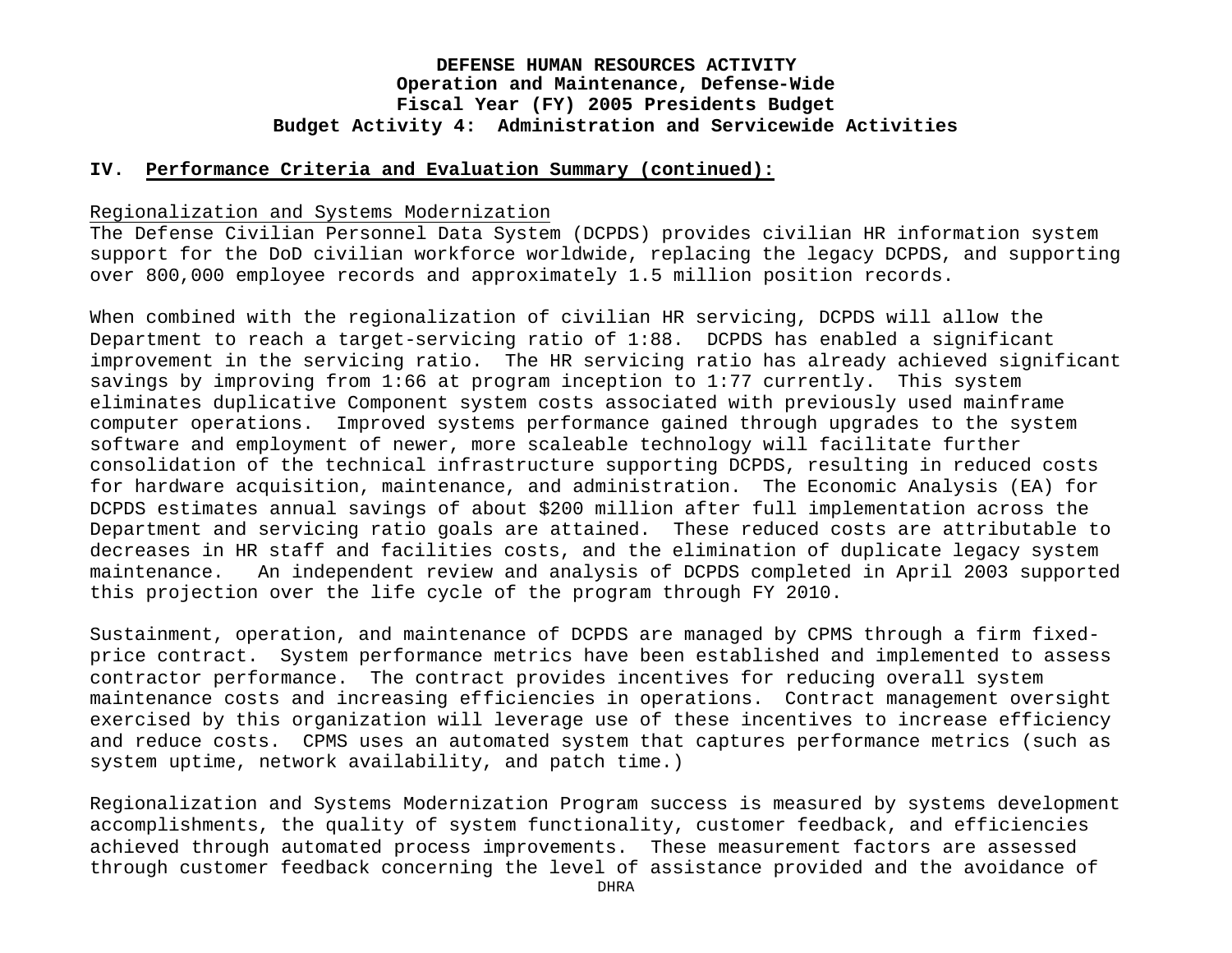**IV. Performance Criteria and Evaluation Summary (continued):**

Regionalization and Systems Modernization

The Defense Civilian Personnel Data System (DCPDS) provides civilian HR information system support for the DoD civilian workforce worldwide, replacing the legacy DCPDS, and supporting over 800,000 employee records and approximately 1.5 million position records.

When combined with the regionalization of civilian HR servicing, DCPDS will allow the Department to reach a target-servicing ratio of 1:88. DCPDS has enabled a significant improvement in the servicing ratio. The HR servicing ratio has already achieved significant savings by improving from 1:66 at program inception to 1:77 currently. This system eliminates duplicative Component system costs associated with previously used mainframe computer operations. Improved systems performance gained through upgrades to the system software and employment of newer, more scaleable technology will facilitate further consolidation of the technical infrastructure supporting DCPDS, resulting in reduced costs for hardware acquisition, maintenance, and administration. The Economic Analysis (EA) for DCPDS estimates annual savings of about $200 million after full implementation across the Department and servicing ratio goals are attained. These reduced costs are attributable to decreases in HR staff and facilities costs, and the elimination of duplicate legacy system maintenance. An independent review and analysis of DCPDS completed in April 2003 supported this projection over the life cycle of the program through FY 2010.

Sustainment, operation, and maintenance of DCPDS are managed by CPMS through a firm fixed-price contract. System performance metrics have been established and implemented to assess contractor performance. The contract provides incentives for reducing overall system maintenance costs and increasing efficiencies in operations. Contract management oversight exercised by this organization will leverage use of these incentives to increase efficiency and reduce costs. CPMS uses an automated system that captures performance metrics (such as system uptime, network availability, and patch time.)

Regionalization and Systems Modernization Program success is measured by systems development accomplishments, the quality of system functionality, customer feedback, and efficiencies achieved through automated process improvements. These measurement factors are assessed through customer feedback concerning the level of assistance provided and the avoidance of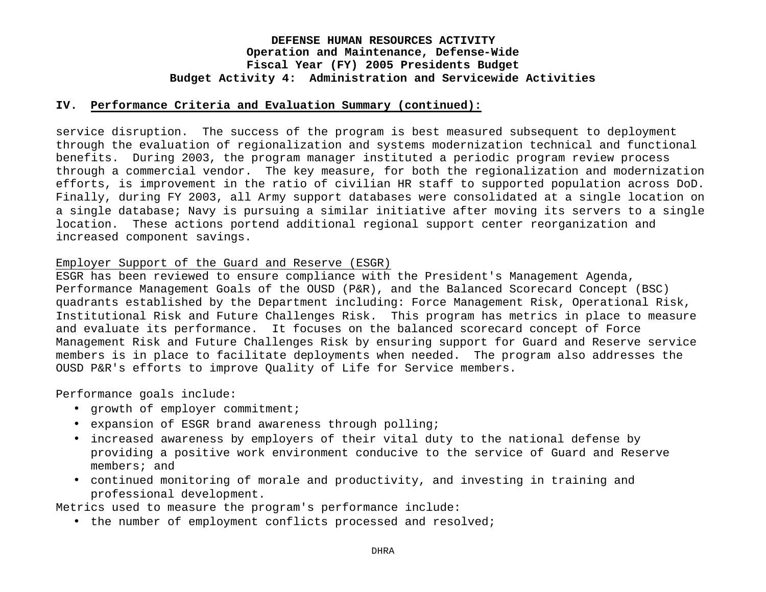## IV. Performance Criteria and Evaluation Summary (continued):

service disruption. The success of the program is best measured subsequent to deployment through the evaluation of regionalization and systems modernization technical and functional benefits. During 2003, the program manager instituted a periodic program review process through a commercial vendor. The key measure, for both the regionalization and modernization efforts, is improvement in the ratio of civilian HR staff to supported population across DoD. Finally, during FY 2003, all Army support databases were consolidated at a single location on a single database; Navy is pursuing a similar initiative after moving its servers to a single location. These actions portend additional regional support center reorganization and increased component savings.

Employer Support of the Guard and Reserve (ESGR)

ESGR has been reviewed to ensure compliance with the President's Management Agenda, Performance Management Goals of the OUSD (P&R), and the Balanced Scorecard Concept (BSC) quadrants established by the Department including: Force Management Risk, Operational Risk, Institutional Risk and Future Challenges Risk. This program has metrics in place to measure and evaluate its performance. It focuses on the balanced scorecard concept of Force Management Risk and Future Challenges Risk by ensuring support for Guard and Reserve service members is in place to facilitate deployments when needed. The program also addresses the OUSD P&R's efforts to improve Quality of Life for Service members.

Performance goals include:

- growth of employer commitment;
- expansion of ESGR brand awareness through polling;
- increased awareness by employers of their vital duty to the national defense by providing a positive work environment conducive to the service of Guard and Reserve members; and
- continued monitoring of morale and productivity, and investing in training and professional development.

Metrics used to measure the program's performance include:

- the number of employment conflicts processed and resolved;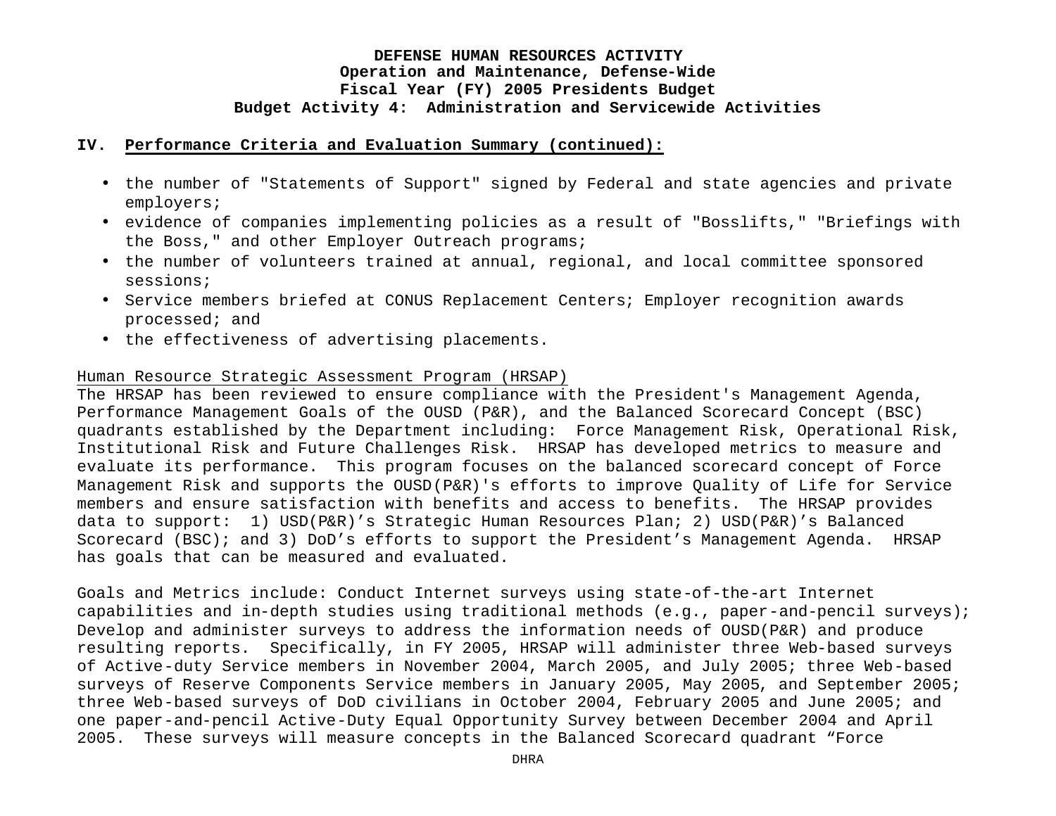**DEFENSE HUMAN RESOURCES ACTIVITY**
**Operation and Maintenance, Defense-Wide**
**Fiscal Year (FY) 2005 Presidents Budget**
**Budget Activity 4: Administration and Servicewide Activities**

**IV. Performance Criteria and Evaluation Summary (continued):**

- the number of "Statements of Support" signed by Federal and state agencies and private employers;
- evidence of companies implementing policies as a result of "Bosslifts," "Briefings with the Boss," and other Employer Outreach programs;
- the number of volunteers trained at annual, regional, and local committee sponsored sessions;
- Service members briefed at CONUS Replacement Centers; Employer recognition awards processed; and
- the effectiveness of advertising placements.

Human Resource Strategic Assessment Program (HRSAP)
The HRSAP has been reviewed to ensure compliance with the President's Management Agenda, Performance Management Goals of the OUSD (P&R), and the Balanced Scorecard Concept (BSC) quadrants established by the Department including: Force Management Risk, Operational Risk, Institutional Risk and Future Challenges Risk. HRSAP has developed metrics to measure and evaluate its performance. This program focuses on the balanced scorecard concept of Force Management Risk and supports the OUSD(P&R)'s efforts to improve Quality of Life for Service members and ensure satisfaction with benefits and access to benefits. The HRSAP provides data to support: 1) USD(P&R)'s Strategic Human Resources Plan; 2) USD(P&R)'s Balanced Scorecard (BSC); and 3) DoD's efforts to support the President's Management Agenda. HRSAP has goals that can be measured and evaluated.

Goals and Metrics include: Conduct Internet surveys using state-of-the-art Internet capabilities and in-depth studies using traditional methods (e.g., paper-and-pencil surveys); Develop and administer surveys to address the information needs of OUSD(P&R) and produce resulting reports. Specifically, in FY 2005, HRSAP will administer three Web-based surveys of Active-duty Service members in November 2004, March 2005, and July 2005; three Web-based surveys of Reserve Components Service members in January 2005, May 2005, and September 2005; three Web-based surveys of DoD civilians in October 2004, February 2005 and June 2005; and one paper-and-pencil Active-Duty Equal Opportunity Survey between December 2004 and April 2005. These surveys will measure concepts in the Balanced Scorecard quadrant "Force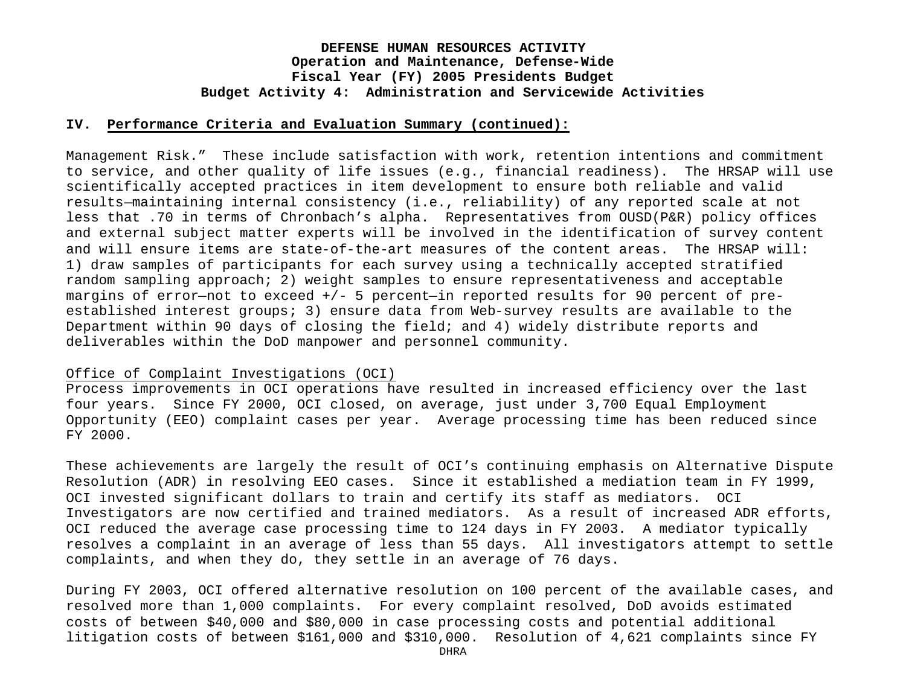Management Risk." These include satisfaction with work, retention intentions and commitment to service, and other quality of life issues (e.g., financial readiness). The HRSAP will use scientifically accepted practices in item development to ensure both reliable and valid results—maintaining internal consistency (i.e., reliability) of any reported scale at not less that .70 in terms of Chronbach's alpha. Representatives from OUSD(P&R) policy offices and external subject matter experts will be involved in the identification of survey content and will ensure items are state-of-the-art measures of the content areas. The HRSAP will: 1) draw samples of participants for each survey using a technically accepted stratified random sampling approach; 2) weight samples to ensure representativeness and acceptable margins of error—not to exceed +/- 5 percent—in reported results for 90 percent of pre-established interest groups; 3) ensure data from Web-survey results are available to the Department within 90 days of closing the field; and 4) widely distribute reports and deliverables within the DoD manpower and personnel community.

Office of Complaint Investigations (OCI)

Process improvements in OCI operations have resulted in increased efficiency over the last four years. Since FY 2000, OCI closed, on average, just under 3,700 Equal Employment Opportunity (EEO) complaint cases per year. Average processing time has been reduced since FY 2000.

These achievements are largely the result of OCI's continuing emphasis on Alternative Dispute Resolution (ADR) in resolving EEO cases. Since it established a mediation team in FY 1999, OCI invested significant dollars to train and certify its staff as mediators. OCI Investigators are now certified and trained mediators. As a result of increased ADR efforts, OCI reduced the average case processing time to 124 days in FY 2003. A mediator typically resolves a complaint in an average of less than 55 days. All investigators attempt to settle complaints, and when they do, they settle in an average of 76 days.

During FY 2003, OCI offered alternative resolution on 100 percent of the available cases, and resolved more than 1,000 complaints. For every complaint resolved, DoD avoids estimated costs of between $40,000 and $80,000 in case processing costs and potential additional litigation costs of between $161,000 and $310,000. Resolution of 4,621 complaints since FY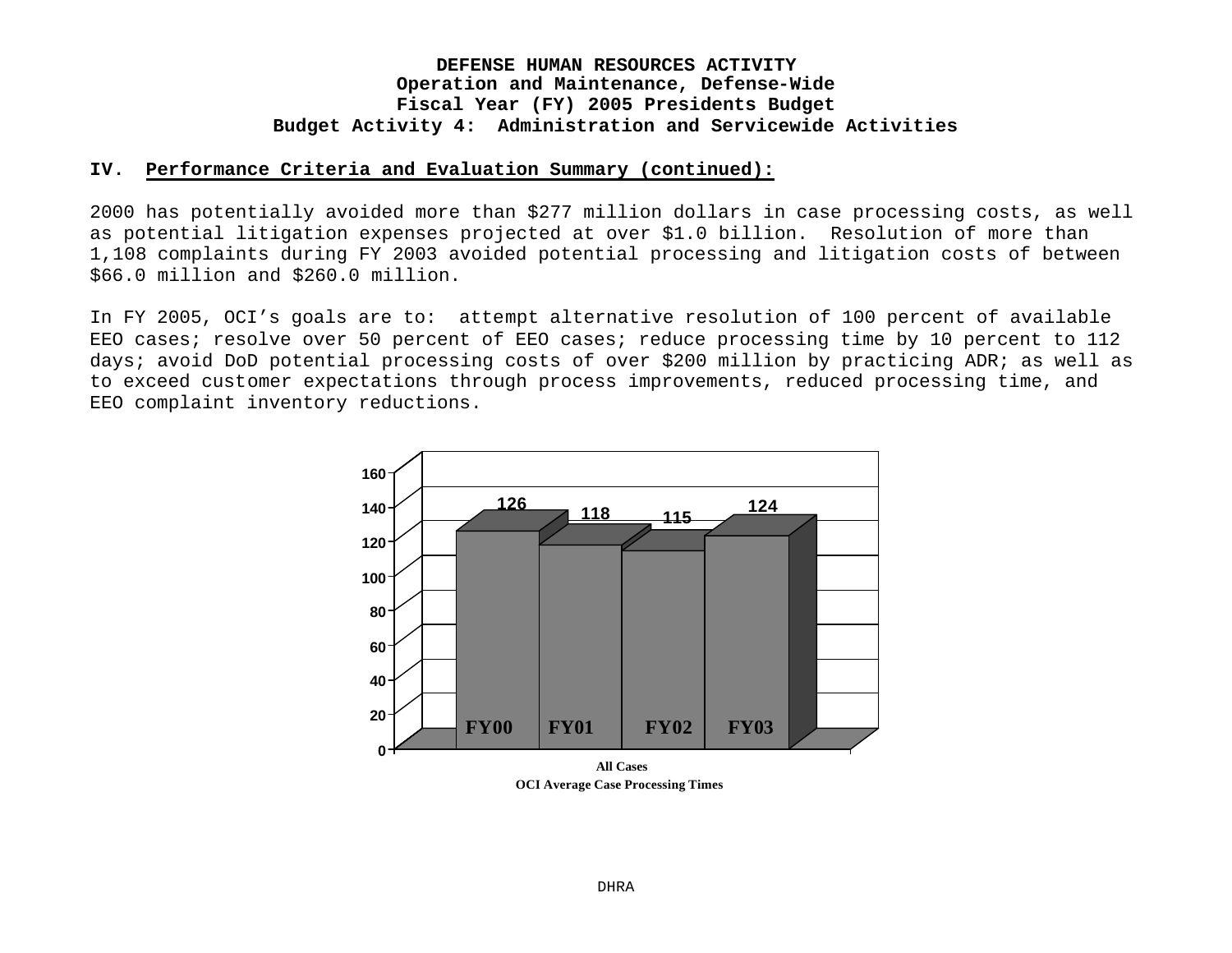**DEFENSE HUMAN RESOURCES ACTIVITY**
**Operation and Maintenance, Defense-Wide**
**Fiscal Year (FY) 2005 Presidents Budget**
**Budget Activity 4: Administration and Servicewide Activities**

**IV. Performance Criteria and Evaluation Summary (continued):**

2000 has potentially avoided more than $277 million dollars in case processing costs, as well as potential litigation expenses projected at over $1.0 billion. Resolution of more than 1,108 complaints during FY 2003 avoided potential processing and litigation costs of between $66.0 million and $260.0 million.

In FY 2005, OCI's goals are to: attempt alternative resolution of 100 percent of available EEO cases; resolve over 50 percent of EEO cases; reduce processing time by 10 percent to 112 days; avoid DoD potential processing costs of over $200 million by practicing ADR; as well as to exceed customer expectations through process improvements, reduced processing time, and EEO complaint inventory reductions.

| All Cases | FY00 | FY01 | FY02 | FY03 |
|---|---|---|---|---|
| Average Case Processing Time | 126 | 118 | 115 | 124 |

OCI Average Case Processing Times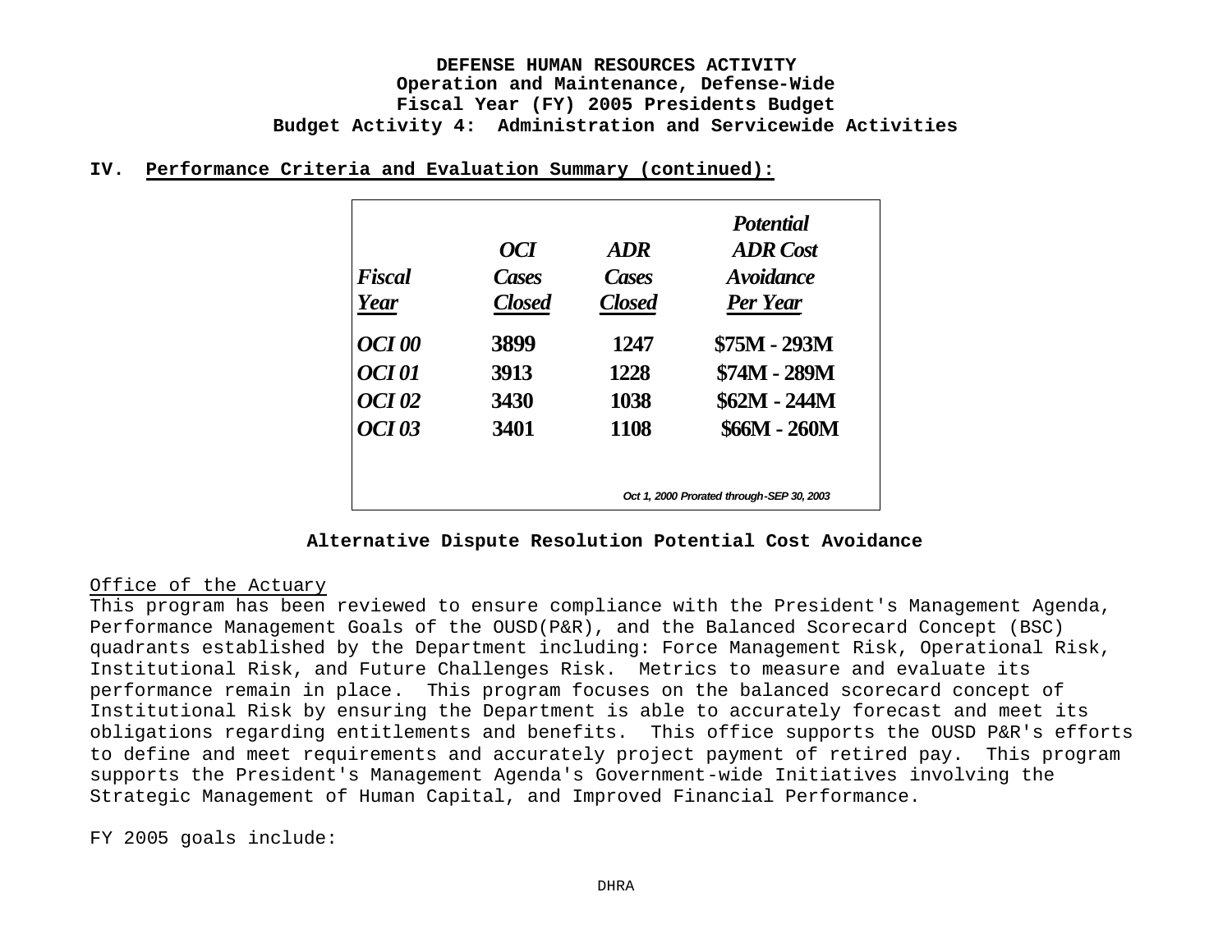**IV. Performance Criteria and Evaluation Summary (continued):**

| *Fiscal Year* | *OCI Cases Closed* | *ADR Cases Closed* | *Potential ADR Cost Avoidance Per Year* |
|---|---|---|---|
| *OCI 00* | 3899 | 1247 | $75M - 293M |
| *OCI 01* | 3913 | 1228 | $74M - 289M |
| *OCI 02* | 3430 | 1038 | $62M - 244M |
| *OCI 03* | 3401 | 1108 | $66M - 260M |

*Oct 1, 2000 Prorated through-SEP 30, 2003*

**Alternative Dispute Resolution Potential Cost Avoidance**

Office of the Actuary

This program has been reviewed to ensure compliance with the President's Management Agenda, Performance Management Goals of the OUSD(P&R), and the Balanced Scorecard Concept (BSC) quadrants established by the Department including: Force Management Risk, Operational Risk, Institutional Risk, and Future Challenges Risk. Metrics to measure and evaluate its performance remain in place. This program focuses on the balanced scorecard concept of Institutional Risk by ensuring the Department is able to accurately forecast and meet its obligations regarding entitlements and benefits. This office supports the OUSD P&R's efforts to define and meet requirements and accurately project payment of retired pay. This program supports the President's Management Agenda's Government-wide Initiatives involving the Strategic Management of Human Capital, and Improved Financial Performance.

FY 2005 goals include: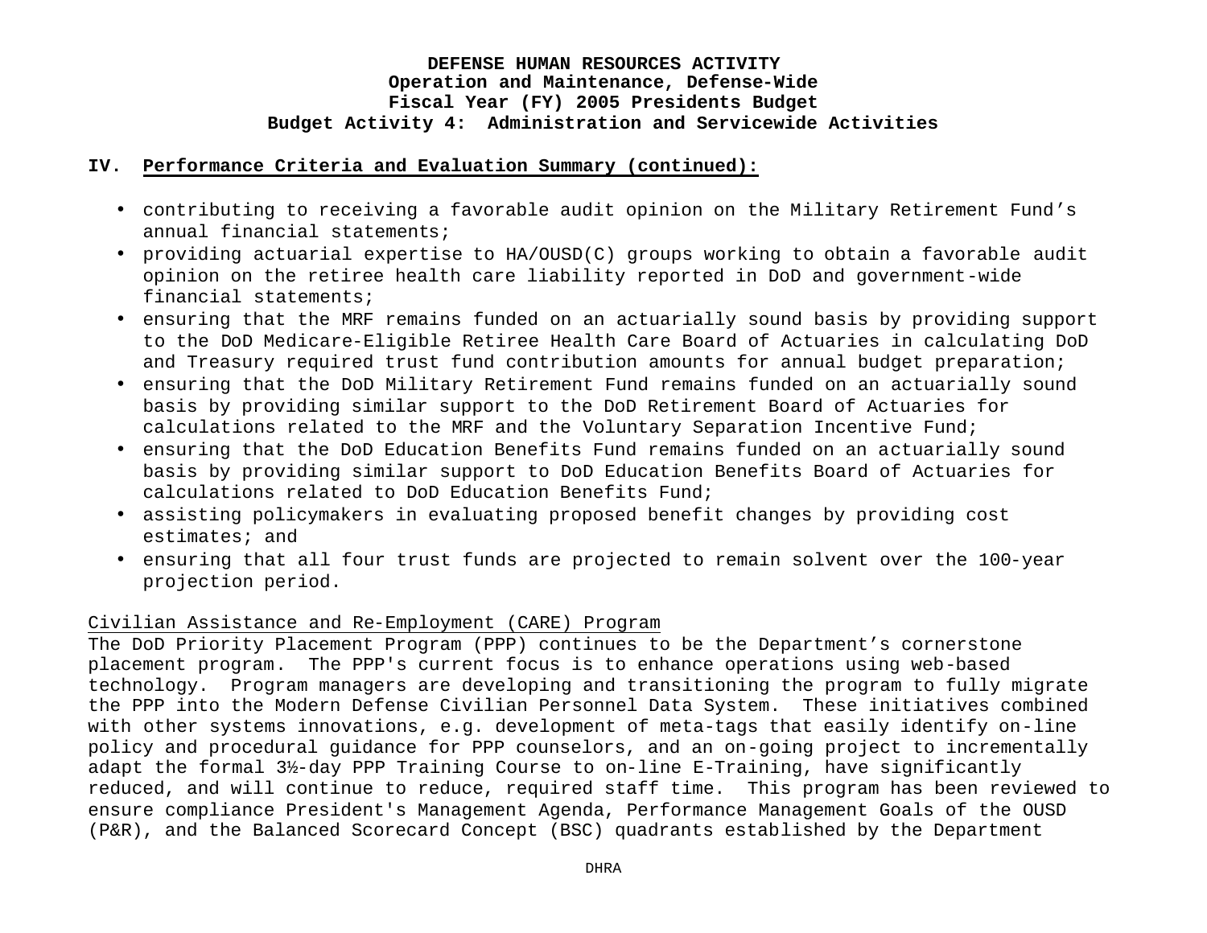## IV. Performance Criteria and Evaluation Summary (continued):

- contributing to receiving a favorable audit opinion on the Military Retirement Fund's annual financial statements;
- providing actuarial expertise to HA/OUSD(C) groups working to obtain a favorable audit opinion on the retiree health care liability reported in DoD and government-wide financial statements;
- ensuring that the MRF remains funded on an actuarially sound basis by providing support to the DoD Medicare-Eligible Retiree Health Care Board of Actuaries in calculating DoD and Treasury required trust fund contribution amounts for annual budget preparation;
- ensuring that the DoD Military Retirement Fund remains funded on an actuarially sound basis by providing similar support to the DoD Retirement Board of Actuaries for calculations related to the MRF and the Voluntary Separation Incentive Fund;
- ensuring that the DoD Education Benefits Fund remains funded on an actuarially sound basis by providing similar support to DoD Education Benefits Board of Actuaries for calculations related to DoD Education Benefits Fund;
- assisting policymakers in evaluating proposed benefit changes by providing cost estimates; and
- ensuring that all four trust funds are projected to remain solvent over the 100-year projection period.

Civilian Assistance and Re-Employment (CARE) Program

The DoD Priority Placement Program (PPP) continues to be the Department's cornerstone placement program. The PPP's current focus is to enhance operations using web-based technology. Program managers are developing and transitioning the program to fully migrate the PPP into the Modern Defense Civilian Personnel Data System. These initiatives combined with other systems innovations, e.g. development of meta-tags that easily identify on-line policy and procedural guidance for PPP counselors, and an on-going project to incrementally adapt the formal 3½-day PPP Training Course to on-line E-Training, have significantly reduced, and will continue to reduce, required staff time. This program has been reviewed to ensure compliance President's Management Agenda, Performance Management Goals of the OUSD (P&R), and the Balanced Scorecard Concept (BSC) quadrants established by the Department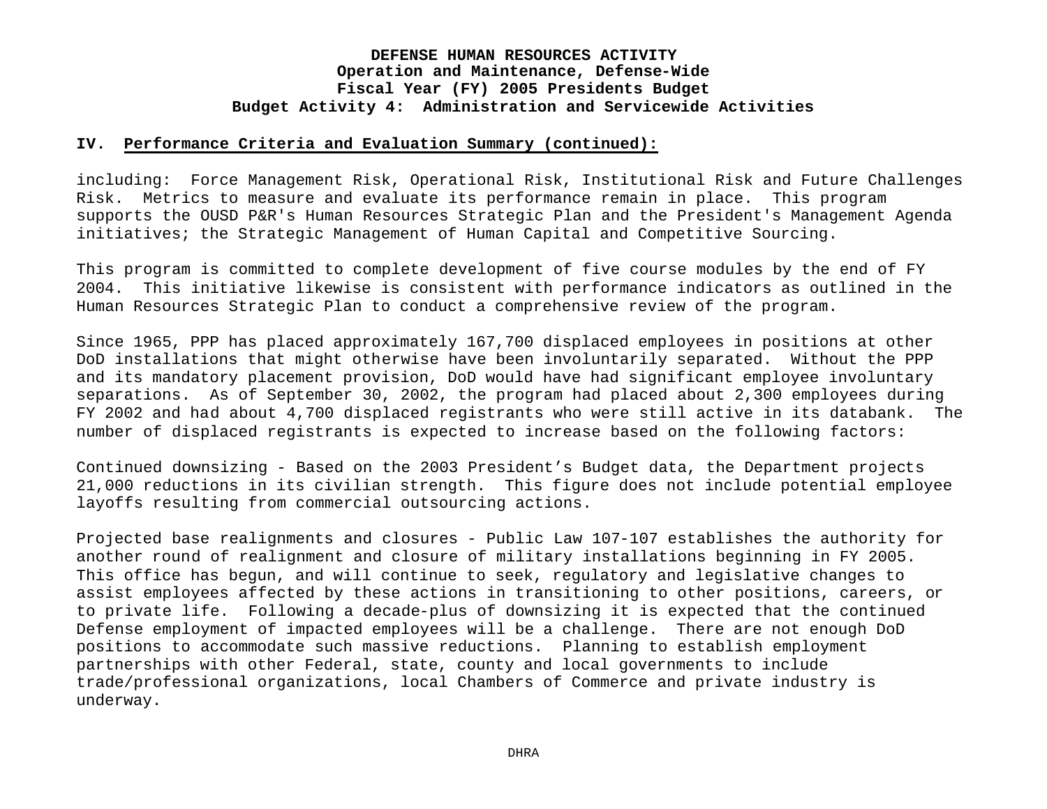**IV. Performance Criteria and Evaluation Summary (continued):**

including: Force Management Risk, Operational Risk, Institutional Risk and Future Challenges Risk. Metrics to measure and evaluate its performance remain in place. This program supports the OUSD P&R's Human Resources Strategic Plan and the President's Management Agenda initiatives; the Strategic Management of Human Capital and Competitive Sourcing.

This program is committed to complete development of five course modules by the end of FY 2004. This initiative likewise is consistent with performance indicators as outlined in the Human Resources Strategic Plan to conduct a comprehensive review of the program.

Since 1965, PPP has placed approximately 167,700 displaced employees in positions at other DoD installations that might otherwise have been involuntarily separated. Without the PPP and its mandatory placement provision, DoD would have had significant employee involuntary separations. As of September 30, 2002, the program had placed about 2,300 employees during FY 2002 and had about 4,700 displaced registrants who were still active in its databank. The number of displaced registrants is expected to increase based on the following factors:

Continued downsizing - Based on the 2003 President's Budget data, the Department projects 21,000 reductions in its civilian strength. This figure does not include potential employee layoffs resulting from commercial outsourcing actions.

Projected base realignments and closures - Public Law 107-107 establishes the authority for another round of realignment and closure of military installations beginning in FY 2005. This office has begun, and will continue to seek, regulatory and legislative changes to assist employees affected by these actions in transitioning to other positions, careers, or to private life. Following a decade-plus of downsizing it is expected that the continued Defense employment of impacted employees will be a challenge. There are not enough DoD positions to accommodate such massive reductions. Planning to establish employment partnerships with other Federal, state, county and local governments to include trade/professional organizations, local Chambers of Commerce and private industry is underway.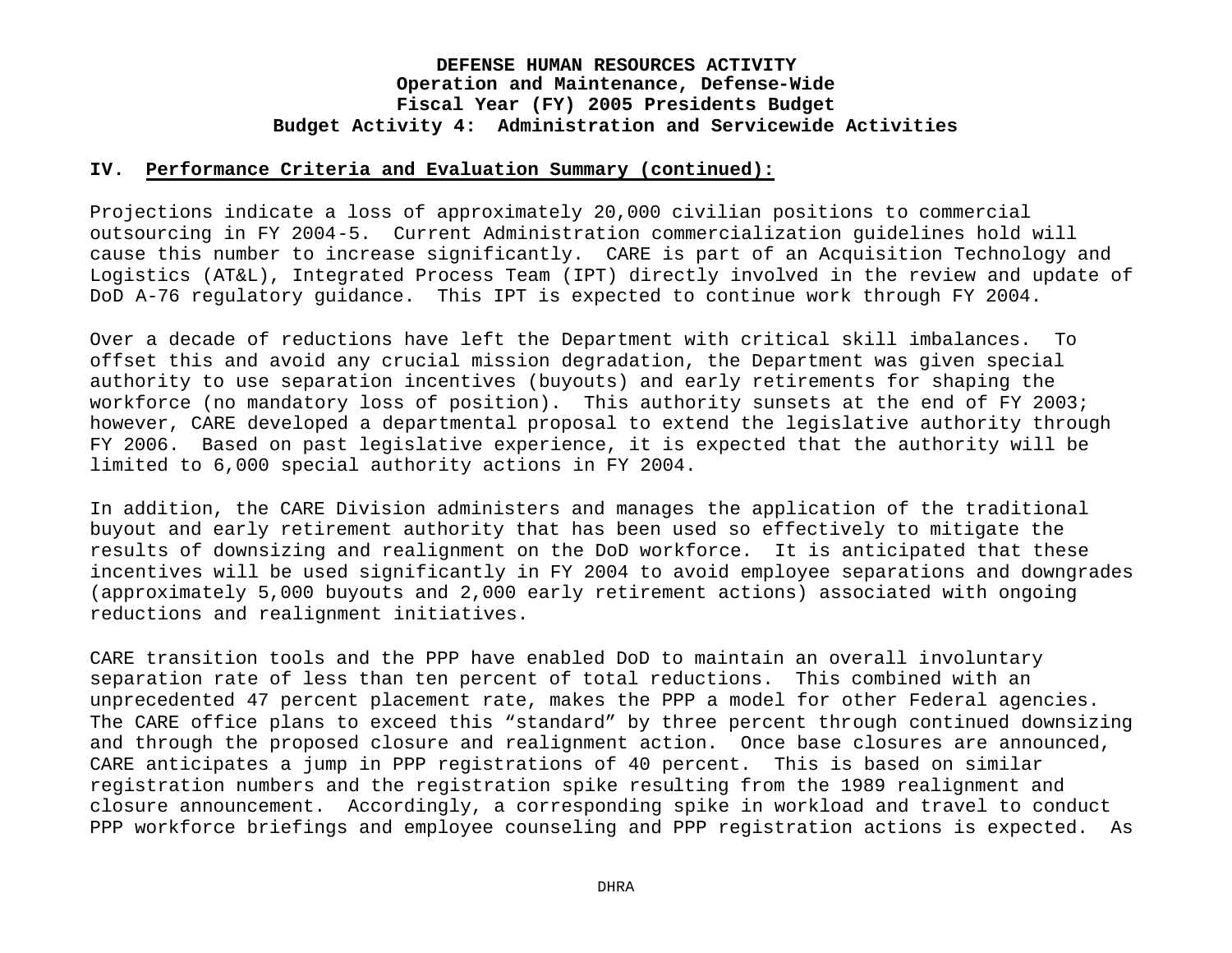**DEFENSE HUMAN RESOURCES ACTIVITY**
**Operation and Maintenance, Defense-Wide**
**Fiscal Year (FY) 2005 Presidents Budget**
**Budget Activity 4: Administration and Servicewide Activities**

## IV. Performance Criteria and Evaluation Summary (continued):

Projections indicate a loss of approximately 20,000 civilian positions to commercial outsourcing in FY 2004-5. Current Administration commercialization guidelines hold will cause this number to increase significantly. CARE is part of an Acquisition Technology and Logistics (AT&L), Integrated Process Team (IPT) directly involved in the review and update of DoD A-76 regulatory guidance. This IPT is expected to continue work through FY 2004.

Over a decade of reductions have left the Department with critical skill imbalances. To offset this and avoid any crucial mission degradation, the Department was given special authority to use separation incentives (buyouts) and early retirements for shaping the workforce (no mandatory loss of position). This authority sunsets at the end of FY 2003; however, CARE developed a departmental proposal to extend the legislative authority through FY 2006. Based on past legislative experience, it is expected that the authority will be limited to 6,000 special authority actions in FY 2004.

In addition, the CARE Division administers and manages the application of the traditional buyout and early retirement authority that has been used so effectively to mitigate the results of downsizing and realignment on the DoD workforce. It is anticipated that these incentives will be used significantly in FY 2004 to avoid employee separations and downgrades (approximately 5,000 buyouts and 2,000 early retirement actions) associated with ongoing reductions and realignment initiatives.

CARE transition tools and the PPP have enabled DoD to maintain an overall involuntary separation rate of less than ten percent of total reductions. This combined with an unprecedented 47 percent placement rate, makes the PPP a model for other Federal agencies. The CARE office plans to exceed this "standard" by three percent through continued downsizing and through the proposed closure and realignment action. Once base closures are announced, CARE anticipates a jump in PPP registrations of 40 percent. This is based on similar registration numbers and the registration spike resulting from the 1989 realignment and closure announcement. Accordingly, a corresponding spike in workload and travel to conduct PPP workforce briefings and employee counseling and PPP registration actions is expected. As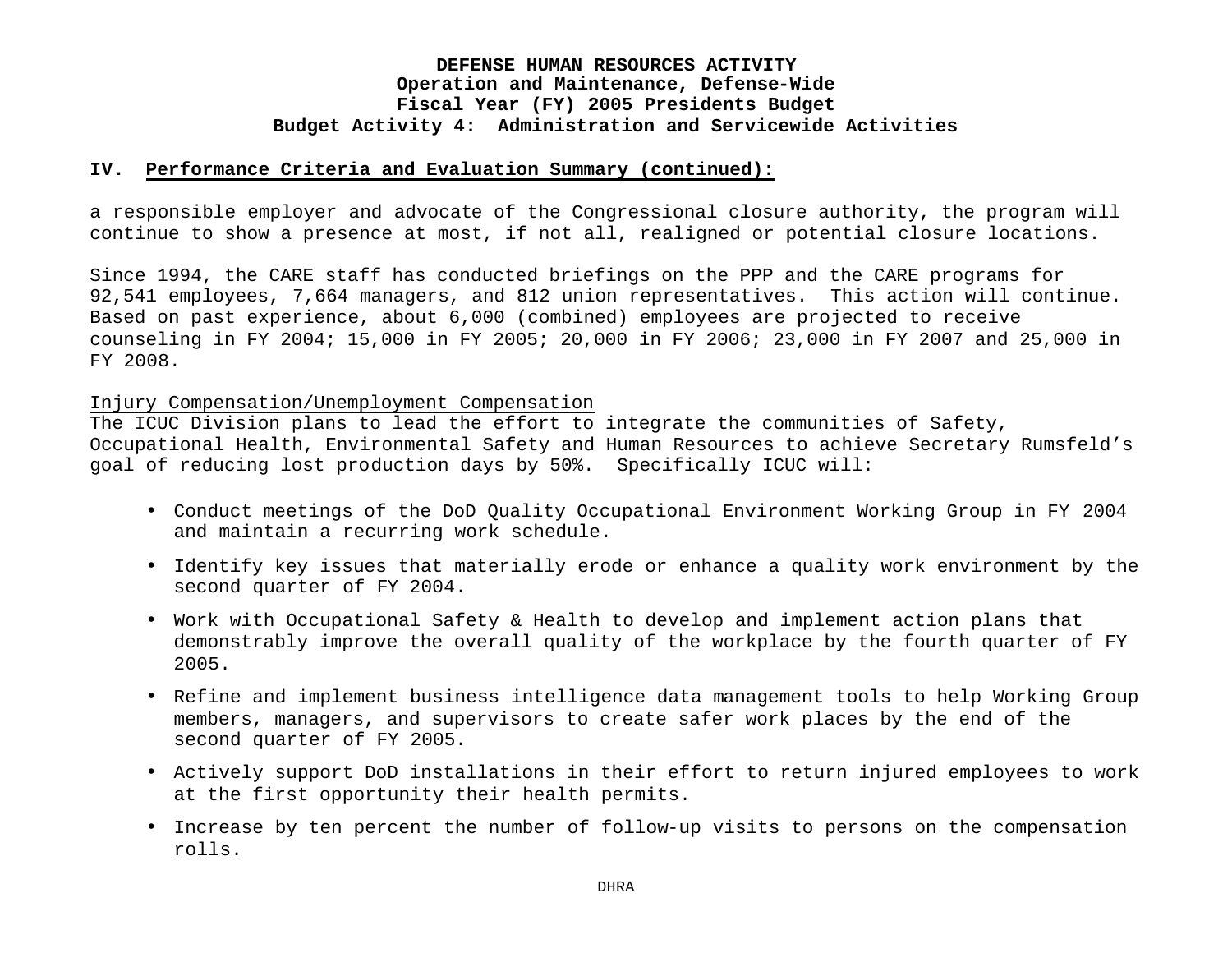**IV. Performance Criteria and Evaluation Summary (continued):**

a responsible employer and advocate of the Congressional closure authority, the program will continue to show a presence at most, if not all, realigned or potential closure locations.

Since 1994, the CARE staff has conducted briefings on the PPP and the CARE programs for 92,541 employees, 7,664 managers, and 812 union representatives. This action will continue. Based on past experience, about 6,000 (combined) employees are projected to receive counseling in FY 2004; 15,000 in FY 2005; 20,000 in FY 2006; 23,000 in FY 2007 and 25,000 in FY 2008.

Injury Compensation/Unemployment Compensation

The ICUC Division plans to lead the effort to integrate the communities of Safety, Occupational Health, Environmental Safety and Human Resources to achieve Secretary Rumsfeld's goal of reducing lost production days by 50%. Specifically ICUC will:

- Conduct meetings of the DoD Quality Occupational Environment Working Group in FY 2004 and maintain a recurring work schedule.
- Identify key issues that materially erode or enhance a quality work environment by the second quarter of FY 2004.
- Work with Occupational Safety & Health to develop and implement action plans that demonstrably improve the overall quality of the workplace by the fourth quarter of FY 2005.
- Refine and implement business intelligence data management tools to help Working Group members, managers, and supervisors to create safer work places by the end of the second quarter of FY 2005.
- Actively support DoD installations in their effort to return injured employees to work at the first opportunity their health permits.
- Increase by ten percent the number of follow-up visits to persons on the compensation rolls.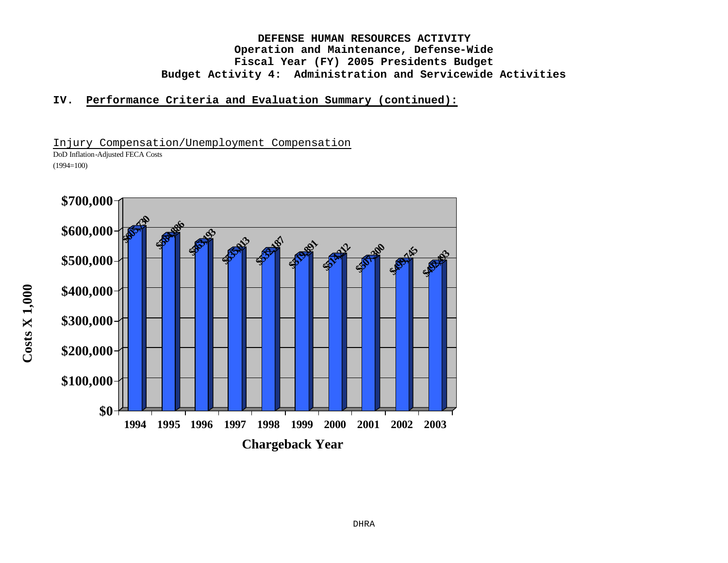**DEFENSE HUMAN RESOURCES ACTIVITY**
**Operation and Maintenance, Defense-Wide**
**Fiscal Year (FY) 2005 Presidents Budget**
**Budget Activity 4: Administration and Servicewide Activities**

**IV. Performance Criteria and Evaluation Summary (continued):**

Injury Compensation/Unemployment Compensation

DoD Inflation-Adjusted FECA Costs

(1994=100)

| Chargeback Year | Costs X 1,000 |
|---|---|
| 1994 | $605,730 |
| 1995 | $584,886 |
| 1996 | $563,193 |
| 1997 | $535,013 |
| 1998 | $532,187 |
| 1999 | $519,891 |
| 2000 | $514,212 |
| 2001 | $507,300 |
| 2002 | $499,745 |
| 2003 | $492,493 |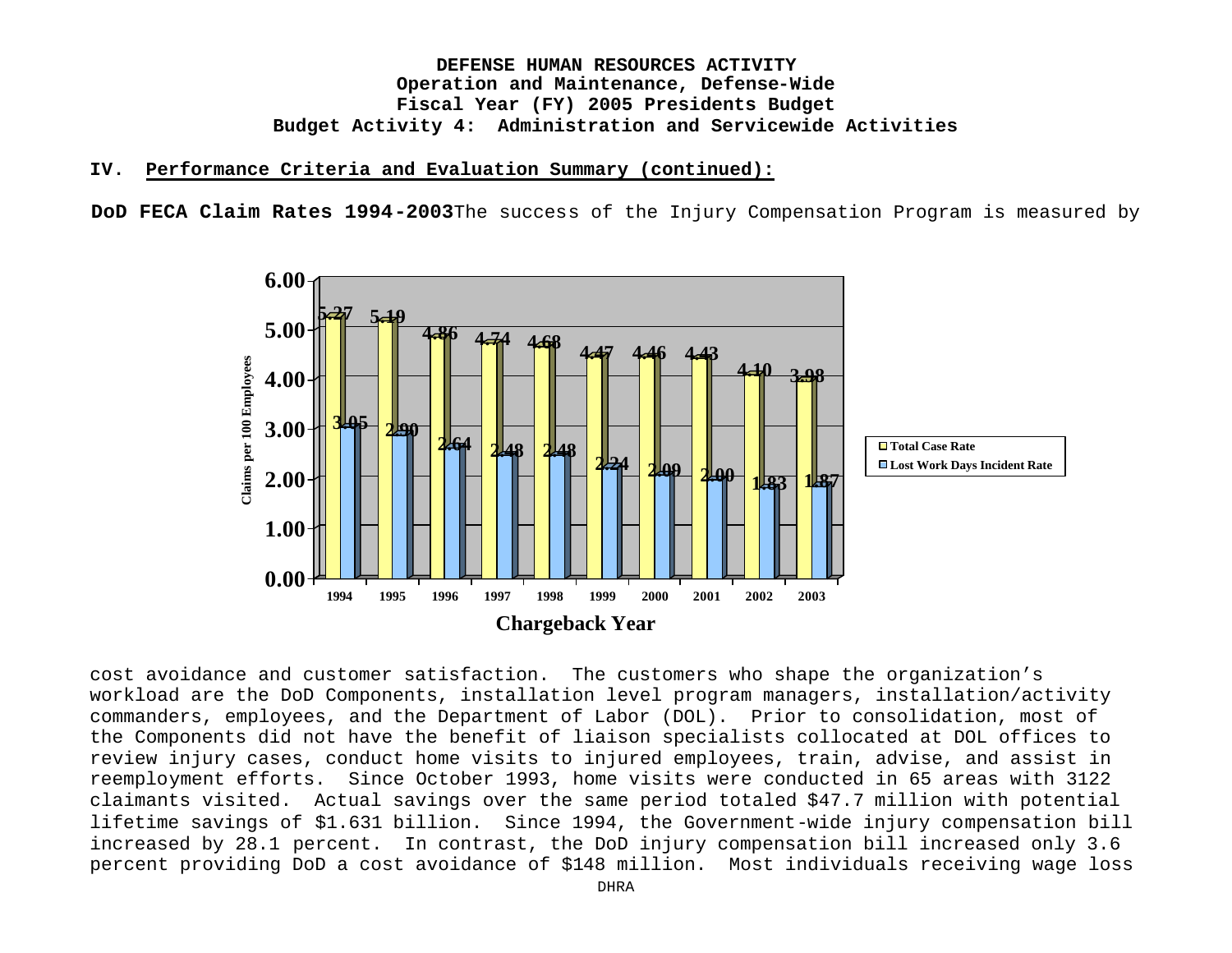**DEFENSE HUMAN RESOURCES ACTIVITY**
**Operation and Maintenance, Defense-Wide**
**Fiscal Year (FY) 2005 Presidents Budget**
**Budget Activity 4: Administration and Servicewide Activities**

**IV. Performance Criteria and Evaluation Summary (continued):**

**DoD FECA Claim Rates 1994-2003** The success of the Injury Compensation Program is measured by

| Chargeback Year | Total Case Rate | Lost Work Days Incident Rate |
|---|---|---|
| 1994 | 5.27 | 3.05 |
| 1995 | 5.19 | 2.90 |
| 1996 | 4.86 | 2.64 |
| 1997 | 4.74 | 2.48 |
| 1998 | 4.68 | 2.48 |
| 1999 | 4.47 | 2.24 |
| 2000 | 4.46 | 2.09 |
| 2001 | 4.43 | 2.00 |
| 2002 | 4.10 | 1.83 |
| 2003 | 3.98 | 1.87 |

Claims per 100 Employees

cost avoidance and customer satisfaction. The customers who shape the organization's workload are the DoD Components, installation level program managers, installation/activity commanders, employees, and the Department of Labor (DOL). Prior to consolidation, most of the Components did not have the benefit of liaison specialists collocated at DOL offices to review injury cases, conduct home visits to injured employees, train, advise, and assist in reemployment efforts. Since October 1993, home visits were conducted in 65 areas with 3122 claimants visited. Actual savings over the same period totaled $47.7 million with potential lifetime savings of $1.631 billion. Since 1994, the Government-wide injury compensation bill increased by 28.1 percent. In contrast, the DoD injury compensation bill increased only 3.6 percent providing DoD a cost avoidance of $148 million. Most individuals receiving wage loss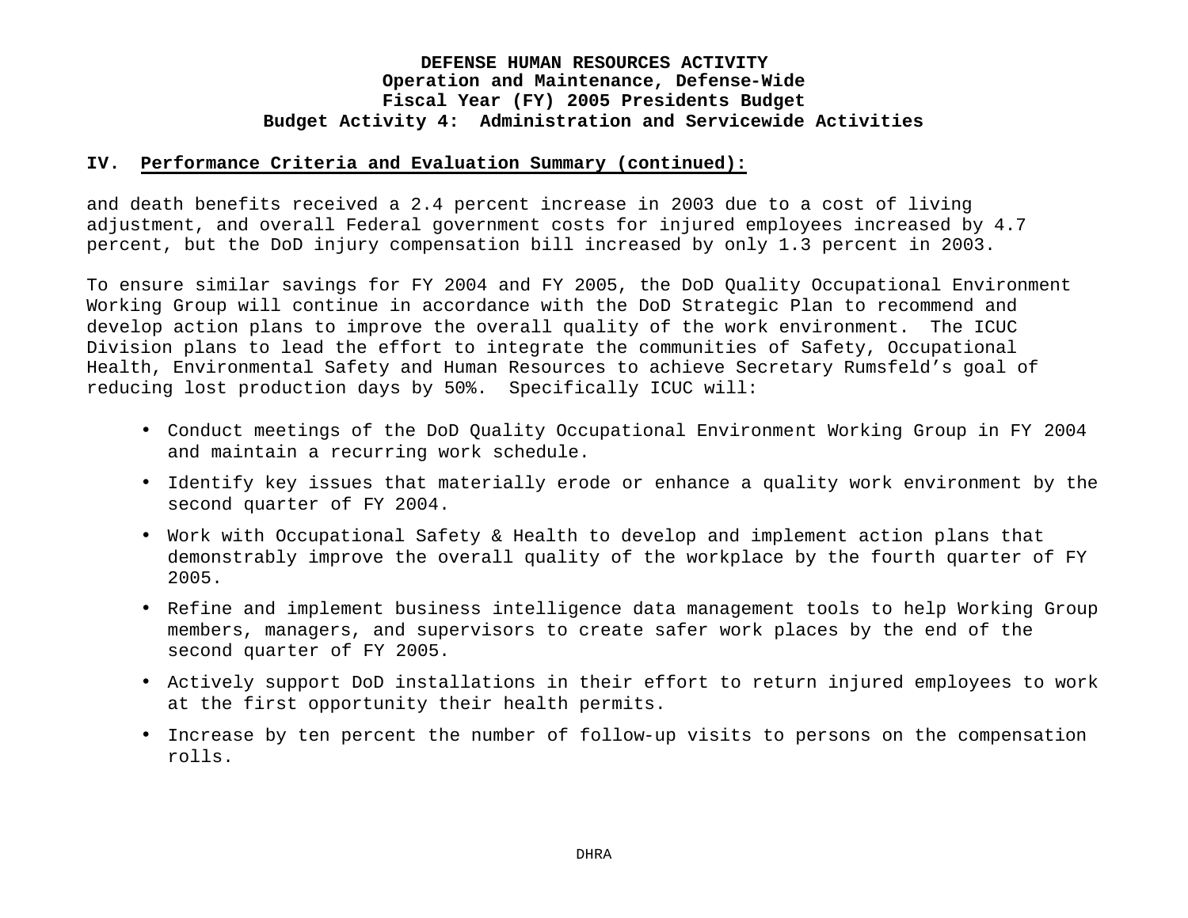**DEFENSE HUMAN RESOURCES ACTIVITY**
**Operation and Maintenance, Defense-Wide**
**Fiscal Year (FY) 2005 Presidents Budget**
**Budget Activity 4: Administration and Servicewide Activities**

## IV. Performance Criteria and Evaluation Summary (continued):

and death benefits received a 2.4 percent increase in 2003 due to a cost of living adjustment, and overall Federal government costs for injured employees increased by 4.7 percent, but the DoD injury compensation bill increased by only 1.3 percent in 2003.

To ensure similar savings for FY 2004 and FY 2005, the DoD Quality Occupational Environment Working Group will continue in accordance with the DoD Strategic Plan to recommend and develop action plans to improve the overall quality of the work environment. The ICUC Division plans to lead the effort to integrate the communities of Safety, Occupational Health, Environmental Safety and Human Resources to achieve Secretary Rumsfeld's goal of reducing lost production days by 50%. Specifically ICUC will:

- Conduct meetings of the DoD Quality Occupational Environment Working Group in FY 2004 and maintain a recurring work schedule.
- Identify key issues that materially erode or enhance a quality work environment by the second quarter of FY 2004.
- Work with Occupational Safety & Health to develop and implement action plans that demonstrably improve the overall quality of the workplace by the fourth quarter of FY 2005.
- Refine and implement business intelligence data management tools to help Working Group members, managers, and supervisors to create safer work places by the end of the second quarter of FY 2005.
- Actively support DoD installations in their effort to return injured employees to work at the first opportunity their health permits.
- Increase by ten percent the number of follow-up visits to persons on the compensation rolls.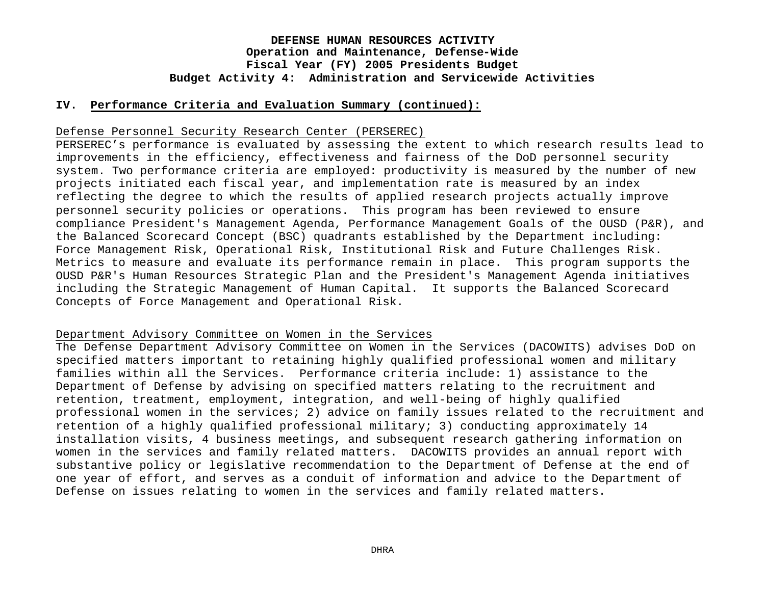**DEFENSE HUMAN RESOURCES ACTIVITY**
**Operation and Maintenance, Defense-Wide**
**Fiscal Year (FY) 2005 Presidents Budget**
**Budget Activity 4: Administration and Servicewide Activities**

## IV. Performance Criteria and Evaluation Summary (continued):

Defense Personnel Security Research Center (PERSEREC)

PERSEREC's performance is evaluated by assessing the extent to which research results lead to improvements in the efficiency, effectiveness and fairness of the DoD personnel security system. Two performance criteria are employed: productivity is measured by the number of new projects initiated each fiscal year, and implementation rate is measured by an index reflecting the degree to which the results of applied research projects actually improve personnel security policies or operations. This program has been reviewed to ensure compliance President's Management Agenda, Performance Management Goals of the OUSD (P&R), and the Balanced Scorecard Concept (BSC) quadrants established by the Department including: Force Management Risk, Operational Risk, Institutional Risk and Future Challenges Risk. Metrics to measure and evaluate its performance remain in place. This program supports the OUSD P&R's Human Resources Strategic Plan and the President's Management Agenda initiatives including the Strategic Management of Human Capital. It supports the Balanced Scorecard Concepts of Force Management and Operational Risk.

Department Advisory Committee on Women in the Services

The Defense Department Advisory Committee on Women in the Services (DACOWITS) advises DoD on specified matters important to retaining highly qualified professional women and military families within all the Services. Performance criteria include: 1) assistance to the Department of Defense by advising on specified matters relating to the recruitment and retention, treatment, employment, integration, and well-being of highly qualified professional women in the services; 2) advice on family issues related to the recruitment and retention of a highly qualified professional military; 3) conducting approximately 14 installation visits, 4 business meetings, and subsequent research gathering information on women in the services and family related matters. DACOWITS provides an annual report with substantive policy or legislative recommendation to the Department of Defense at the end of one year of effort, and serves as a conduit of information and advice to the Department of Defense on issues relating to women in the services and family related matters.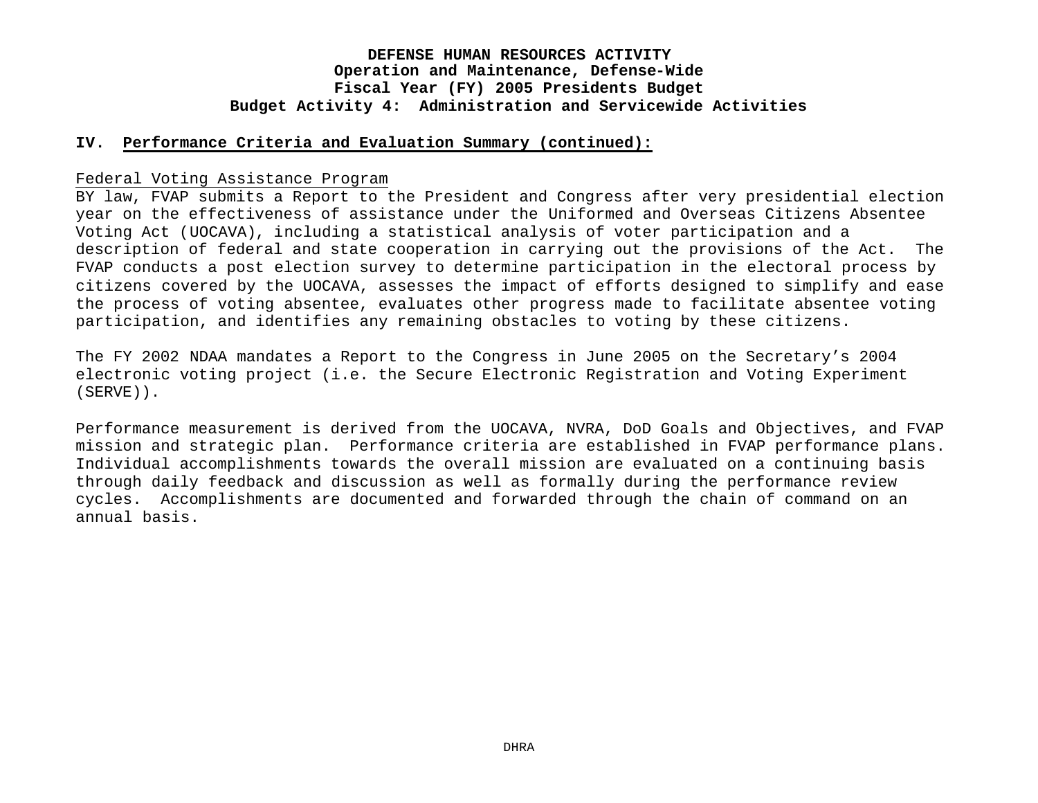**DEFENSE HUMAN RESOURCES ACTIVITY**
**Operation and Maintenance, Defense-Wide**
**Fiscal Year (FY) 2005 Presidents Budget**
**Budget Activity 4: Administration and Servicewide Activities**

## IV. Performance Criteria and Evaluation Summary (continued):

Federal Voting Assistance Program

BY law, FVAP submits a Report to the President and Congress after very presidential election year on the effectiveness of assistance under the Uniformed and Overseas Citizens Absentee Voting Act (UOCAVA), including a statistical analysis of voter participation and a description of federal and state cooperation in carrying out the provisions of the Act. The FVAP conducts a post election survey to determine participation in the electoral process by citizens covered by the UOCAVA, assesses the impact of efforts designed to simplify and ease the process of voting absentee, evaluates other progress made to facilitate absentee voting participation, and identifies any remaining obstacles to voting by these citizens.

The FY 2002 NDAA mandates a Report to the Congress in June 2005 on the Secretary's 2004 electronic voting project (i.e. the Secure Electronic Registration and Voting Experiment (SERVE)).

Performance measurement is derived from the UOCAVA, NVRA, DoD Goals and Objectives, and FVAP mission and strategic plan. Performance criteria are established in FVAP performance plans. Individual accomplishments towards the overall mission are evaluated on a continuing basis through daily feedback and discussion as well as formally during the performance review cycles. Accomplishments are documented and forwarded through the chain of command on an annual basis.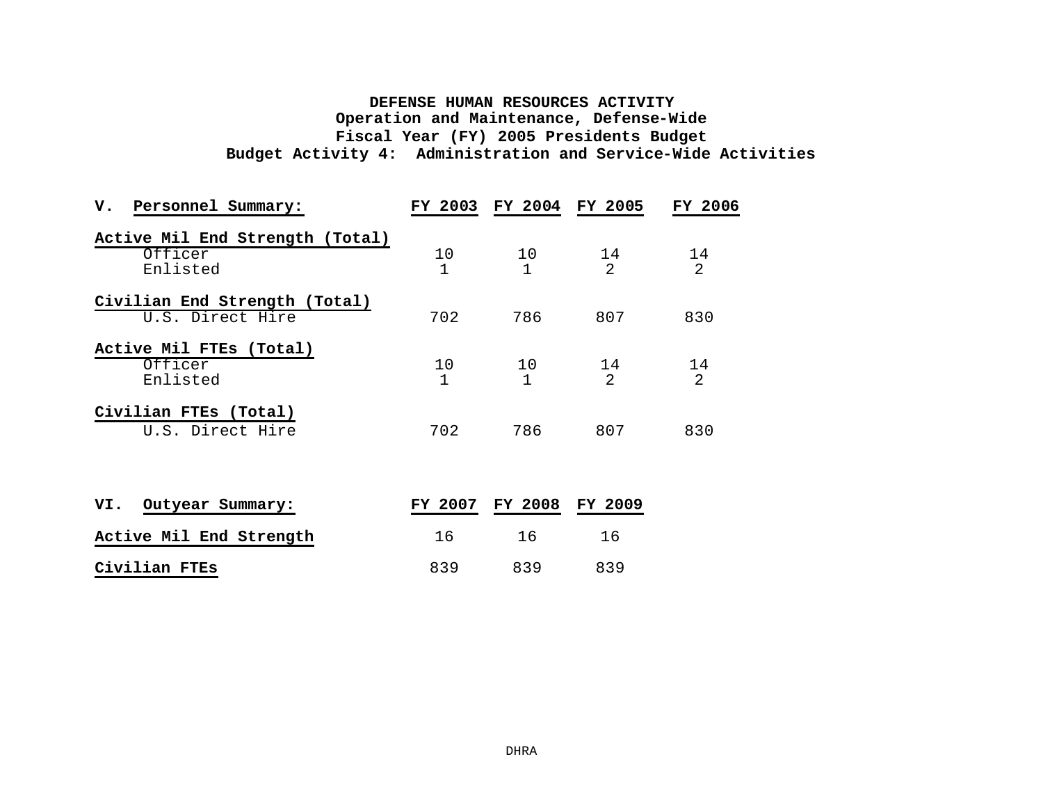**DEFENSE HUMAN RESOURCES ACTIVITY**
**Operation and Maintenance, Defense-Wide**
**Fiscal Year (FY) 2005 Presidents Budget**
**Budget Activity 4: Administration and Service-Wide Activities**

| V. Personnel Summary: | FY 2003 | FY 2004 | FY 2005 | FY 2006 |
|---|---|---|---|---|
| **Active Mil End Strength (Total)** | | | | |
| Officer | 10 | 10 | 14 | 14 |
| Enlisted | 1 | 1 | 2 | 2 |
| **Civilian End Strength (Total)** | | | | |
| U.S. Direct Hire | 702 | 786 | 807 | 830 |
| **Active Mil FTEs (Total)** | | | | |
| Officer | 10 | 10 | 14 | 14 |
| Enlisted | 1 | 1 | 2 | 2 |
| **Civilian FTEs (Total)** | | | | |
| U.S. Direct Hire | 702 | 786 | 807 | 830 |

| VI. Outyear Summary: | FY 2007 | FY 2008 | FY 2009 |
|---|---|---|---|
| **Active Mil End Strength** | 16 | 16 | 16 |
| **Civilian FTEs** | 839 | 839 | 839 |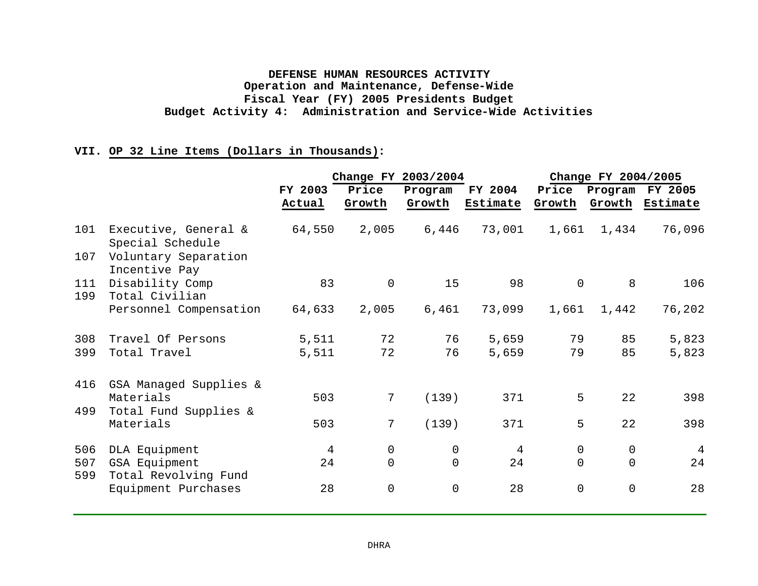**DEFENSE HUMAN RESOURCES ACTIVITY**
**Operation and Maintenance, Defense-Wide**
**Fiscal Year (FY) 2005 Presidents Budget**
**Budget Activity 4: Administration and Service-Wide Activities**

**VII. OP 32 Line Items (Dollars in Thousands):**

| | | | Change FY 2003/2004 | | | Change FY 2004/2005 | | |
|---|---|---|---|---|---|---|---|---|
| | | FY 2003 Actual | Price Growth | Program Growth | FY 2004 Estimate | Price Growth | Program Growth | FY 2005 Estimate |
| 101 | Executive, General & Special Schedule | 64,550 | 2,005 | 6,446 | 73,001 | 1,661 | 1,434 | 76,096 |
| 107 | Voluntary Separation Incentive Pay | | | | | | | |
| 111 | Disability Comp | 83 | 0 | 15 | 98 | 0 | 8 | 106 |
| 199 | Total Civilian Personnel Compensation | 64,633 | 2,005 | 6,461 | 73,099 | 1,661 | 1,442 | 76,202 |
| 308 | Travel Of Persons | 5,511 | 72 | 76 | 5,659 | 79 | 85 | 5,823 |
| 399 | Total Travel | 5,511 | 72 | 76 | 5,659 | 79 | 85 | 5,823 |
| 416 | GSA Managed Supplies & Materials | 503 | 7 | (139) | 371 | 5 | 22 | 398 |
| 499 | Total Fund Supplies & Materials | 503 | 7 | (139) | 371 | 5 | 22 | 398 |
| 506 | DLA Equipment | 4 | 0 | 0 | 4 | 0 | 0 | 4 |
| 507 | GSA Equipment | 24 | 0 | 0 | 24 | 0 | 0 | 24 |
| 599 | Total Revolving Fund Equipment Purchases | 28 | 0 | 0 | 28 | 0 | 0 | 28 |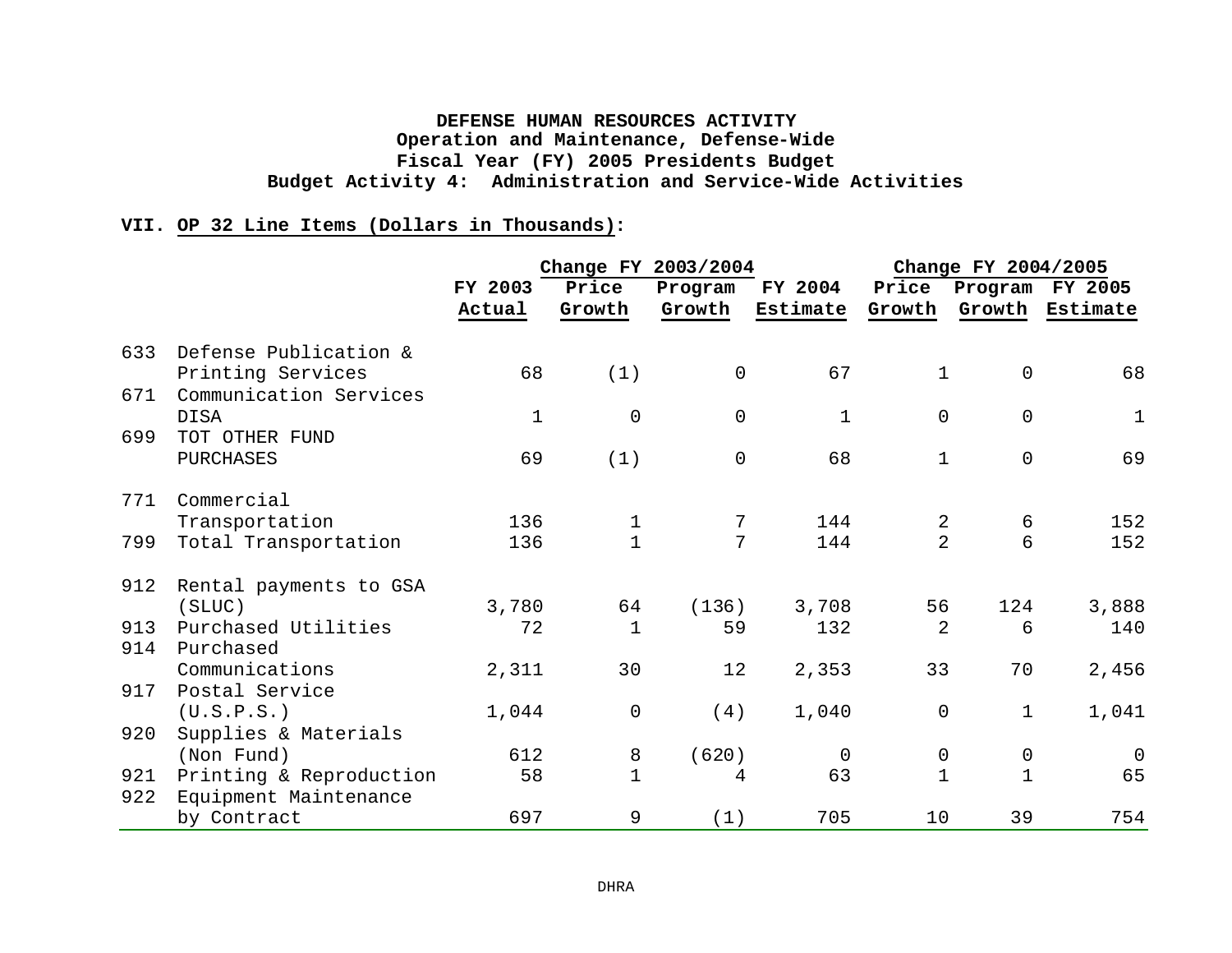**DEFENSE HUMAN RESOURCES ACTIVITY**
**Operation and Maintenance, Defense-Wide**
**Fiscal Year (FY) 2005 Presidents Budget**
**Budget Activity 4: Administration and Service-Wide Activities**

**VII. OP 32 Line Items (Dollars in Thousands):**

| | | | Change FY 2003/2004 | | | Change FY 2004/2005 | | |
|---|---|---|---|---|---|---|---|---|
| | | FY 2003 Actual | Price Growth | Program Growth | FY 2004 Estimate | Price Growth | Program Growth | FY 2005 Estimate |
| 633 | Defense Publication & Printing Services | 68 | (1) | 0 | 67 | 1 | 0 | 68 |
| 671 | Communication Services DISA | 1 | 0 | 0 | 1 | 0 | 0 | 1 |
| 699 | TOT OTHER FUND PURCHASES | 69 | (1) | 0 | 68 | 1 | 0 | 69 |
| 771 | Commercial Transportation | 136 | 1 | 7 | 144 | 2 | 6 | 152 |
| 799 | Total Transportation | 136 | 1 | 7 | 144 | 2 | 6 | 152 |
| 912 | Rental payments to GSA (SLUC) | 3,780 | 64 | (136) | 3,708 | 56 | 124 | 3,888 |
| 913 | Purchased Utilities | 72 | 1 | 59 | 132 | 2 | 6 | 140 |
| 914 | Purchased Communications | 2,311 | 30 | 12 | 2,353 | 33 | 70 | 2,456 |
| 917 | Postal Service (U.S.P.S.) | 1,044 | 0 | (4) | 1,040 | 0 | 1 | 1,041 |
| 920 | Supplies & Materials (Non Fund) | 612 | 8 | (620) | 0 | 0 | 0 | 0 |
| 921 | Printing & Reproduction | 58 | 1 | 4 | 63 | 1 | 1 | 65 |
| 922 | Equipment Maintenance by Contract | 697 | 9 | (1) | 705 | 10 | 39 | 754 |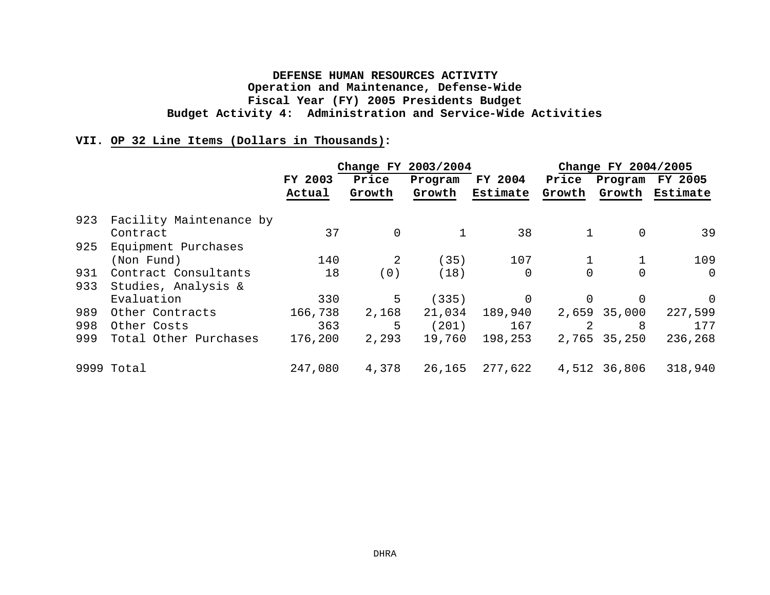**DEFENSE HUMAN RESOURCES ACTIVITY**
**Operation and Maintenance, Defense-Wide**
**Fiscal Year (FY) 2005 Presidents Budget**
**Budget Activity 4: Administration and Service-Wide Activities**

**VII. OP 32 Line Items (Dollars in Thousands):**

| | | | Change FY 2003/2004 | | | Change FY 2004/2005 | | |
|---|---|---|---|---|---|---|---|---|
| | | FY 2003 Actual | Price Growth | Program Growth | FY 2004 Estimate | Price Growth | Program Growth | FY 2005 Estimate |
| 923 | Facility Maintenance by Contract | 37 | 0 | 1 | 38 | 1 | 0 | 39 |
| 925 | Equipment Purchases (Non Fund) | 140 | 2 | (35) | 107 | 1 | 1 | 109 |
| 931 | Contract Consultants | 18 | (0) | (18) | 0 | 0 | 0 | 0 |
| 933 | Studies, Analysis & Evaluation | 330 | 5 | (335) | 0 | 0 | 0 | 0 |
| 989 | Other Contracts | 166,738 | 2,168 | 21,034 | 189,940 | 2,659 | 35,000 | 227,599 |
| 998 | Other Costs | 363 | 5 | (201) | 167 | 2 | 8 | 177 |
| 999 | Total Other Purchases | 176,200 | 2,293 | 19,760 | 198,253 | 2,765 | 35,250 | 236,268 |
| 9999 | Total | 247,080 | 4,378 | 26,165 | 277,622 | 4,512 | 36,806 | 318,940 |